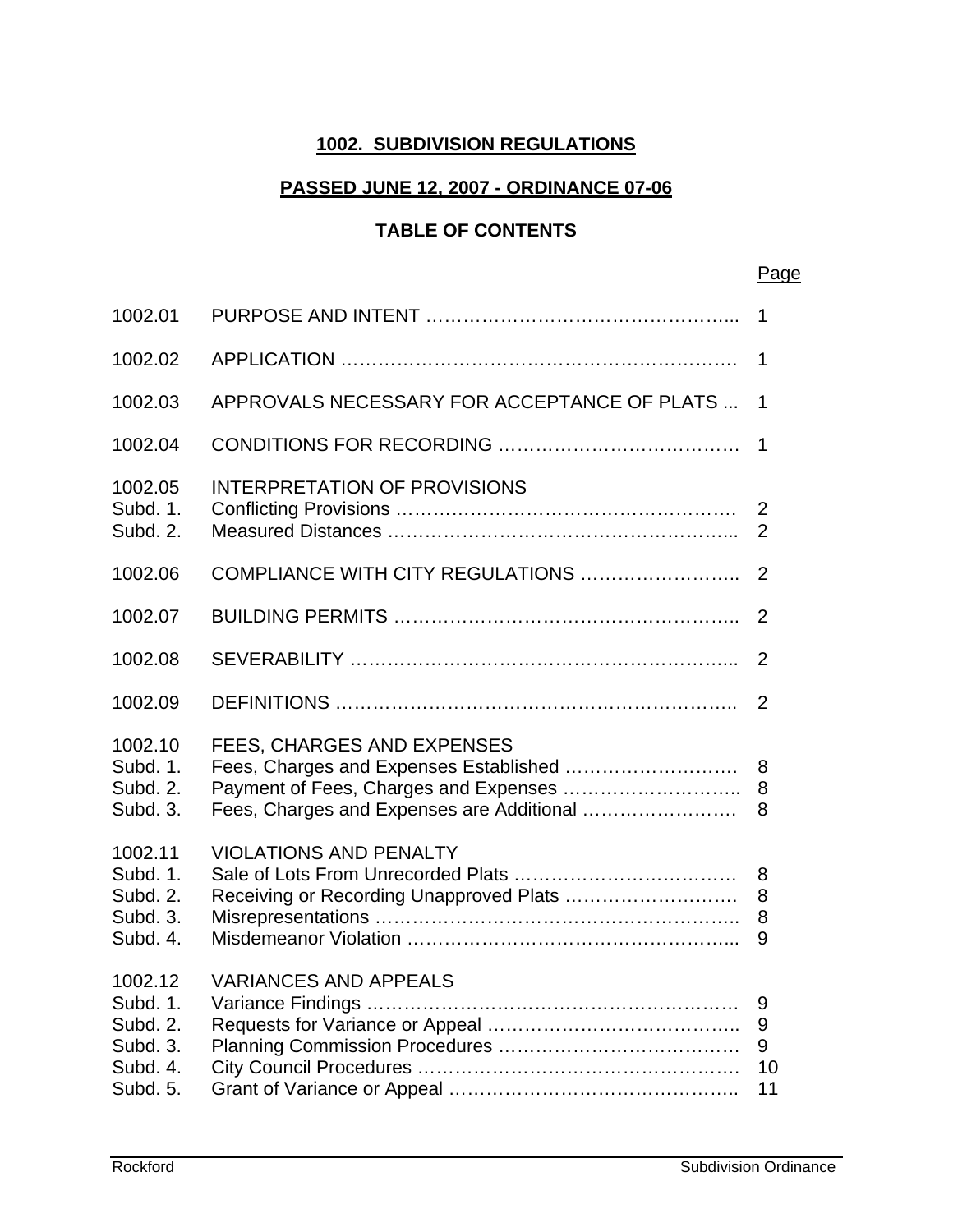# 1002. SUBDIVISION REGULATIONS

## PASSED JUNE 12, 2007 - ORDINANCE 07-06

## TABLE OF CONTENTS

| | | Page |
|---|---|---|
| 1002.01 | PURPOSE AND INTENT | 1 |
| 1002.02 | APPLICATION | 1 |
| 1002.03 | APPROVALS NECESSARY FOR ACCEPTANCE OF PLATS | 1 |
| 1002.04 | CONDITIONS FOR RECORDING | 1 |
| 1002.05 | INTERPRETATION OF PROVISIONS | |
| Subd. 1. | Conflicting Provisions | 2 |
| Subd. 2. | Measured Distances | 2 |
| 1002.06 | COMPLIANCE WITH CITY REGULATIONS | 2 |
| 1002.07 | BUILDING PERMITS | 2 |
| 1002.08 | SEVERABILITY | 2 |
| 1002.09 | DEFINITIONS | 2 |
| 1002.10 | FEES, CHARGES AND EXPENSES | |
| Subd. 1. | Fees, Charges and Expenses Established | 8 |
| Subd. 2. | Payment of Fees, Charges and Expenses | 8 |
| Subd. 3. | Fees, Charges and Expenses are Additional | 8 |
| 1002.11 | VIOLATIONS AND PENALTY | |
| Subd. 1. | Sale of Lots From Unrecorded Plats | 8 |
| Subd. 2. | Receiving or Recording Unapproved Plats | 8 |
| Subd. 3. | Misrepresentations | 8 |
| Subd. 4. | Misdemeanor Violation | 9 |
| 1002.12 | VARIANCES AND APPEALS | |
| Subd. 1. | Variance Findings | 9 |
| Subd. 2. | Requests for Variance or Appeal | 9 |
| Subd. 3. | Planning Commission Procedures | 9 |
| Subd. 4. | City Council Procedures | 10 |
| Subd. 5. | Grant of Variance or Appeal | 11 |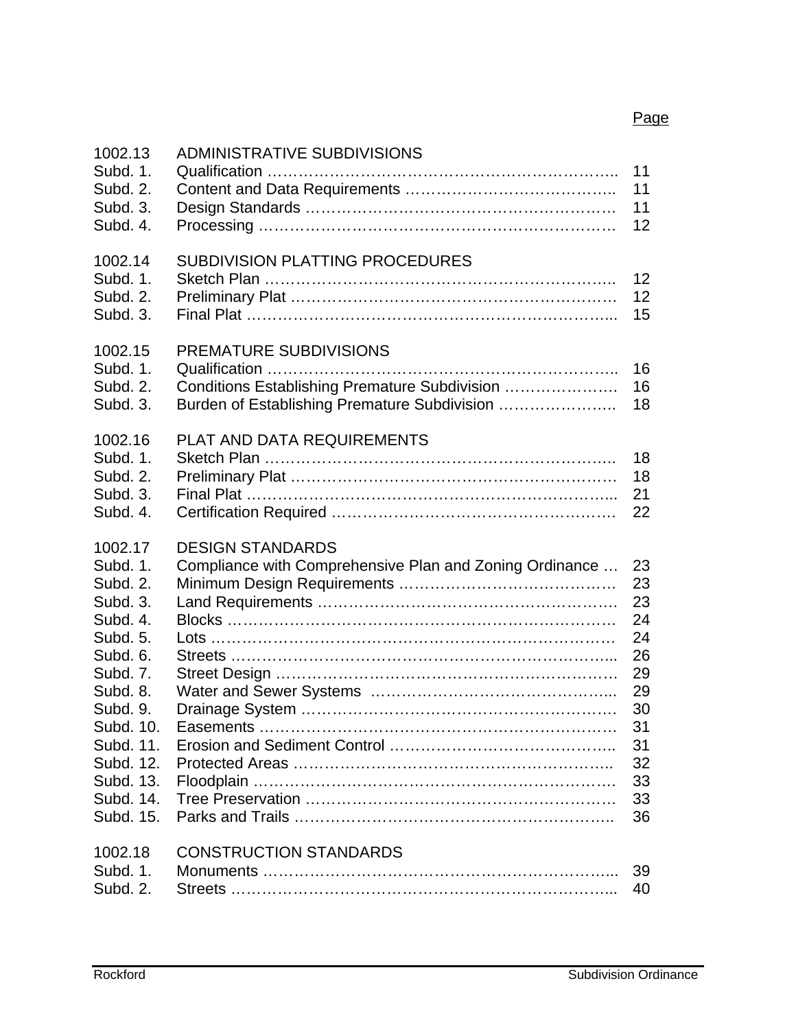| | | Page |
|---|---|---|
| 1002.13 | ADMINISTRATIVE SUBDIVISIONS | |
| Subd. 1. | Qualification | 11 |
| Subd. 2. | Content and Data Requirements | 11 |
| Subd. 3. | Design Standards | 11 |
| Subd. 4. | Processing | 12 |
| 1002.14 | SUBDIVISION PLATTING PROCEDURES | |
| Subd. 1. | Sketch Plan | 12 |
| Subd. 2. | Preliminary Plat | 12 |
| Subd. 3. | Final Plat | 15 |
| 1002.15 | PREMATURE SUBDIVISIONS | |
| Subd. 1. | Qualification | 16 |
| Subd. 2. | Conditions Establishing Premature Subdivision | 16 |
| Subd. 3. | Burden of Establishing Premature Subdivision | 18 |
| 1002.16 | PLAT AND DATA REQUIREMENTS | |
| Subd. 1. | Sketch Plan | 18 |
| Subd. 2. | Preliminary Plat | 18 |
| Subd. 3. | Final Plat | 21 |
| Subd. 4. | Certification Required | 22 |
| 1002.17 | DESIGN STANDARDS | |
| Subd. 1. | Compliance with Comprehensive Plan and Zoning Ordinance | 23 |
| Subd. 2. | Minimum Design Requirements | 23 |
| Subd. 3. | Land Requirements | 23 |
| Subd. 4. | Blocks | 24 |
| Subd. 5. | Lots | 24 |
| Subd. 6. | Streets | 26 |
| Subd. 7. | Street Design | 29 |
| Subd. 8. | Water and Sewer Systems | 29 |
| Subd. 9. | Drainage System | 30 |
| Subd. 10. | Easements | 31 |
| Subd. 11. | Erosion and Sediment Control | 31 |
| Subd. 12. | Protected Areas | 32 |
| Subd. 13. | Floodplain | 33 |
| Subd. 14. | Tree Preservation | 33 |
| Subd. 15. | Parks and Trails | 36 |
| 1002.18 | CONSTRUCTION STANDARDS | |
| Subd. 1. | Monuments | 39 |
| Subd. 2. | Streets | 40 |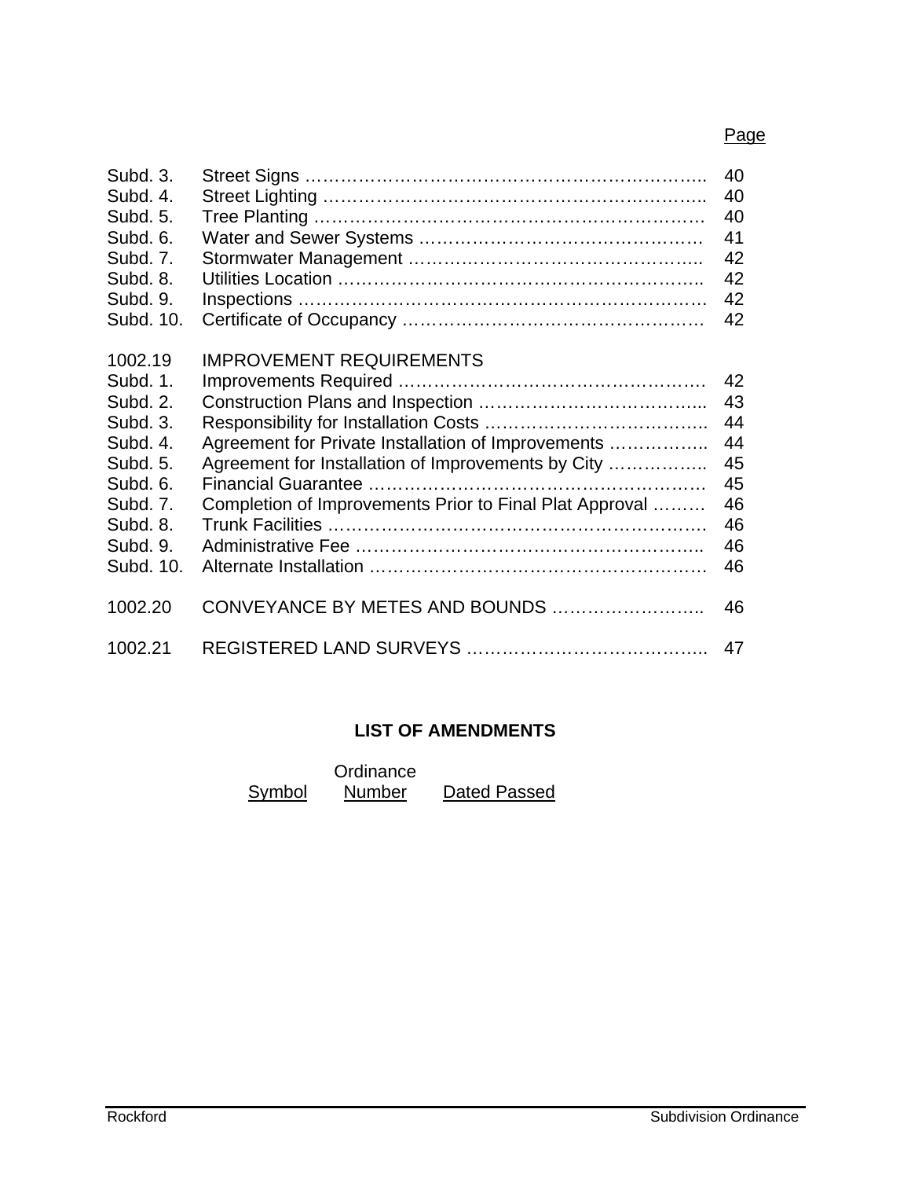| | | Page |
|---|---|---|
| Subd. 3. | Street Signs …………………………………………………………….. | 40 |
| Subd. 4. | Street Lighting ………………………………………………………….. | 40 |
| Subd. 5. | Tree Planting ……………………………………………………………. | 40 |
| Subd. 6. | Water and Sewer Systems ………………………………………… | 41 |
| Subd. 7. | Stormwater Management ………………………………………….. | 42 |
| Subd. 8. | Utilities Location ………………………………………………….. | 42 |
| Subd. 9. | Inspections …………………………………………………………… | 42 |
| Subd. 10. | Certificate of Occupancy …………………………………………… | 42 |
| 1002.19 | IMPROVEMENT REQUIREMENTS | |
| Subd. 1. | Improvements Required ……………………………………………. | 42 |
| Subd. 2. | Construction Plans and Inspection ……………………………….. | 43 |
| Subd. 3. | Responsibility for Installation Costs ……………………………….. | 44 |
| Subd. 4. | Agreement for Private Installation of Improvements …………….. | 44 |
| Subd. 5. | Agreement for Installation of Improvements by City …………….. | 45 |
| Subd. 6. | Financial Guarantee …………………………………………………. | 45 |
| Subd. 7. | Completion of Improvements Prior to Final Plat Approval ……… | 46 |
| Subd. 8. | Trunk Facilities ………………………………………………………. | 46 |
| Subd. 9. | Administrative Fee ………………………………………………….. | 46 |
| Subd. 10. | Alternate Installation ………………………………………………… | 46 |
| 1002.20 | CONVEYANCE BY METES AND BOUNDS …………………….. | 46 |
| 1002.21 | REGISTERED LAND SURVEYS ………………………………….. | 47 |

## LIST OF AMENDMENTS

| Symbol | Ordinance Number | Dated Passed |
|---|---|---|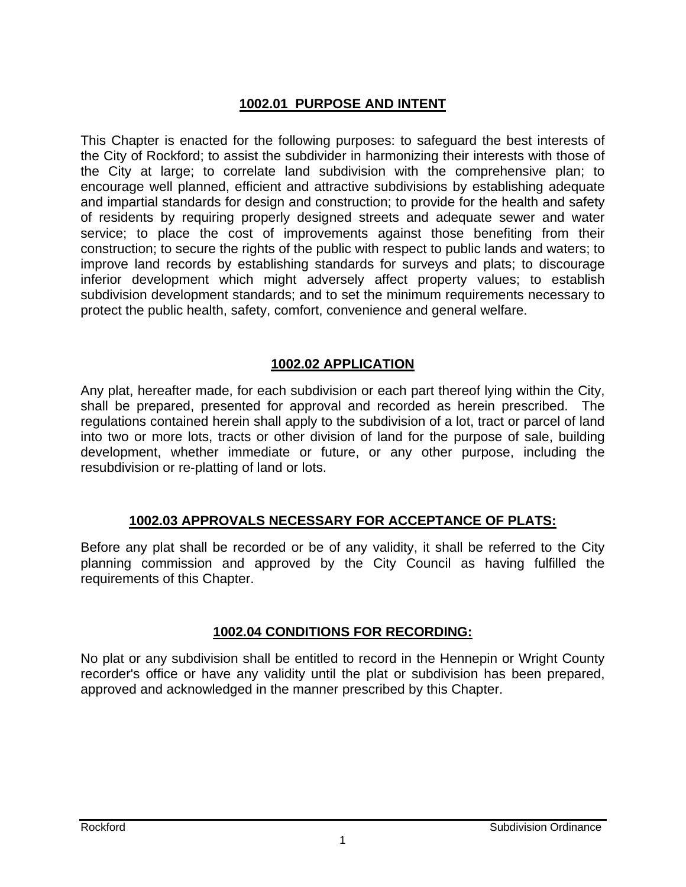## 1002.01 PURPOSE AND INTENT

This Chapter is enacted for the following purposes: to safeguard the best interests of the City of Rockford; to assist the subdivider in harmonizing their interests with those of the City at large; to correlate land subdivision with the comprehensive plan; to encourage well planned, efficient and attractive subdivisions by establishing adequate and impartial standards for design and construction; to provide for the health and safety of residents by requiring properly designed streets and adequate sewer and water service; to place the cost of improvements against those benefiting from their construction; to secure the rights of the public with respect to public lands and waters; to improve land records by establishing standards for surveys and plats; to discourage inferior development which might adversely affect property values; to establish subdivision development standards; and to set the minimum requirements necessary to protect the public health, safety, comfort, convenience and general welfare.

## 1002.02 APPLICATION

Any plat, hereafter made, for each subdivision or each part thereof lying within the City, shall be prepared, presented for approval and recorded as herein prescribed. The regulations contained herein shall apply to the subdivision of a lot, tract or parcel of land into two or more lots, tracts or other division of land for the purpose of sale, building development, whether immediate or future, or any other purpose, including the resubdivision or re-platting of land or lots.

## 1002.03 APPROVALS NECESSARY FOR ACCEPTANCE OF PLATS:

Before any plat shall be recorded or be of any validity, it shall be referred to the City planning commission and approved by the City Council as having fulfilled the requirements of this Chapter.

## 1002.04 CONDITIONS FOR RECORDING:

No plat or any subdivision shall be entitled to record in the Hennepin or Wright County recorder's office or have any validity until the plat or subdivision has been prepared, approved and acknowledged in the manner prescribed by this Chapter.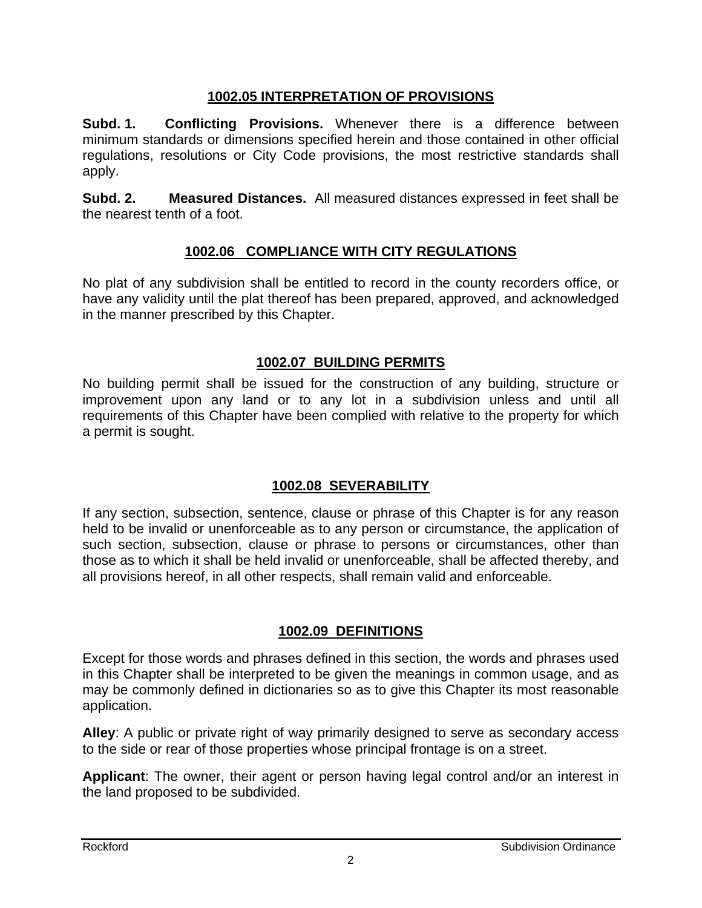## 1002.05 INTERPRETATION OF PROVISIONS

**Subd. 1. Conflicting Provisions.** Whenever there is a difference between minimum standards or dimensions specified herein and those contained in other official regulations, resolutions or City Code provisions, the most restrictive standards shall apply.

**Subd. 2. Measured Distances.** All measured distances expressed in feet shall be the nearest tenth of a foot.

## 1002.06 COMPLIANCE WITH CITY REGULATIONS

No plat of any subdivision shall be entitled to record in the county recorders office, or have any validity until the plat thereof has been prepared, approved, and acknowledged in the manner prescribed by this Chapter.

## 1002.07 BUILDING PERMITS

No building permit shall be issued for the construction of any building, structure or improvement upon any land or to any lot in a subdivision unless and until all requirements of this Chapter have been complied with relative to the property for which a permit is sought.

## 1002.08 SEVERABILITY

If any section, subsection, sentence, clause or phrase of this Chapter is for any reason held to be invalid or unenforceable as to any person or circumstance, the application of such section, subsection, clause or phrase to persons or circumstances, other than those as to which it shall be held invalid or unenforceable, shall be affected thereby, and all provisions hereof, in all other respects, shall remain valid and enforceable.

## 1002.09 DEFINITIONS

Except for those words and phrases defined in this section, the words and phrases used in this Chapter shall be interpreted to be given the meanings in common usage, and as may be commonly defined in dictionaries so as to give this Chapter its most reasonable application.

**Alley**: A public or private right of way primarily designed to serve as secondary access to the side or rear of those properties whose principal frontage is on a street.

**Applicant**: The owner, their agent or person having legal control and/or an interest in the land proposed to be subdivided.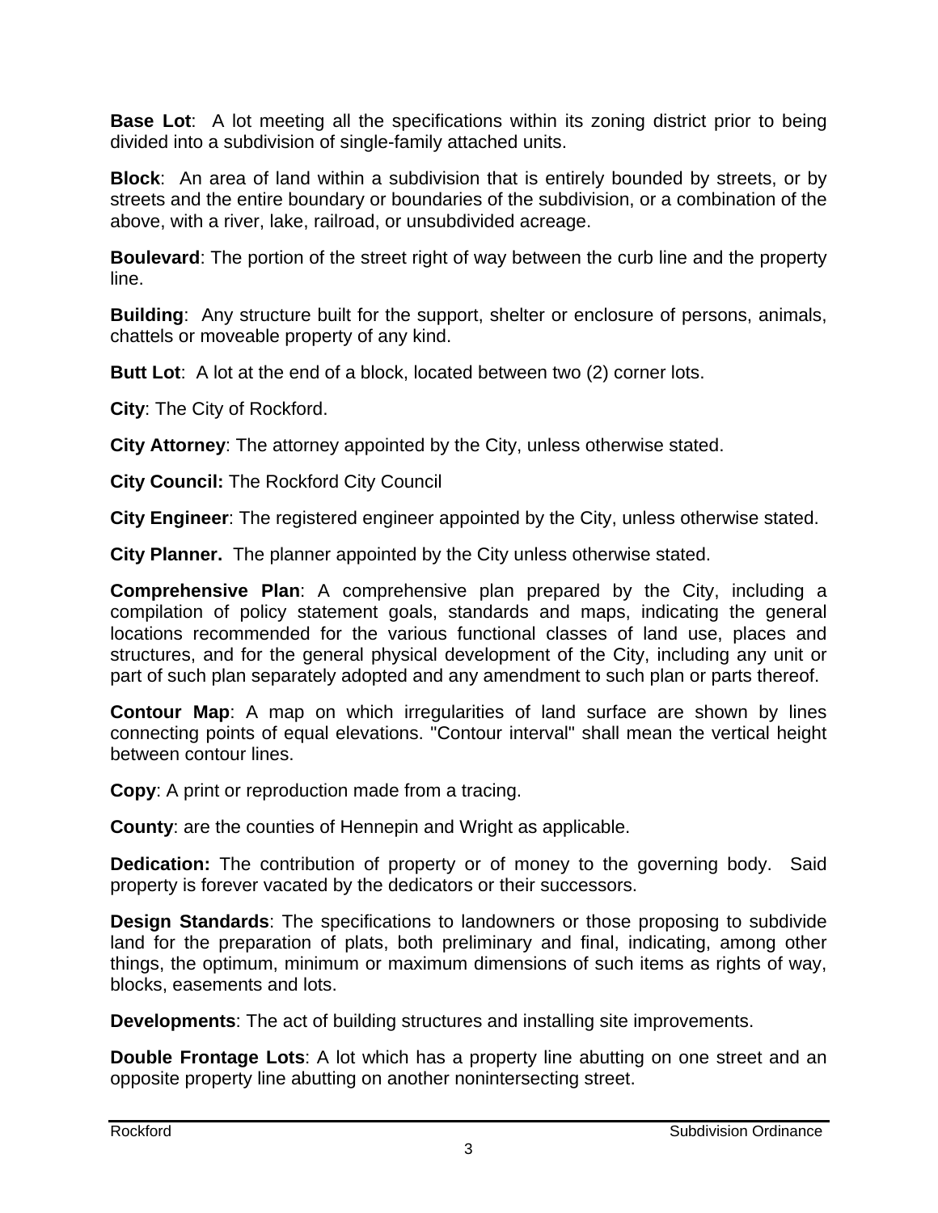**Base Lot**: A lot meeting all the specifications within its zoning district prior to being divided into a subdivision of single-family attached units.

**Block**: An area of land within a subdivision that is entirely bounded by streets, or by streets and the entire boundary or boundaries of the subdivision, or a combination of the above, with a river, lake, railroad, or unsubdivided acreage.

**Boulevard**: The portion of the street right of way between the curb line and the property line.

**Building**: Any structure built for the support, shelter or enclosure of persons, animals, chattels or moveable property of any kind.

**Butt Lot**: A lot at the end of a block, located between two (2) corner lots.

**City**: The City of Rockford.

**City Attorney**: The attorney appointed by the City, unless otherwise stated.

**City Council:** The Rockford City Council

**City Engineer**: The registered engineer appointed by the City, unless otherwise stated.

**City Planner.** The planner appointed by the City unless otherwise stated.

**Comprehensive Plan**: A comprehensive plan prepared by the City, including a compilation of policy statement goals, standards and maps, indicating the general locations recommended for the various functional classes of land use, places and structures, and for the general physical development of the City, including any unit or part of such plan separately adopted and any amendment to such plan or parts thereof.

**Contour Map**: A map on which irregularities of land surface are shown by lines connecting points of equal elevations. "Contour interval" shall mean the vertical height between contour lines.

**Copy**: A print or reproduction made from a tracing.

**County**: are the counties of Hennepin and Wright as applicable.

**Dedication:** The contribution of property or of money to the governing body. Said property is forever vacated by the dedicators or their successors.

**Design Standards**: The specifications to landowners or those proposing to subdivide land for the preparation of plats, both preliminary and final, indicating, among other things, the optimum, minimum or maximum dimensions of such items as rights of way, blocks, easements and lots.

**Developments**: The act of building structures and installing site improvements.

**Double Frontage Lots**: A lot which has a property line abutting on one street and an opposite property line abutting on another nonintersecting street.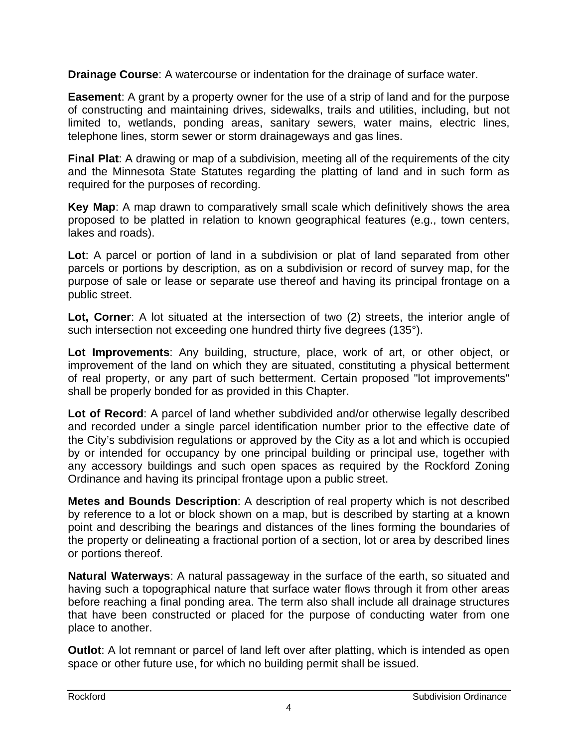**Drainage Course**: A watercourse or indentation for the drainage of surface water.

**Easement**: A grant by a property owner for the use of a strip of land and for the purpose of constructing and maintaining drives, sidewalks, trails and utilities, including, but not limited to, wetlands, ponding areas, sanitary sewers, water mains, electric lines, telephone lines, storm sewer or storm drainageways and gas lines.

**Final Plat**: A drawing or map of a subdivision, meeting all of the requirements of the city and the Minnesota State Statutes regarding the platting of land and in such form as required for the purposes of recording.

**Key Map**: A map drawn to comparatively small scale which definitively shows the area proposed to be platted in relation to known geographical features (e.g., town centers, lakes and roads).

**Lot**: A parcel or portion of land in a subdivision or plat of land separated from other parcels or portions by description, as on a subdivision or record of survey map, for the purpose of sale or lease or separate use thereof and having its principal frontage on a public street.

**Lot, Corner**: A lot situated at the intersection of two (2) streets, the interior angle of such intersection not exceeding one hundred thirty five degrees (135°).

**Lot Improvements**: Any building, structure, place, work of art, or other object, or improvement of the land on which they are situated, constituting a physical betterment of real property, or any part of such betterment. Certain proposed "lot improvements" shall be properly bonded for as provided in this Chapter.

**Lot of Record**: A parcel of land whether subdivided and/or otherwise legally described and recorded under a single parcel identification number prior to the effective date of the City's subdivision regulations or approved by the City as a lot and which is occupied by or intended for occupancy by one principal building or principal use, together with any accessory buildings and such open spaces as required by the Rockford Zoning Ordinance and having its principal frontage upon a public street.

**Metes and Bounds Description**: A description of real property which is not described by reference to a lot or block shown on a map, but is described by starting at a known point and describing the bearings and distances of the lines forming the boundaries of the property or delineating a fractional portion of a section, lot or area by described lines or portions thereof.

**Natural Waterways**: A natural passageway in the surface of the earth, so situated and having such a topographical nature that surface water flows through it from other areas before reaching a final ponding area. The term also shall include all drainage structures that have been constructed or placed for the purpose of conducting water from one place to another.

**Outlot**: A lot remnant or parcel of land left over after platting, which is intended as open space or other future use, for which no building permit shall be issued.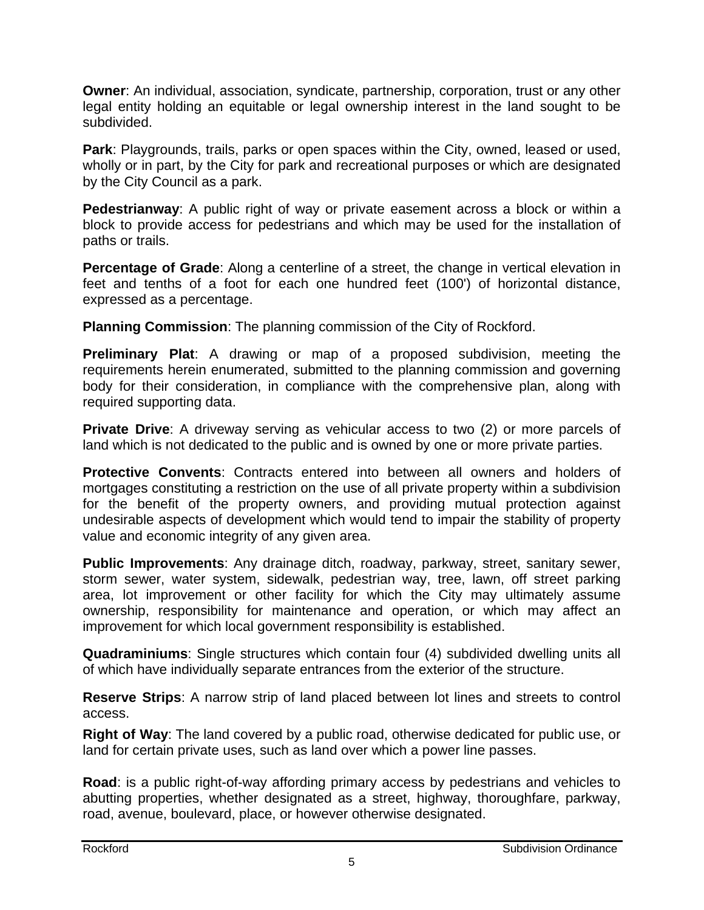**Owner**: An individual, association, syndicate, partnership, corporation, trust or any other legal entity holding an equitable or legal ownership interest in the land sought to be subdivided.

**Park**: Playgrounds, trails, parks or open spaces within the City, owned, leased or used, wholly or in part, by the City for park and recreational purposes or which are designated by the City Council as a park.

**Pedestrianway**: A public right of way or private easement across a block or within a block to provide access for pedestrians and which may be used for the installation of paths or trails.

**Percentage of Grade**: Along a centerline of a street, the change in vertical elevation in feet and tenths of a foot for each one hundred feet (100') of horizontal distance, expressed as a percentage.

**Planning Commission**: The planning commission of the City of Rockford.

**Preliminary Plat**: A drawing or map of a proposed subdivision, meeting the requirements herein enumerated, submitted to the planning commission and governing body for their consideration, in compliance with the comprehensive plan, along with required supporting data.

**Private Drive**: A driveway serving as vehicular access to two (2) or more parcels of land which is not dedicated to the public and is owned by one or more private parties.

**Protective Convents**: Contracts entered into between all owners and holders of mortgages constituting a restriction on the use of all private property within a subdivision for the benefit of the property owners, and providing mutual protection against undesirable aspects of development which would tend to impair the stability of property value and economic integrity of any given area.

**Public Improvements**: Any drainage ditch, roadway, parkway, street, sanitary sewer, storm sewer, water system, sidewalk, pedestrian way, tree, lawn, off street parking area, lot improvement or other facility for which the City may ultimately assume ownership, responsibility for maintenance and operation, or which may affect an improvement for which local government responsibility is established.

**Quadraminiums**: Single structures which contain four (4) subdivided dwelling units all of which have individually separate entrances from the exterior of the structure.

**Reserve Strips**: A narrow strip of land placed between lot lines and streets to control access.

**Right of Way**: The land covered by a public road, otherwise dedicated for public use, or land for certain private uses, such as land over which a power line passes.

**Road**: is a public right-of-way affording primary access by pedestrians and vehicles to abutting properties, whether designated as a street, highway, thoroughfare, parkway, road, avenue, boulevard, place, or however otherwise designated.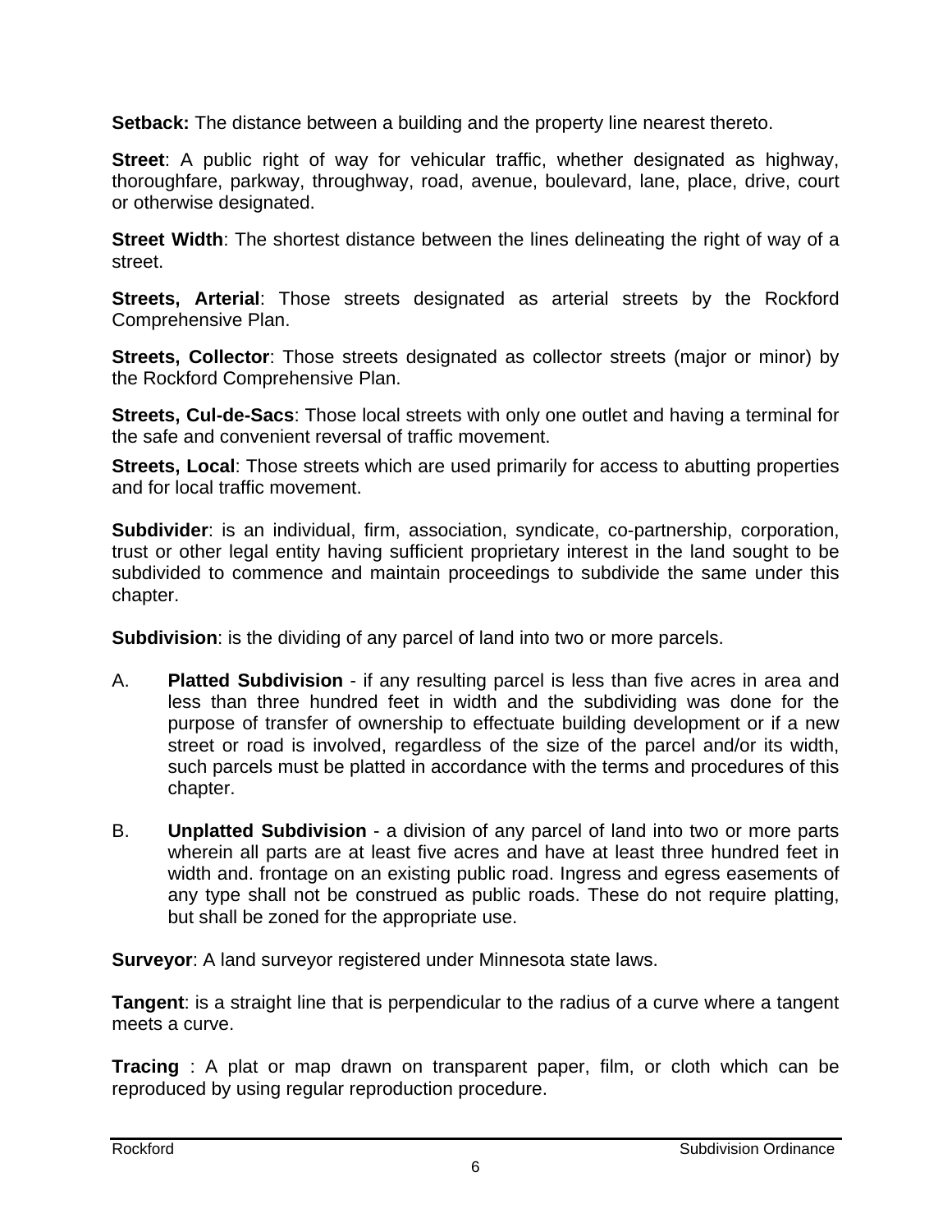**Setback:** The distance between a building and the property line nearest thereto.

**Street**: A public right of way for vehicular traffic, whether designated as highway, thoroughfare, parkway, throughway, road, avenue, boulevard, lane, place, drive, court or otherwise designated.

**Street Width**: The shortest distance between the lines delineating the right of way of a street.

**Streets, Arterial**: Those streets designated as arterial streets by the Rockford Comprehensive Plan.

**Streets, Collector**: Those streets designated as collector streets (major or minor) by the Rockford Comprehensive Plan.

**Streets, Cul-de-Sacs**: Those local streets with only one outlet and having a terminal for the safe and convenient reversal of traffic movement.

**Streets, Local**: Those streets which are used primarily for access to abutting properties and for local traffic movement.

**Subdivider**: is an individual, firm, association, syndicate, co-partnership, corporation, trust or other legal entity having sufficient proprietary interest in the land sought to be subdivided to commence and maintain proceedings to subdivide the same under this chapter.

**Subdivision**: is the dividing of any parcel of land into two or more parcels.

A. **Platted Subdivision** - if any resulting parcel is less than five acres in area and less than three hundred feet in width and the subdividing was done for the purpose of transfer of ownership to effectuate building development or if a new street or road is involved, regardless of the size of the parcel and/or its width, such parcels must be platted in accordance with the terms and procedures of this chapter.

B. **Unplatted Subdivision** - a division of any parcel of land into two or more parts wherein all parts are at least five acres and have at least three hundred feet in width and. frontage on an existing public road. Ingress and egress easements of any type shall not be construed as public roads. These do not require platting, but shall be zoned for the appropriate use.

**Surveyor**: A land surveyor registered under Minnesota state laws.

**Tangent**: is a straight line that is perpendicular to the radius of a curve where a tangent meets a curve.

**Tracing** : A plat or map drawn on transparent paper, film, or cloth which can be reproduced by using regular reproduction procedure.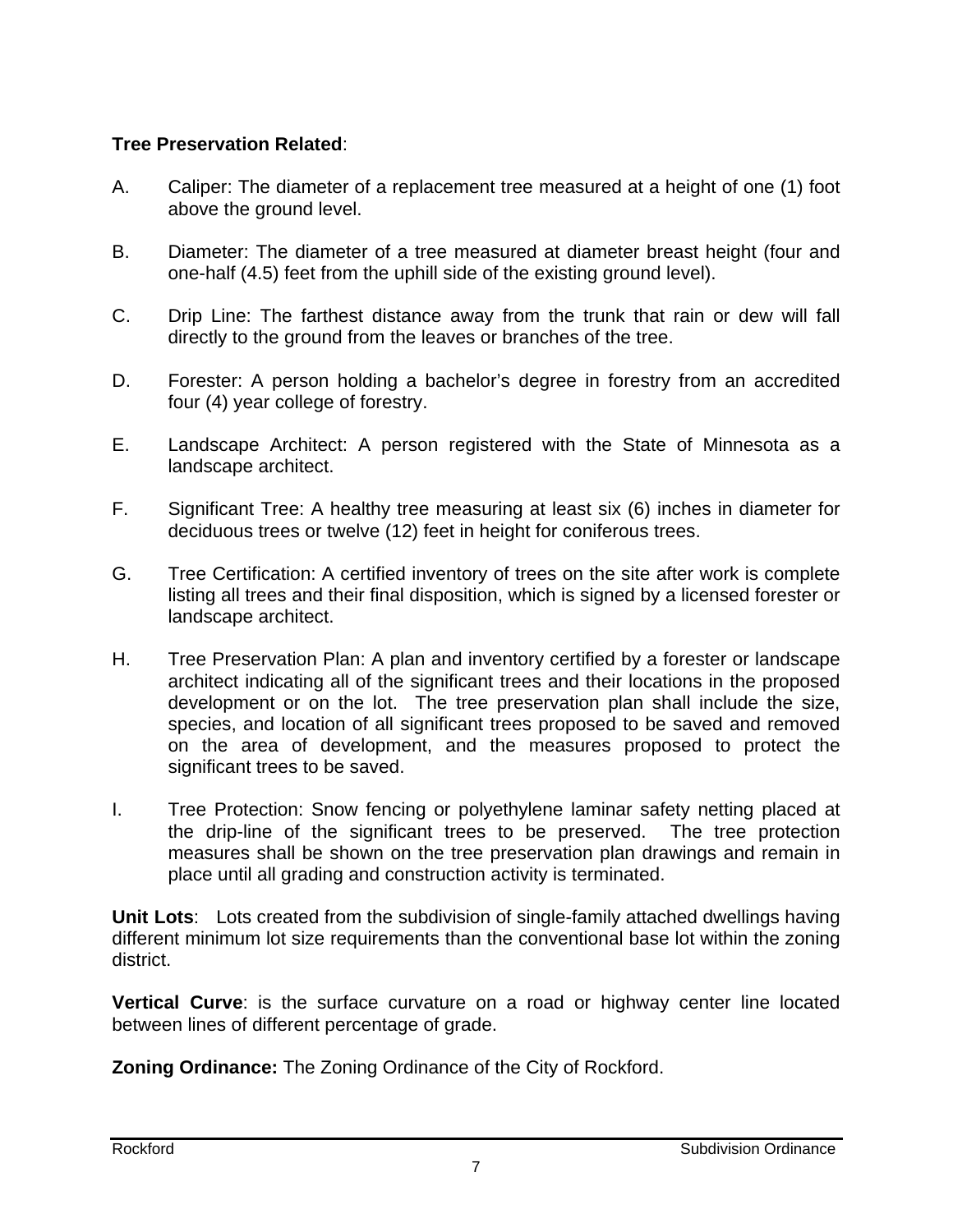**Tree Preservation Related**:

A. Caliper: The diameter of a replacement tree measured at a height of one (1) foot above the ground level.

B. Diameter: The diameter of a tree measured at diameter breast height (four and one-half (4.5) feet from the uphill side of the existing ground level).

C. Drip Line: The farthest distance away from the trunk that rain or dew will fall directly to the ground from the leaves or branches of the tree.

D. Forester: A person holding a bachelor's degree in forestry from an accredited four (4) year college of forestry.

E. Landscape Architect: A person registered with the State of Minnesota as a landscape architect.

F. Significant Tree: A healthy tree measuring at least six (6) inches in diameter for deciduous trees or twelve (12) feet in height for coniferous trees.

G. Tree Certification: A certified inventory of trees on the site after work is complete listing all trees and their final disposition, which is signed by a licensed forester or landscape architect.

H. Tree Preservation Plan: A plan and inventory certified by a forester or landscape architect indicating all of the significant trees and their locations in the proposed development or on the lot. The tree preservation plan shall include the size, species, and location of all significant trees proposed to be saved and removed on the area of development, and the measures proposed to protect the significant trees to be saved.

I. Tree Protection: Snow fencing or polyethylene laminar safety netting placed at the drip-line of the significant trees to be preserved. The tree protection measures shall be shown on the tree preservation plan drawings and remain in place until all grading and construction activity is terminated.

**Unit Lots**: Lots created from the subdivision of single-family attached dwellings having different minimum lot size requirements than the conventional base lot within the zoning district.

**Vertical Curve**: is the surface curvature on a road or highway center line located between lines of different percentage of grade.

**Zoning Ordinance:** The Zoning Ordinance of the City of Rockford.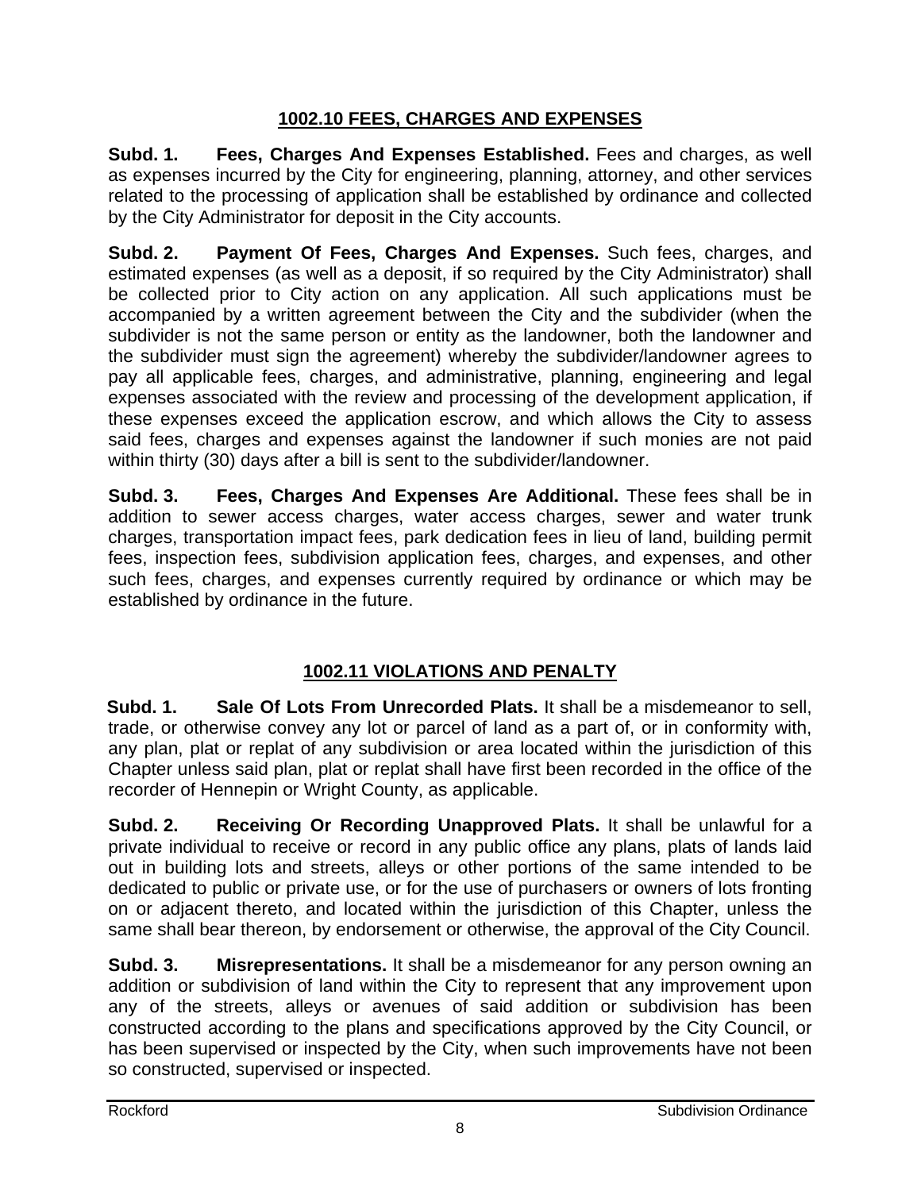## 1002.10 FEES, CHARGES AND EXPENSES

**Subd. 1. Fees, Charges And Expenses Established.** Fees and charges, as well as expenses incurred by the City for engineering, planning, attorney, and other services related to the processing of application shall be established by ordinance and collected by the City Administrator for deposit in the City accounts.

**Subd. 2. Payment Of Fees, Charges And Expenses.** Such fees, charges, and estimated expenses (as well as a deposit, if so required by the City Administrator) shall be collected prior to City action on any application. All such applications must be accompanied by a written agreement between the City and the subdivider (when the subdivider is not the same person or entity as the landowner, both the landowner and the subdivider must sign the agreement) whereby the subdivider/landowner agrees to pay all applicable fees, charges, and administrative, planning, engineering and legal expenses associated with the review and processing of the development application, if these expenses exceed the application escrow, and which allows the City to assess said fees, charges and expenses against the landowner if such monies are not paid within thirty (30) days after a bill is sent to the subdivider/landowner.

**Subd. 3. Fees, Charges And Expenses Are Additional.** These fees shall be in addition to sewer access charges, water access charges, sewer and water trunk charges, transportation impact fees, park dedication fees in lieu of land, building permit fees, inspection fees, subdivision application fees, charges, and expenses, and other such fees, charges, and expenses currently required by ordinance or which may be established by ordinance in the future.

## 1002.11 VIOLATIONS AND PENALTY

**Subd. 1. Sale Of Lots From Unrecorded Plats.** It shall be a misdemeanor to sell, trade, or otherwise convey any lot or parcel of land as a part of, or in conformity with, any plan, plat or replat of any subdivision or area located within the jurisdiction of this Chapter unless said plan, plat or replat shall have first been recorded in the office of the recorder of Hennepin or Wright County, as applicable.

**Subd. 2. Receiving Or Recording Unapproved Plats.** It shall be unlawful for a private individual to receive or record in any public office any plans, plats of lands laid out in building lots and streets, alleys or other portions of the same intended to be dedicated to public or private use, or for the use of purchasers or owners of lots fronting on or adjacent thereto, and located within the jurisdiction of this Chapter, unless the same shall bear thereon, by endorsement or otherwise, the approval of the City Council.

**Subd. 3. Misrepresentations.** It shall be a misdemeanor for any person owning an addition or subdivision of land within the City to represent that any improvement upon any of the streets, alleys or avenues of said addition or subdivision has been constructed according to the plans and specifications approved by the City Council, or has been supervised or inspected by the City, when such improvements have not been so constructed, supervised or inspected.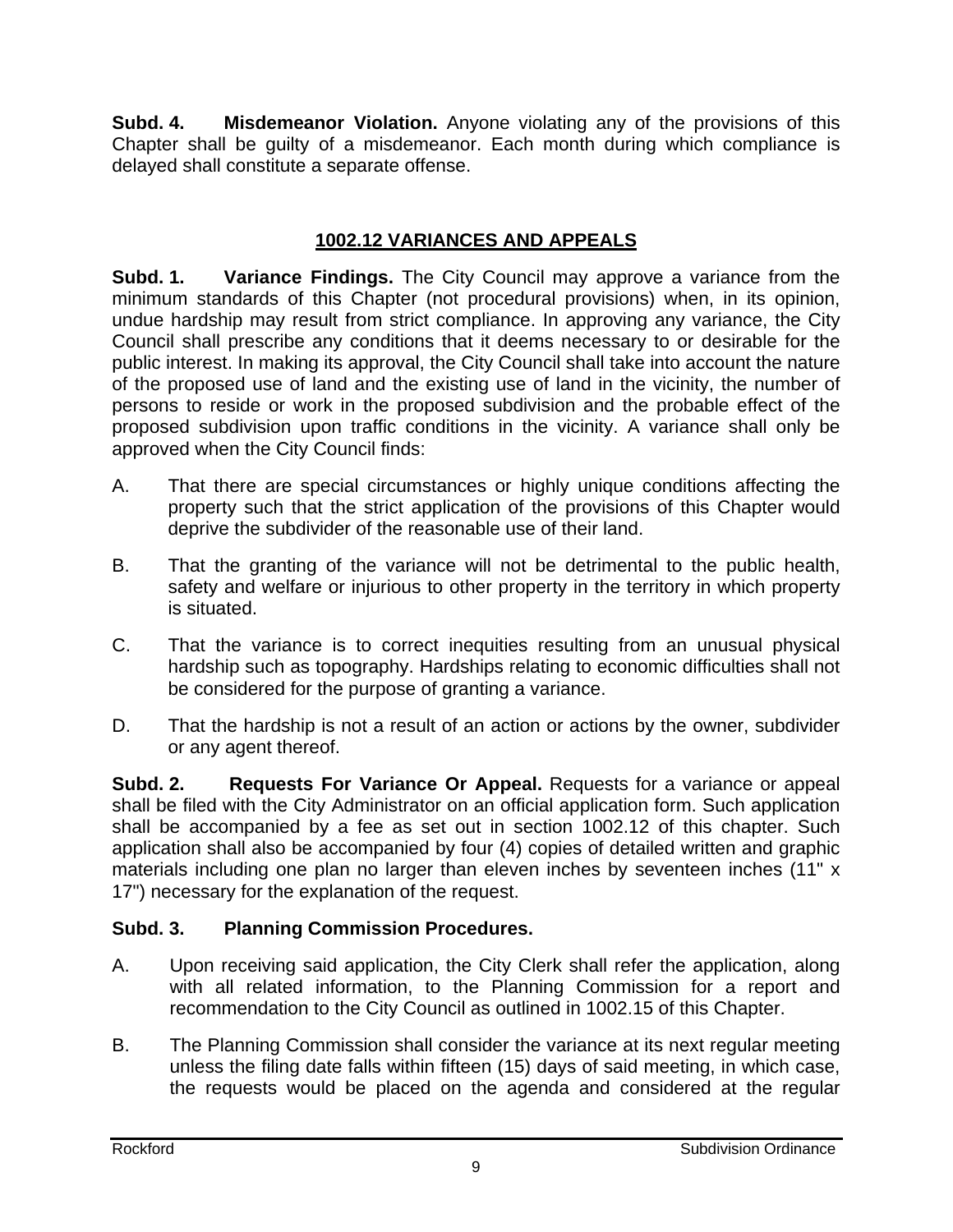**Subd. 4. Misdemeanor Violation.** Anyone violating any of the provisions of this Chapter shall be guilty of a misdemeanor. Each month during which compliance is delayed shall constitute a separate offense.

## 1002.12 VARIANCES AND APPEALS

**Subd. 1. Variance Findings.** The City Council may approve a variance from the minimum standards of this Chapter (not procedural provisions) when, in its opinion, undue hardship may result from strict compliance. In approving any variance, the City Council shall prescribe any conditions that it deems necessary to or desirable for the public interest. In making its approval, the City Council shall take into account the nature of the proposed use of land and the existing use of land in the vicinity, the number of persons to reside or work in the proposed subdivision and the probable effect of the proposed subdivision upon traffic conditions in the vicinity. A variance shall only be approved when the City Council finds:

A. That there are special circumstances or highly unique conditions affecting the property such that the strict application of the provisions of this Chapter would deprive the subdivider of the reasonable use of their land.

B. That the granting of the variance will not be detrimental to the public health, safety and welfare or injurious to other property in the territory in which property is situated.

C. That the variance is to correct inequities resulting from an unusual physical hardship such as topography. Hardships relating to economic difficulties shall not be considered for the purpose of granting a variance.

D. That the hardship is not a result of an action or actions by the owner, subdivider or any agent thereof.

**Subd. 2. Requests For Variance Or Appeal.** Requests for a variance or appeal shall be filed with the City Administrator on an official application form. Such application shall be accompanied by a fee as set out in section 1002.12 of this chapter. Such application shall also be accompanied by four (4) copies of detailed written and graphic materials including one plan no larger than eleven inches by seventeen inches (11" x 17") necessary for the explanation of the request.

**Subd. 3. Planning Commission Procedures.**

A. Upon receiving said application, the City Clerk shall refer the application, along with all related information, to the Planning Commission for a report and recommendation to the City Council as outlined in 1002.15 of this Chapter.

B. The Planning Commission shall consider the variance at its next regular meeting unless the filing date falls within fifteen (15) days of said meeting, in which case, the requests would be placed on the agenda and considered at the regular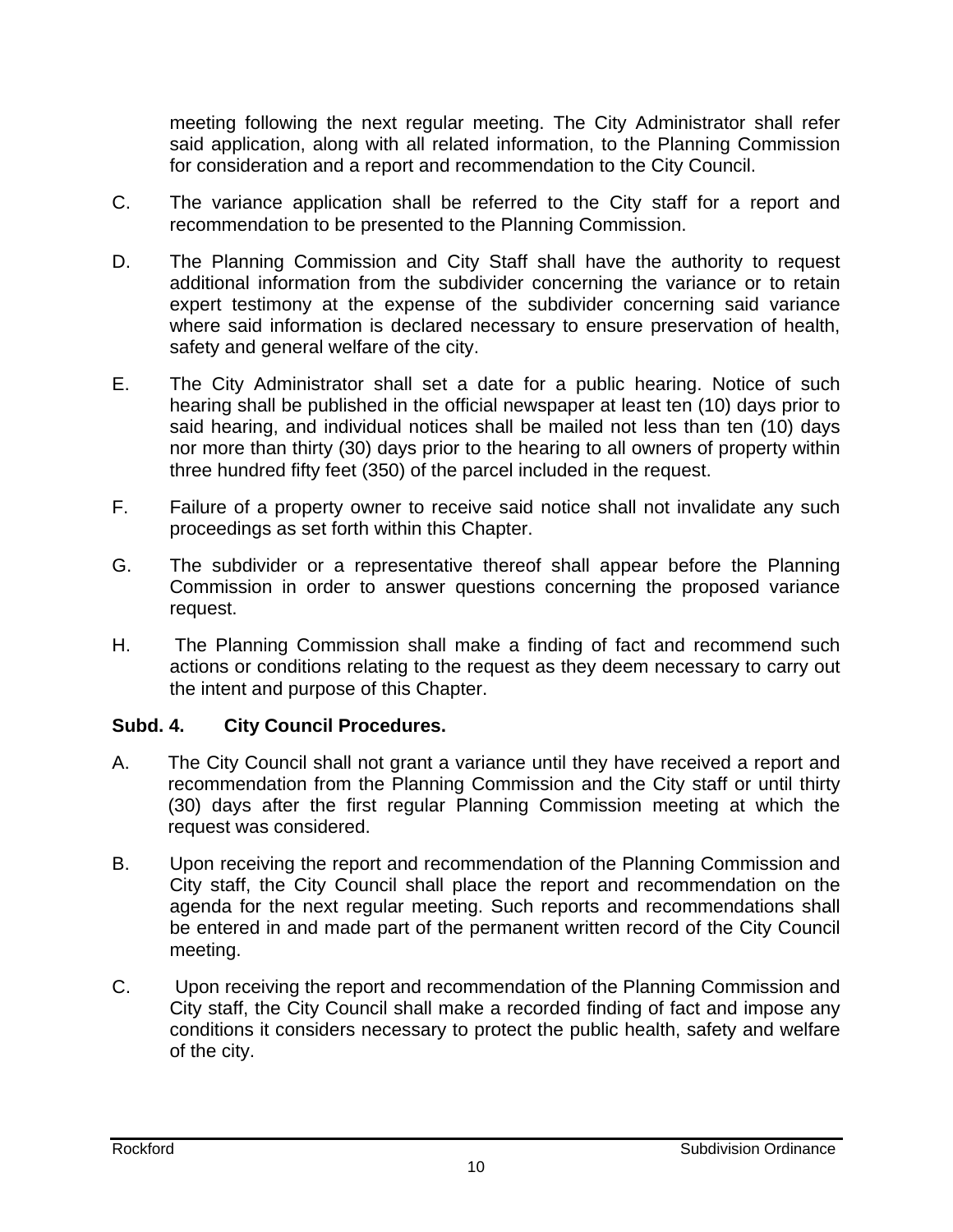meeting following the next regular meeting. The City Administrator shall refer said application, along with all related information, to the Planning Commission for consideration and a report and recommendation to the City Council.

C. The variance application shall be referred to the City staff for a report and recommendation to be presented to the Planning Commission.

D. The Planning Commission and City Staff shall have the authority to request additional information from the subdivider concerning the variance or to retain expert testimony at the expense of the subdivider concerning said variance where said information is declared necessary to ensure preservation of health, safety and general welfare of the city.

E. The City Administrator shall set a date for a public hearing. Notice of such hearing shall be published in the official newspaper at least ten (10) days prior to said hearing, and individual notices shall be mailed not less than ten (10) days nor more than thirty (30) days prior to the hearing to all owners of property within three hundred fifty feet (350) of the parcel included in the request.

F. Failure of a property owner to receive said notice shall not invalidate any such proceedings as set forth within this Chapter.

G. The subdivider or a representative thereof shall appear before the Planning Commission in order to answer questions concerning the proposed variance request.

H. The Planning Commission shall make a finding of fact and recommend such actions or conditions relating to the request as they deem necessary to carry out the intent and purpose of this Chapter.

**Subd. 4. City Council Procedures.**

A. The City Council shall not grant a variance until they have received a report and recommendation from the Planning Commission and the City staff or until thirty (30) days after the first regular Planning Commission meeting at which the request was considered.

B. Upon receiving the report and recommendation of the Planning Commission and City staff, the City Council shall place the report and recommendation on the agenda for the next regular meeting. Such reports and recommendations shall be entered in and made part of the permanent written record of the City Council meeting.

C. Upon receiving the report and recommendation of the Planning Commission and City staff, the City Council shall make a recorded finding of fact and impose any conditions it considers necessary to protect the public health, safety and welfare of the city.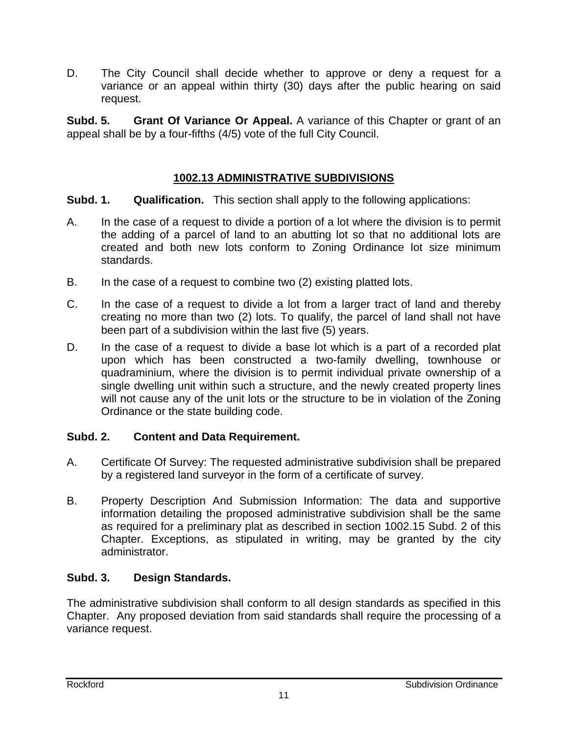D. The City Council shall decide whether to approve or deny a request for a variance or an appeal within thirty (30) days after the public hearing on said request.

**Subd. 5. Grant Of Variance Or Appeal.** A variance of this Chapter or grant of an appeal shall be by a four-fifths (4/5) vote of the full City Council.

## 1002.13 ADMINISTRATIVE SUBDIVISIONS

**Subd. 1. Qualification.** This section shall apply to the following applications:

A. In the case of a request to divide a portion of a lot where the division is to permit the adding of a parcel of land to an abutting lot so that no additional lots are created and both new lots conform to Zoning Ordinance lot size minimum standards.

B. In the case of a request to combine two (2) existing platted lots.

C. In the case of a request to divide a lot from a larger tract of land and thereby creating no more than two (2) lots. To qualify, the parcel of land shall not have been part of a subdivision within the last five (5) years.

D. In the case of a request to divide a base lot which is a part of a recorded plat upon which has been constructed a two-family dwelling, townhouse or quadraminium, where the division is to permit individual private ownership of a single dwelling unit within such a structure, and the newly created property lines will not cause any of the unit lots or the structure to be in violation of the Zoning Ordinance or the state building code.

**Subd. 2. Content and Data Requirement.**

A. Certificate Of Survey: The requested administrative subdivision shall be prepared by a registered land surveyor in the form of a certificate of survey.

B. Property Description And Submission Information: The data and supportive information detailing the proposed administrative subdivision shall be the same as required for a preliminary plat as described in section 1002.15 Subd. 2 of this Chapter. Exceptions, as stipulated in writing, may be granted by the city administrator.

**Subd. 3. Design Standards.**

The administrative subdivision shall conform to all design standards as specified in this Chapter. Any proposed deviation from said standards shall require the processing of a variance request.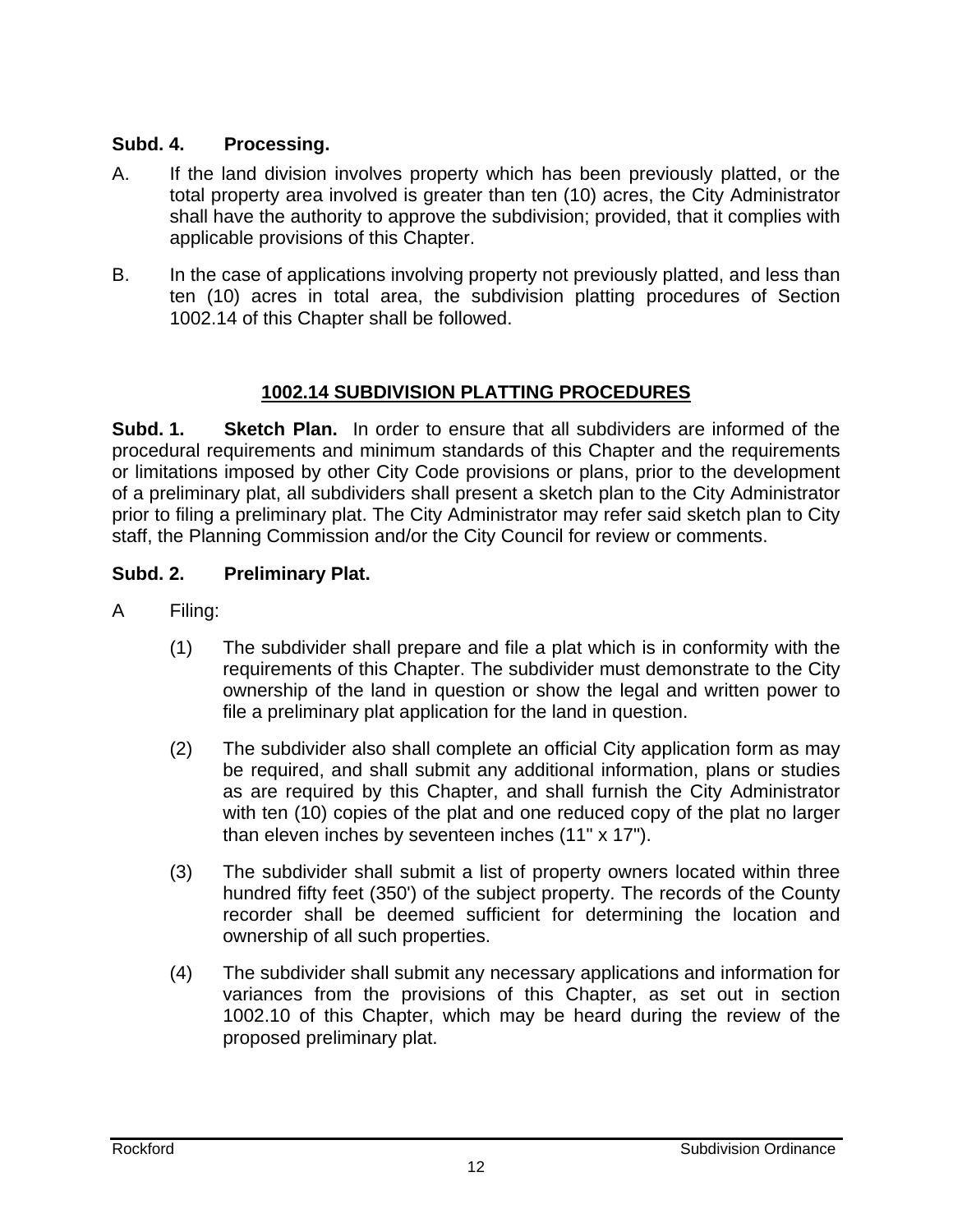**Subd. 4. Processing.**

A. If the land division involves property which has been previously platted, or the total property area involved is greater than ten (10) acres, the City Administrator shall have the authority to approve the subdivision; provided, that it complies with applicable provisions of this Chapter.

B. In the case of applications involving property not previously platted, and less than ten (10) acres in total area, the subdivision platting procedures of Section 1002.14 of this Chapter shall be followed.

## 1002.14 SUBDIVISION PLATTING PROCEDURES

**Subd. 1. Sketch Plan.** In order to ensure that all subdividers are informed of the procedural requirements and minimum standards of this Chapter and the requirements or limitations imposed by other City Code provisions or plans, prior to the development of a preliminary plat, all subdividers shall present a sketch plan to the City Administrator prior to filing a preliminary plat. The City Administrator may refer said sketch plan to City staff, the Planning Commission and/or the City Council for review or comments.

**Subd. 2. Preliminary Plat.**

A Filing:

(1) The subdivider shall prepare and file a plat which is in conformity with the requirements of this Chapter. The subdivider must demonstrate to the City ownership of the land in question or show the legal and written power to file a preliminary plat application for the land in question.

(2) The subdivider also shall complete an official City application form as may be required, and shall submit any additional information, plans or studies as are required by this Chapter, and shall furnish the City Administrator with ten (10) copies of the plat and one reduced copy of the plat no larger than eleven inches by seventeen inches (11" x 17").

(3) The subdivider shall submit a list of property owners located within three hundred fifty feet (350') of the subject property. The records of the County recorder shall be deemed sufficient for determining the location and ownership of all such properties.

(4) The subdivider shall submit any necessary applications and information for variances from the provisions of this Chapter, as set out in section 1002.10 of this Chapter, which may be heard during the review of the proposed preliminary plat.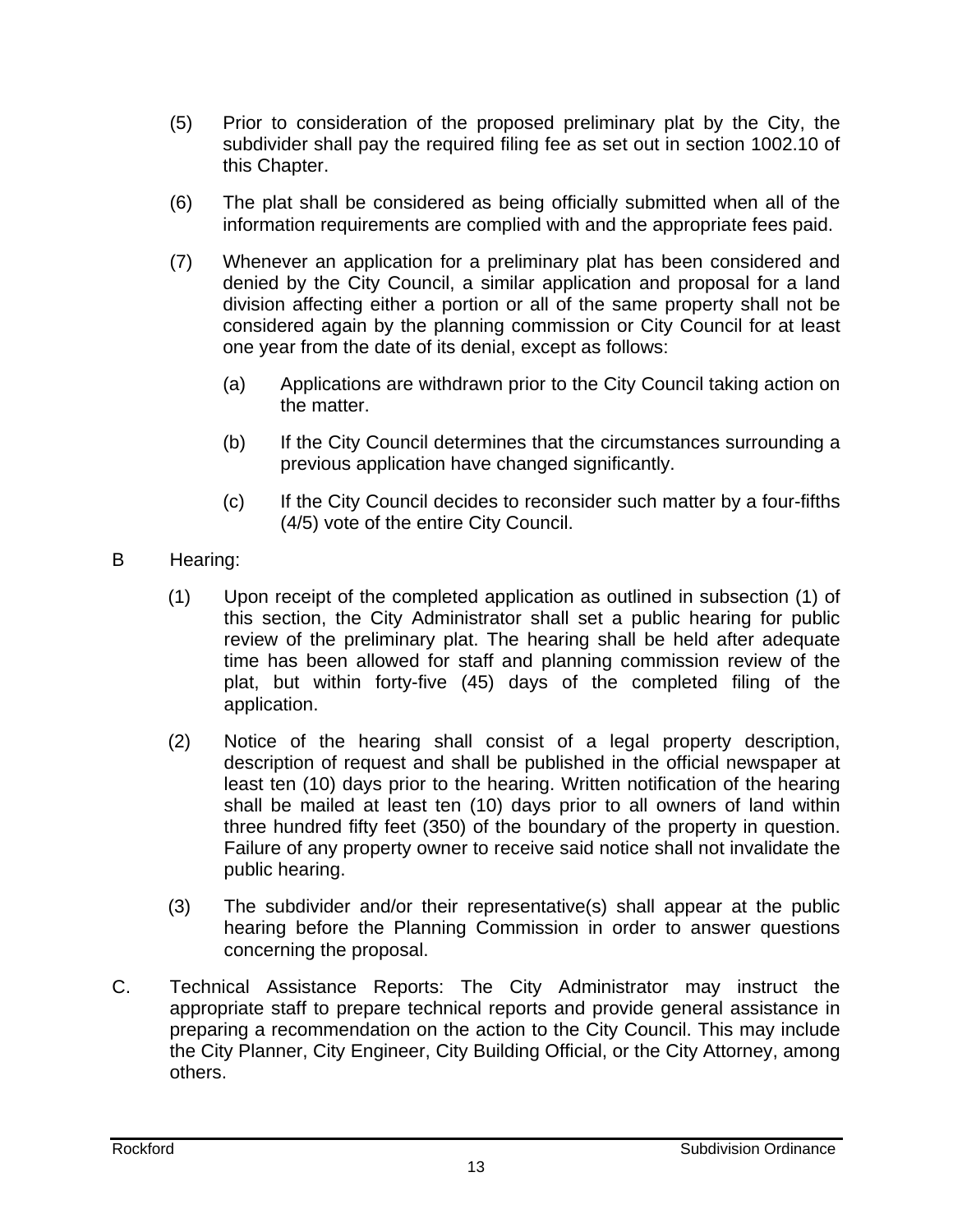(5) Prior to consideration of the proposed preliminary plat by the City, the subdivider shall pay the required filing fee as set out in section 1002.10 of this Chapter.

(6) The plat shall be considered as being officially submitted when all of the information requirements are complied with and the appropriate fees paid.

(7) Whenever an application for a preliminary plat has been considered and denied by the City Council, a similar application and proposal for a land division affecting either a portion or all of the same property shall not be considered again by the planning commission or City Council for at least one year from the date of its denial, except as follows:

  (a) Applications are withdrawn prior to the City Council taking action on the matter.

  (b) If the City Council determines that the circumstances surrounding a previous application have changed significantly.

  (c) If the City Council decides to reconsider such matter by a four-fifths (4/5) vote of the entire City Council.

B Hearing:

(1) Upon receipt of the completed application as outlined in subsection (1) of this section, the City Administrator shall set a public hearing for public review of the preliminary plat. The hearing shall be held after adequate time has been allowed for staff and planning commission review of the plat, but within forty-five (45) days of the completed filing of the application.

(2) Notice of the hearing shall consist of a legal property description, description of request and shall be published in the official newspaper at least ten (10) days prior to the hearing. Written notification of the hearing shall be mailed at least ten (10) days prior to all owners of land within three hundred fifty feet (350) of the boundary of the property in question. Failure of any property owner to receive said notice shall not invalidate the public hearing.

(3) The subdivider and/or their representative(s) shall appear at the public hearing before the Planning Commission in order to answer questions concerning the proposal.

C. Technical Assistance Reports: The City Administrator may instruct the appropriate staff to prepare technical reports and provide general assistance in preparing a recommendation on the action to the City Council. This may include the City Planner, City Engineer, City Building Official, or the City Attorney, among others.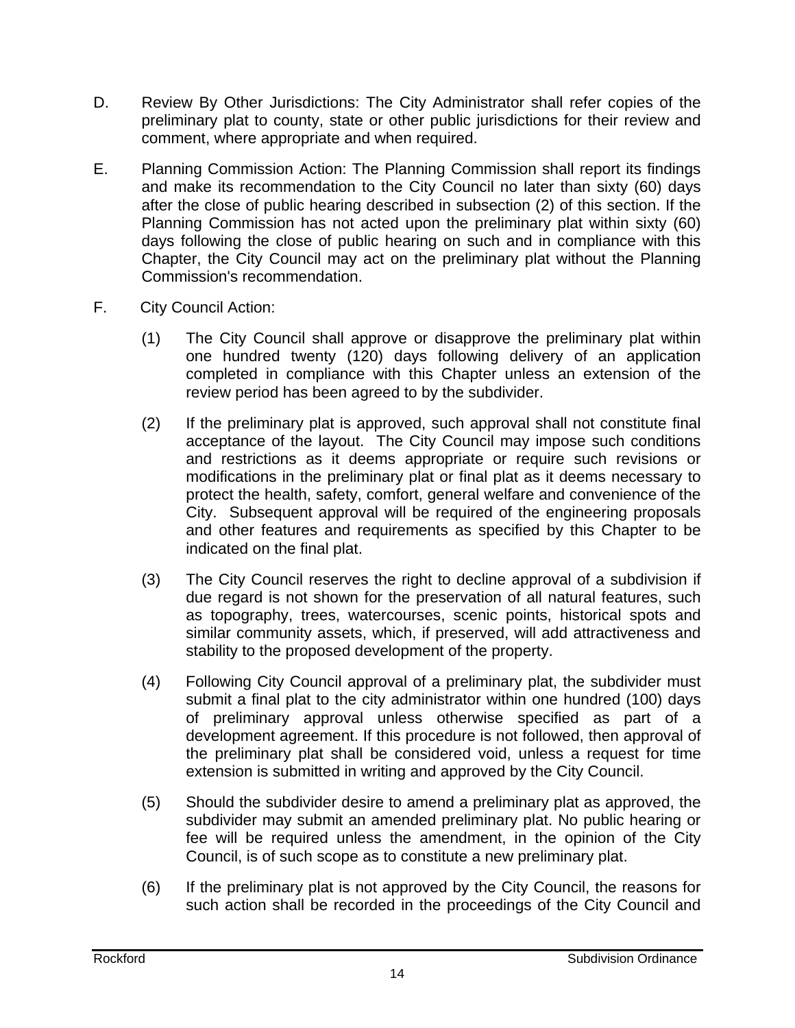D. Review By Other Jurisdictions: The City Administrator shall refer copies of the preliminary plat to county, state or other public jurisdictions for their review and comment, where appropriate and when required.

E. Planning Commission Action: The Planning Commission shall report its findings and make its recommendation to the City Council no later than sixty (60) days after the close of public hearing described in subsection (2) of this section. If the Planning Commission has not acted upon the preliminary plat within sixty (60) days following the close of public hearing on such and in compliance with this Chapter, the City Council may act on the preliminary plat without the Planning Commission's recommendation.

F. City Council Action:

(1) The City Council shall approve or disapprove the preliminary plat within one hundred twenty (120) days following delivery of an application completed in compliance with this Chapter unless an extension of the review period has been agreed to by the subdivider.

(2) If the preliminary plat is approved, such approval shall not constitute final acceptance of the layout. The City Council may impose such conditions and restrictions as it deems appropriate or require such revisions or modifications in the preliminary plat or final plat as it deems necessary to protect the health, safety, comfort, general welfare and convenience of the City. Subsequent approval will be required of the engineering proposals and other features and requirements as specified by this Chapter to be indicated on the final plat.

(3) The City Council reserves the right to decline approval of a subdivision if due regard is not shown for the preservation of all natural features, such as topography, trees, watercourses, scenic points, historical spots and similar community assets, which, if preserved, will add attractiveness and stability to the proposed development of the property.

(4) Following City Council approval of a preliminary plat, the subdivider must submit a final plat to the city administrator within one hundred (100) days of preliminary approval unless otherwise specified as part of a development agreement. If this procedure is not followed, then approval of the preliminary plat shall be considered void, unless a request for time extension is submitted in writing and approved by the City Council.

(5) Should the subdivider desire to amend a preliminary plat as approved, the subdivider may submit an amended preliminary plat. No public hearing or fee will be required unless the amendment, in the opinion of the City Council, is of such scope as to constitute a new preliminary plat.

(6) If the preliminary plat is not approved by the City Council, the reasons for such action shall be recorded in the proceedings of the City Council and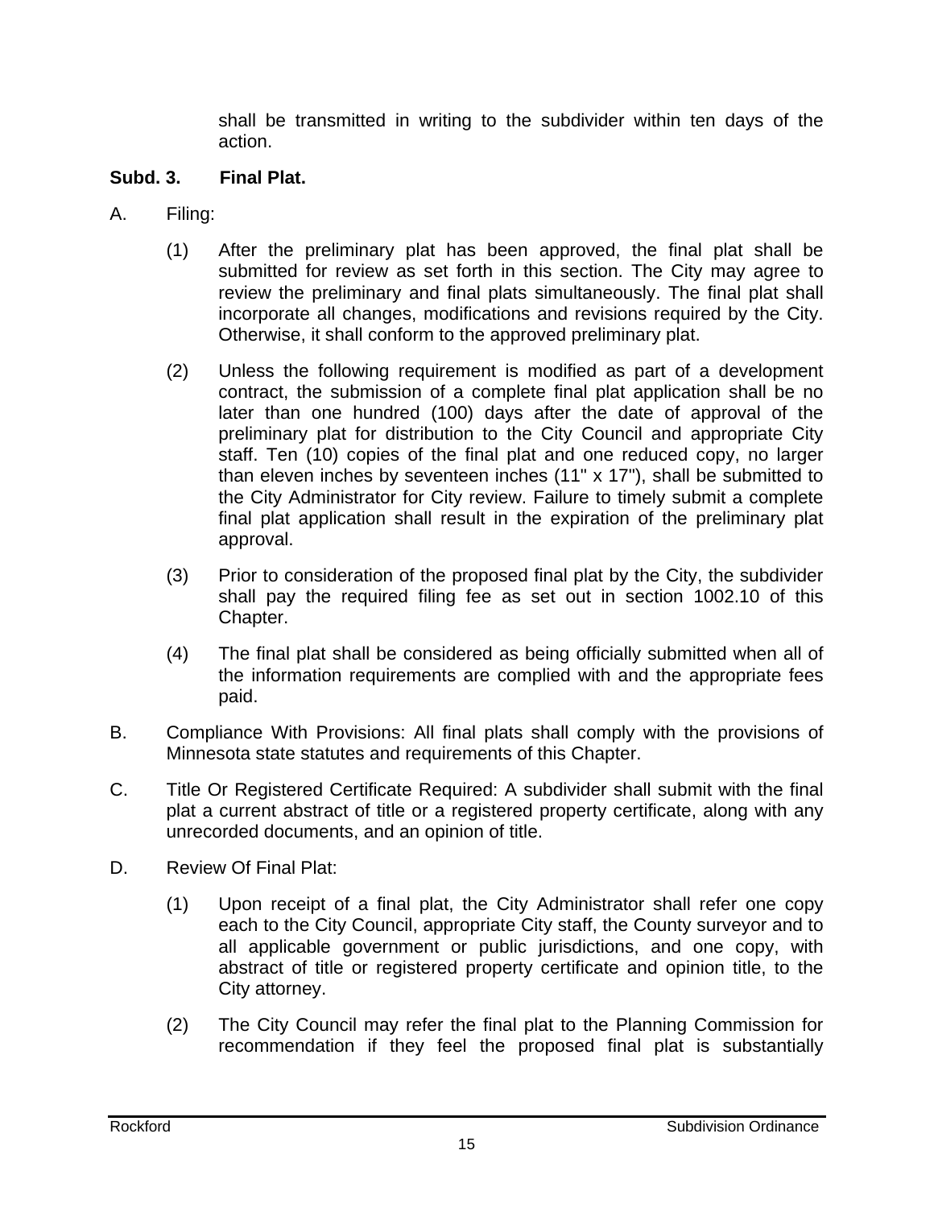shall be transmitted in writing to the subdivider within ten days of the action.

**Subd. 3. Final Plat.**

A. Filing:

(1) After the preliminary plat has been approved, the final plat shall be submitted for review as set forth in this section. The City may agree to review the preliminary and final plats simultaneously. The final plat shall incorporate all changes, modifications and revisions required by the City. Otherwise, it shall conform to the approved preliminary plat.

(2) Unless the following requirement is modified as part of a development contract, the submission of a complete final plat application shall be no later than one hundred (100) days after the date of approval of the preliminary plat for distribution to the City Council and appropriate City staff. Ten (10) copies of the final plat and one reduced copy, no larger than eleven inches by seventeen inches (11" x 17"), shall be submitted to the City Administrator for City review. Failure to timely submit a complete final plat application shall result in the expiration of the preliminary plat approval.

(3) Prior to consideration of the proposed final plat by the City, the subdivider shall pay the required filing fee as set out in section 1002.10 of this Chapter.

(4) The final plat shall be considered as being officially submitted when all of the information requirements are complied with and the appropriate fees paid.

B. Compliance With Provisions: All final plats shall comply with the provisions of Minnesota state statutes and requirements of this Chapter.

C. Title Or Registered Certificate Required: A subdivider shall submit with the final plat a current abstract of title or a registered property certificate, along with any unrecorded documents, and an opinion of title.

D. Review Of Final Plat:

(1) Upon receipt of a final plat, the City Administrator shall refer one copy each to the City Council, appropriate City staff, the County surveyor and to all applicable government or public jurisdictions, and one copy, with abstract of title or registered property certificate and opinion title, to the City attorney.

(2) The City Council may refer the final plat to the Planning Commission for recommendation if they feel the proposed final plat is substantially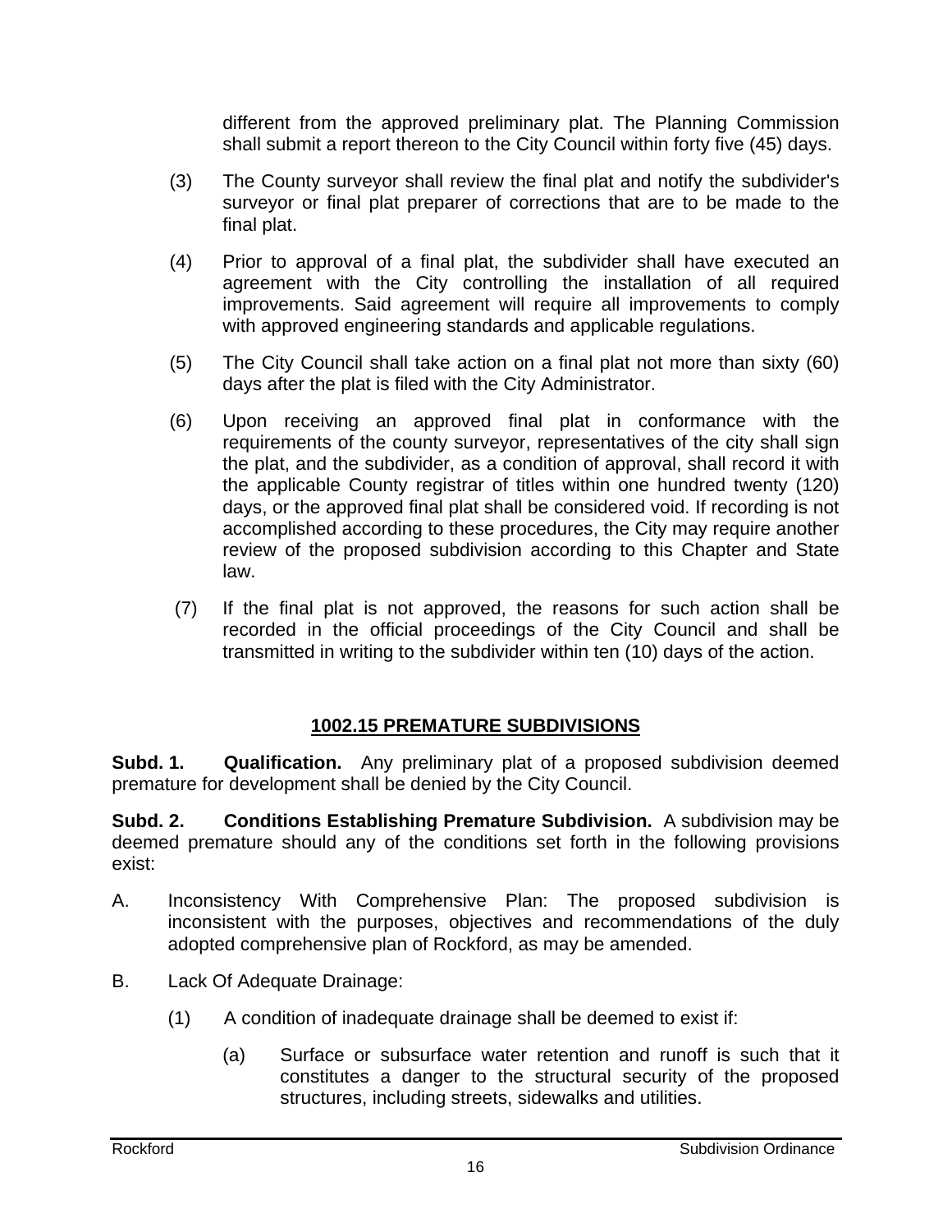different from the approved preliminary plat. The Planning Commission shall submit a report thereon to the City Council within forty five (45) days.

(3) The County surveyor shall review the final plat and notify the subdivider's surveyor or final plat preparer of corrections that are to be made to the final plat.

(4) Prior to approval of a final plat, the subdivider shall have executed an agreement with the City controlling the installation of all required improvements. Said agreement will require all improvements to comply with approved engineering standards and applicable regulations.

(5) The City Council shall take action on a final plat not more than sixty (60) days after the plat is filed with the City Administrator.

(6) Upon receiving an approved final plat in conformance with the requirements of the county surveyor, representatives of the city shall sign the plat, and the subdivider, as a condition of approval, shall record it with the applicable County registrar of titles within one hundred twenty (120) days, or the approved final plat shall be considered void. If recording is not accomplished according to these procedures, the City may require another review of the proposed subdivision according to this Chapter and State law.

(7) If the final plat is not approved, the reasons for such action shall be recorded in the official proceedings of the City Council and shall be transmitted in writing to the subdivider within ten (10) days of the action.

## 1002.15 PREMATURE SUBDIVISIONS

**Subd. 1. Qualification.** Any preliminary plat of a proposed subdivision deemed premature for development shall be denied by the City Council.

**Subd. 2. Conditions Establishing Premature Subdivision.** A subdivision may be deemed premature should any of the conditions set forth in the following provisions exist:

A. Inconsistency With Comprehensive Plan: The proposed subdivision is inconsistent with the purposes, objectives and recommendations of the duly adopted comprehensive plan of Rockford, as may be amended.

B. Lack Of Adequate Drainage:

(1) A condition of inadequate drainage shall be deemed to exist if:

(a) Surface or subsurface water retention and runoff is such that it constitutes a danger to the structural security of the proposed structures, including streets, sidewalks and utilities.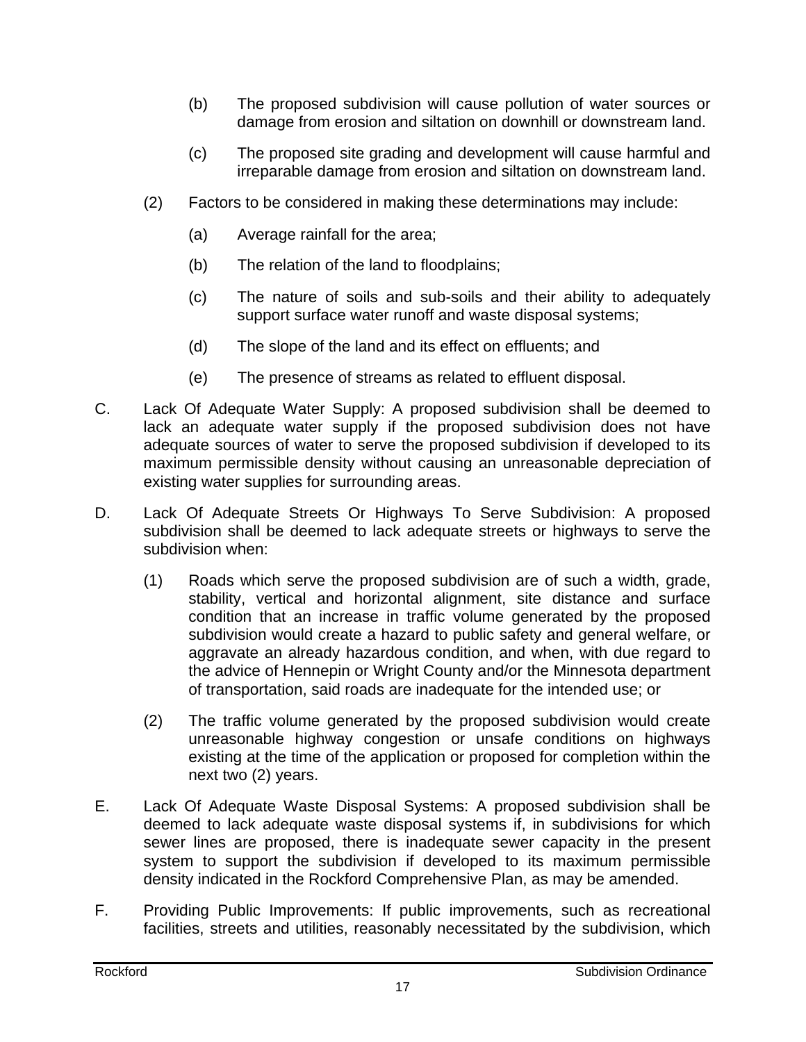(b) The proposed subdivision will cause pollution of water sources or damage from erosion and siltation on downhill or downstream land.

(c) The proposed site grading and development will cause harmful and irreparable damage from erosion and siltation on downstream land.

(2) Factors to be considered in making these determinations may include:

(a) Average rainfall for the area;

(b) The relation of the land to floodplains;

(c) The nature of soils and sub-soils and their ability to adequately support surface water runoff and waste disposal systems;

(d) The slope of the land and its effect on effluents; and

(e) The presence of streams as related to effluent disposal.

C. Lack Of Adequate Water Supply: A proposed subdivision shall be deemed to lack an adequate water supply if the proposed subdivision does not have adequate sources of water to serve the proposed subdivision if developed to its maximum permissible density without causing an unreasonable depreciation of existing water supplies for surrounding areas.

D. Lack Of Adequate Streets Or Highways To Serve Subdivision: A proposed subdivision shall be deemed to lack adequate streets or highways to serve the subdivision when:

(1) Roads which serve the proposed subdivision are of such a width, grade, stability, vertical and horizontal alignment, site distance and surface condition that an increase in traffic volume generated by the proposed subdivision would create a hazard to public safety and general welfare, or aggravate an already hazardous condition, and when, with due regard to the advice of Hennepin or Wright County and/or the Minnesota department of transportation, said roads are inadequate for the intended use; or

(2) The traffic volume generated by the proposed subdivision would create unreasonable highway congestion or unsafe conditions on highways existing at the time of the application or proposed for completion within the next two (2) years.

E. Lack Of Adequate Waste Disposal Systems: A proposed subdivision shall be deemed to lack adequate waste disposal systems if, in subdivisions for which sewer lines are proposed, there is inadequate sewer capacity in the present system to support the subdivision if developed to its maximum permissible density indicated in the Rockford Comprehensive Plan, as may be amended.

F. Providing Public Improvements: If public improvements, such as recreational facilities, streets and utilities, reasonably necessitated by the subdivision, which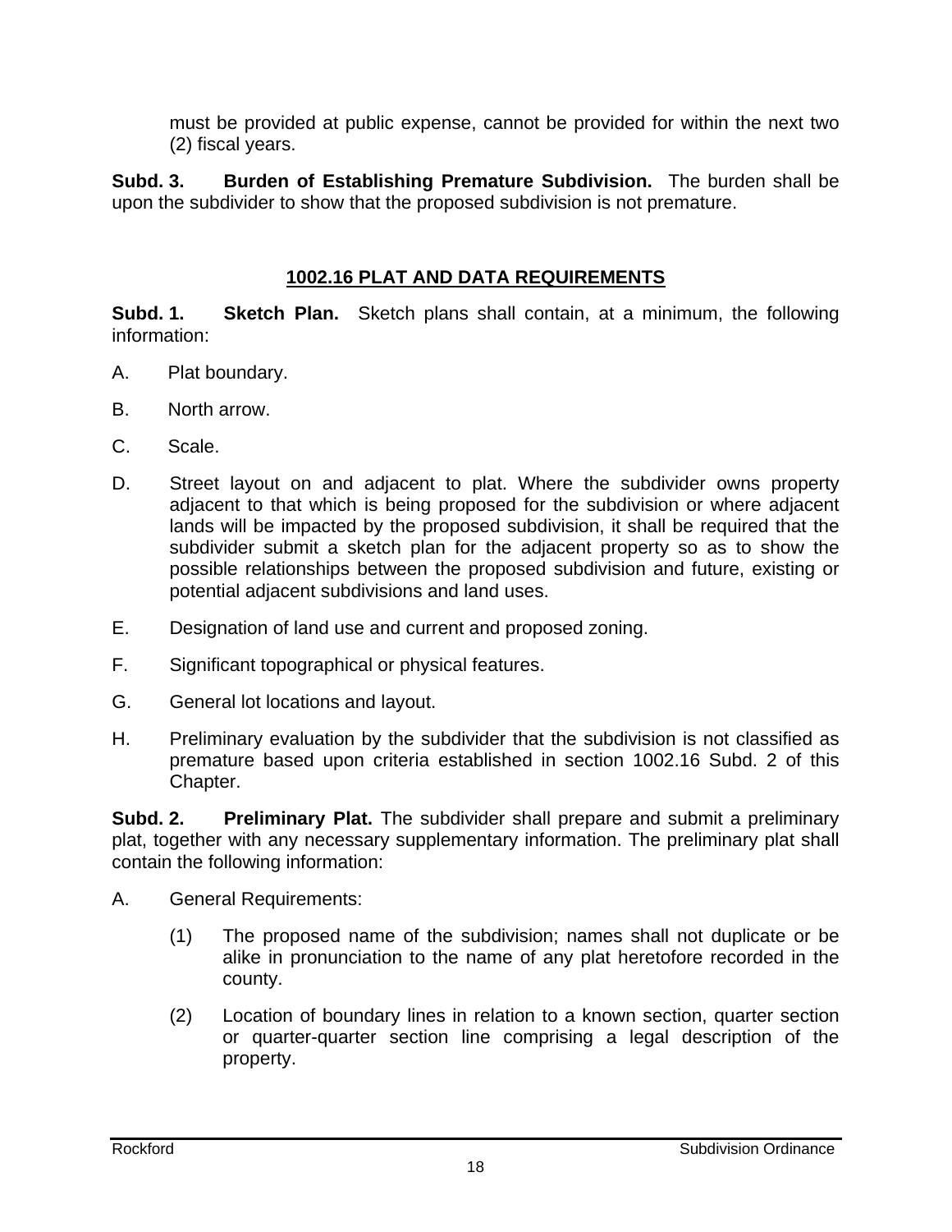must be provided at public expense, cannot be provided for within the next two (2) fiscal years.

**Subd. 3. Burden of Establishing Premature Subdivision.** The burden shall be upon the subdivider to show that the proposed subdivision is not premature.

## 1002.16 PLAT AND DATA REQUIREMENTS

**Subd. 1. Sketch Plan.** Sketch plans shall contain, at a minimum, the following information:

A. Plat boundary.

B. North arrow.

C. Scale.

D. Street layout on and adjacent to plat. Where the subdivider owns property adjacent to that which is being proposed for the subdivision or where adjacent lands will be impacted by the proposed subdivision, it shall be required that the subdivider submit a sketch plan for the adjacent property so as to show the possible relationships between the proposed subdivision and future, existing or potential adjacent subdivisions and land uses.

E. Designation of land use and current and proposed zoning.

F. Significant topographical or physical features.

G. General lot locations and layout.

H. Preliminary evaluation by the subdivider that the subdivision is not classified as premature based upon criteria established in section 1002.16 Subd. 2 of this Chapter.

**Subd. 2. Preliminary Plat.** The subdivider shall prepare and submit a preliminary plat, together with any necessary supplementary information. The preliminary plat shall contain the following information:

A. General Requirements:

(1) The proposed name of the subdivision; names shall not duplicate or be alike in pronunciation to the name of any plat heretofore recorded in the county.

(2) Location of boundary lines in relation to a known section, quarter section or quarter-quarter section line comprising a legal description of the property.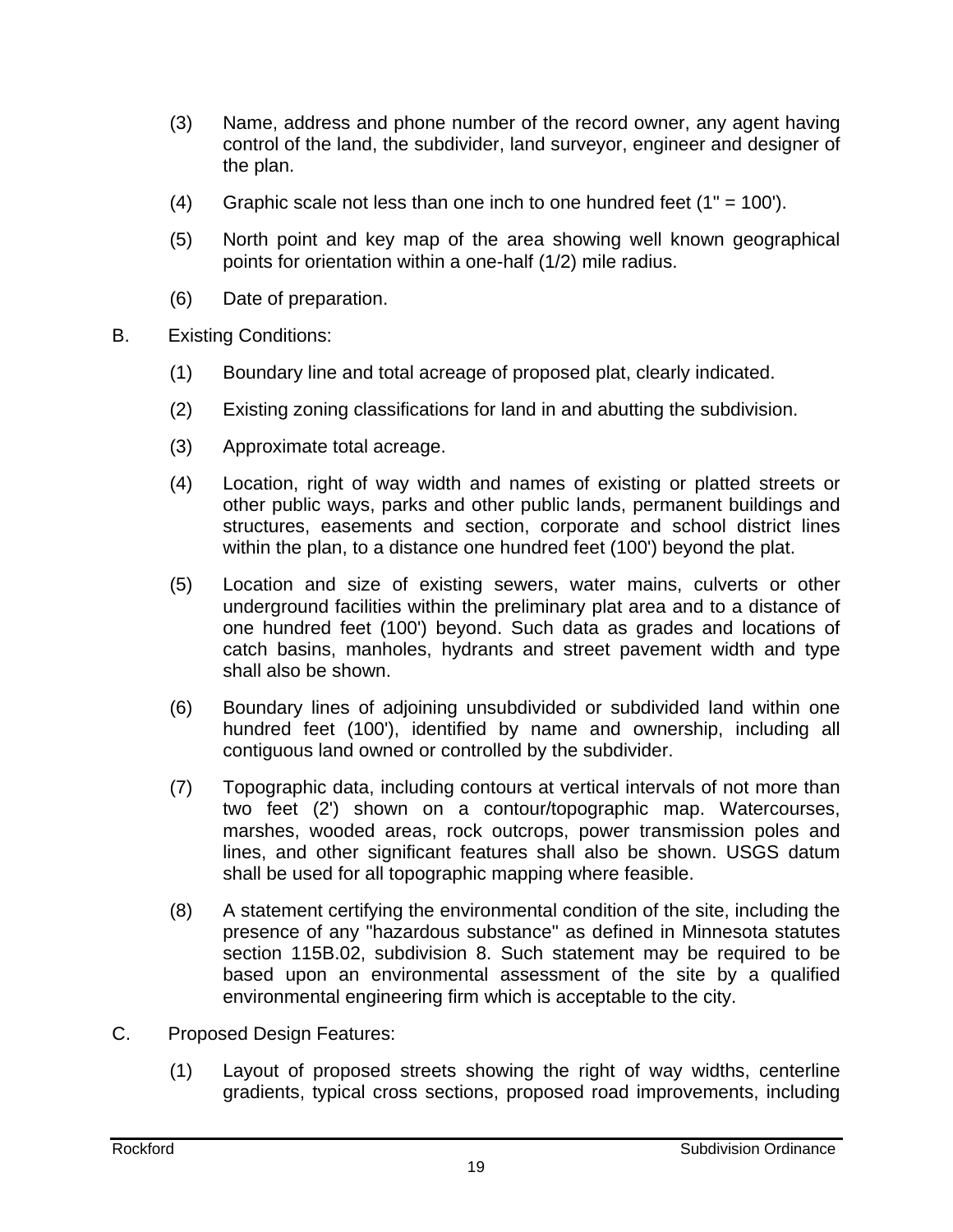(3) Name, address and phone number of the record owner, any agent having control of the land, the subdivider, land surveyor, engineer and designer of the plan.

(4) Graphic scale not less than one inch to one hundred feet (1" = 100').

(5) North point and key map of the area showing well known geographical points for orientation within a one-half (1/2) mile radius.

(6) Date of preparation.

B. Existing Conditions:

(1) Boundary line and total acreage of proposed plat, clearly indicated.

(2) Existing zoning classifications for land in and abutting the subdivision.

(3) Approximate total acreage.

(4) Location, right of way width and names of existing or platted streets or other public ways, parks and other public lands, permanent buildings and structures, easements and section, corporate and school district lines within the plan, to a distance one hundred feet (100') beyond the plat.

(5) Location and size of existing sewers, water mains, culverts or other underground facilities within the preliminary plat area and to a distance of one hundred feet (100') beyond. Such data as grades and locations of catch basins, manholes, hydrants and street pavement width and type shall also be shown.

(6) Boundary lines of adjoining unsubdivided or subdivided land within one hundred feet (100'), identified by name and ownership, including all contiguous land owned or controlled by the subdivider.

(7) Topographic data, including contours at vertical intervals of not more than two feet (2') shown on a contour/topographic map. Watercourses, marshes, wooded areas, rock outcrops, power transmission poles and lines, and other significant features shall also be shown. USGS datum shall be used for all topographic mapping where feasible.

(8) A statement certifying the environmental condition of the site, including the presence of any "hazardous substance" as defined in Minnesota statutes section 115B.02, subdivision 8. Such statement may be required to be based upon an environmental assessment of the site by a qualified environmental engineering firm which is acceptable to the city.

C. Proposed Design Features:

(1) Layout of proposed streets showing the right of way widths, centerline gradients, typical cross sections, proposed road improvements, including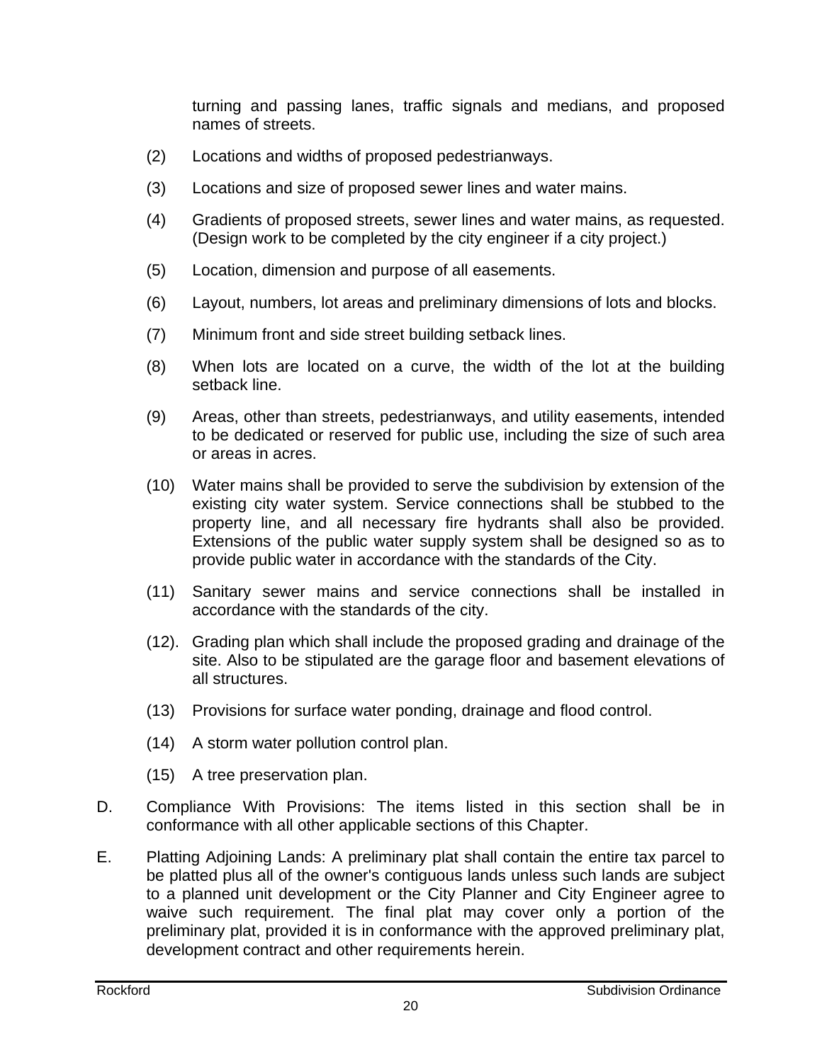turning and passing lanes, traffic signals and medians, and proposed names of streets.

(2) Locations and widths of proposed pedestrianways.

(3) Locations and size of proposed sewer lines and water mains.

(4) Gradients of proposed streets, sewer lines and water mains, as requested. (Design work to be completed by the city engineer if a city project.)

(5) Location, dimension and purpose of all easements.

(6) Layout, numbers, lot areas and preliminary dimensions of lots and blocks.

(7) Minimum front and side street building setback lines.

(8) When lots are located on a curve, the width of the lot at the building setback line.

(9) Areas, other than streets, pedestrianways, and utility easements, intended to be dedicated or reserved for public use, including the size of such area or areas in acres.

(10) Water mains shall be provided to serve the subdivision by extension of the existing city water system. Service connections shall be stubbed to the property line, and all necessary fire hydrants shall also be provided. Extensions of the public water supply system shall be designed so as to provide public water in accordance with the standards of the City.

(11) Sanitary sewer mains and service connections shall be installed in accordance with the standards of the city.

(12). Grading plan which shall include the proposed grading and drainage of the site. Also to be stipulated are the garage floor and basement elevations of all structures.

(13) Provisions for surface water ponding, drainage and flood control.

(14) A storm water pollution control plan.

(15) A tree preservation plan.

D. Compliance With Provisions: The items listed in this section shall be in conformance with all other applicable sections of this Chapter.

E. Platting Adjoining Lands: A preliminary plat shall contain the entire tax parcel to be platted plus all of the owner's contiguous lands unless such lands are subject to a planned unit development or the City Planner and City Engineer agree to waive such requirement. The final plat may cover only a portion of the preliminary plat, provided it is in conformance with the approved preliminary plat, development contract and other requirements herein.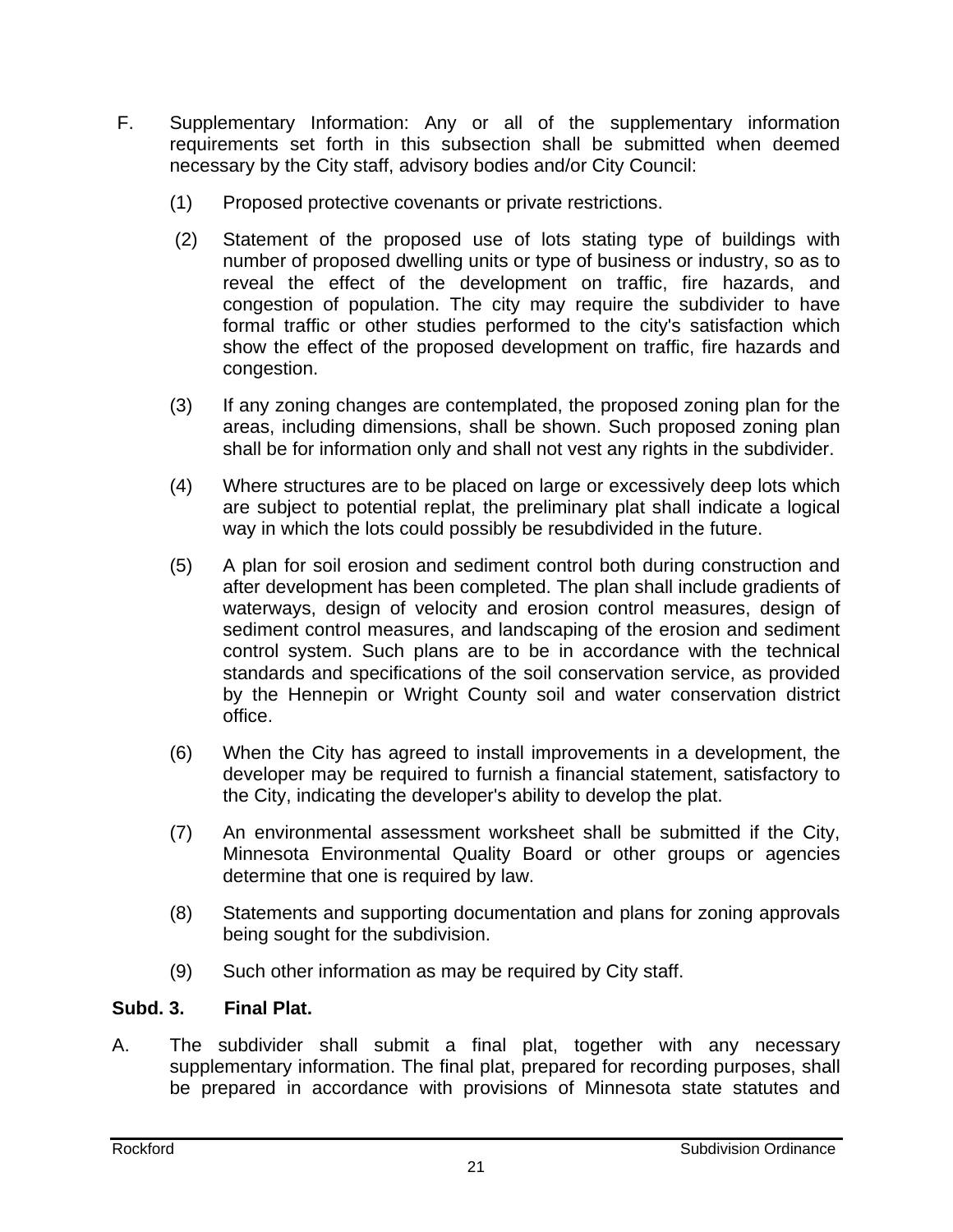F. Supplementary Information: Any or all of the supplementary information requirements set forth in this subsection shall be submitted when deemed necessary by the City staff, advisory bodies and/or City Council:

(1) Proposed protective covenants or private restrictions.

(2) Statement of the proposed use of lots stating type of buildings with number of proposed dwelling units or type of business or industry, so as to reveal the effect of the development on traffic, fire hazards, and congestion of population. The city may require the subdivider to have formal traffic or other studies performed to the city's satisfaction which show the effect of the proposed development on traffic, fire hazards and congestion.

(3) If any zoning changes are contemplated, the proposed zoning plan for the areas, including dimensions, shall be shown. Such proposed zoning plan shall be for information only and shall not vest any rights in the subdivider.

(4) Where structures are to be placed on large or excessively deep lots which are subject to potential replat, the preliminary plat shall indicate a logical way in which the lots could possibly be resubdivided in the future.

(5) A plan for soil erosion and sediment control both during construction and after development has been completed. The plan shall include gradients of waterways, design of velocity and erosion control measures, design of sediment control measures, and landscaping of the erosion and sediment control system. Such plans are to be in accordance with the technical standards and specifications of the soil conservation service, as provided by the Hennepin or Wright County soil and water conservation district office.

(6) When the City has agreed to install improvements in a development, the developer may be required to furnish a financial statement, satisfactory to the City, indicating the developer's ability to develop the plat.

(7) An environmental assessment worksheet shall be submitted if the City, Minnesota Environmental Quality Board or other groups or agencies determine that one is required by law.

(8) Statements and supporting documentation and plans for zoning approvals being sought for the subdivision.

(9) Such other information as may be required by City staff.

**Subd. 3. Final Plat.**

A. The subdivider shall submit a final plat, together with any necessary supplementary information. The final plat, prepared for recording purposes, shall be prepared in accordance with provisions of Minnesota state statutes and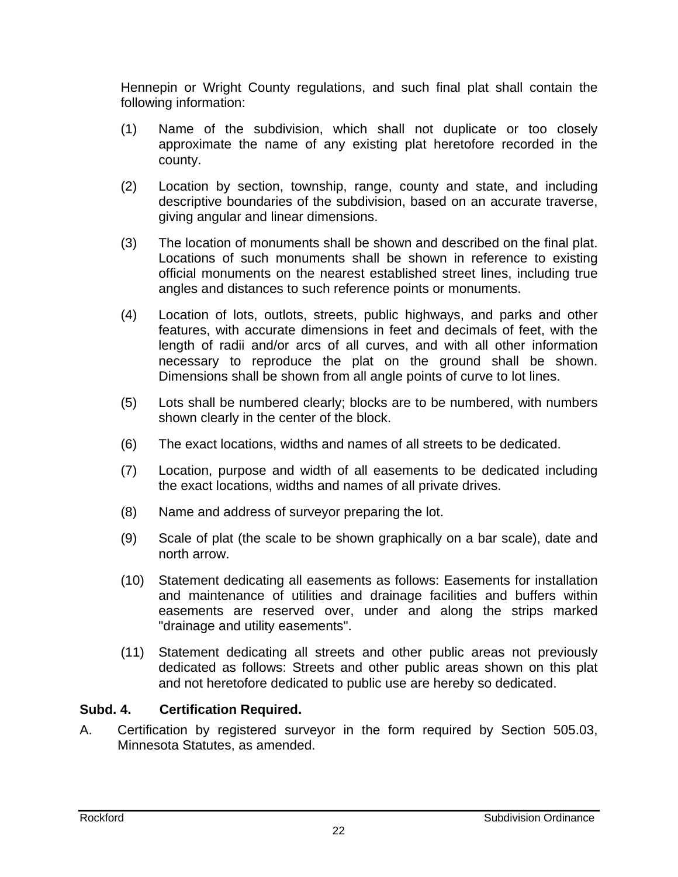Hennepin or Wright County regulations, and such final plat shall contain the following information:

(1) Name of the subdivision, which shall not duplicate or too closely approximate the name of any existing plat heretofore recorded in the county.

(2) Location by section, township, range, county and state, and including descriptive boundaries of the subdivision, based on an accurate traverse, giving angular and linear dimensions.

(3) The location of monuments shall be shown and described on the final plat. Locations of such monuments shall be shown in reference to existing official monuments on the nearest established street lines, including true angles and distances to such reference points or monuments.

(4) Location of lots, outlots, streets, public highways, and parks and other features, with accurate dimensions in feet and decimals of feet, with the length of radii and/or arcs of all curves, and with all other information necessary to reproduce the plat on the ground shall be shown. Dimensions shall be shown from all angle points of curve to lot lines.

(5) Lots shall be numbered clearly; blocks are to be numbered, with numbers shown clearly in the center of the block.

(6) The exact locations, widths and names of all streets to be dedicated.

(7) Location, purpose and width of all easements to be dedicated including the exact locations, widths and names of all private drives.

(8) Name and address of surveyor preparing the lot.

(9) Scale of plat (the scale to be shown graphically on a bar scale), date and north arrow.

(10) Statement dedicating all easements as follows: Easements for installation and maintenance of utilities and drainage facilities and buffers within easements are reserved over, under and along the strips marked "drainage and utility easements".

(11) Statement dedicating all streets and other public areas not previously dedicated as follows: Streets and other public areas shown on this plat and not heretofore dedicated to public use are hereby so dedicated.

**Subd. 4. Certification Required.**

A. Certification by registered surveyor in the form required by Section 505.03, Minnesota Statutes, as amended.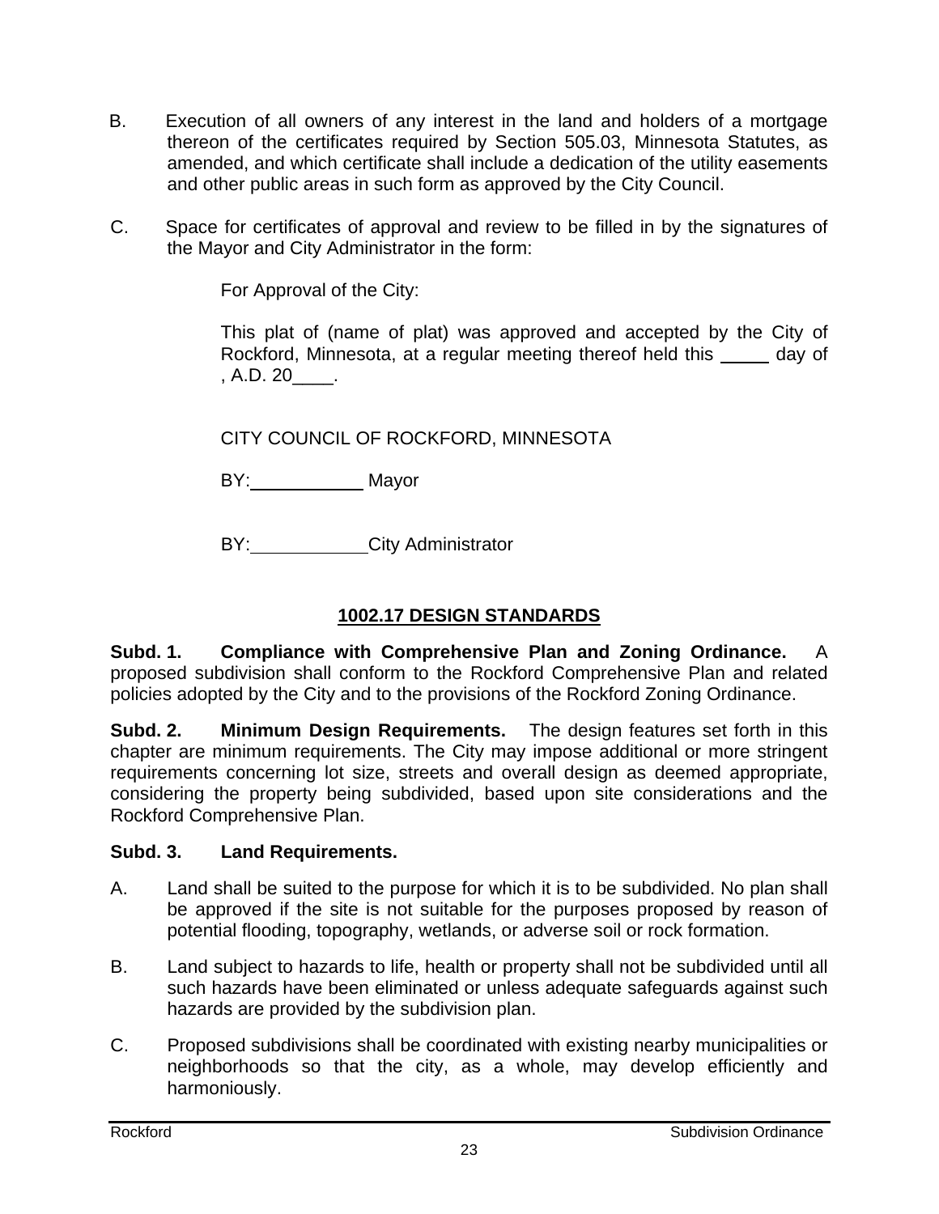B. Execution of all owners of any interest in the land and holders of a mortgage thereon of the certificates required by Section 505.03, Minnesota Statutes, as amended, and which certificate shall include a dedication of the utility easements and other public areas in such form as approved by the City Council.

C. Space for certificates of approval and review to be filled in by the signatures of the Mayor and City Administrator in the form:

For Approval of the City:

This plat of (name of plat) was approved and accepted by the City of Rockford, Minnesota, at a regular meeting thereof held this _____ day of , A.D. 20____.

CITY COUNCIL OF ROCKFORD, MINNESOTA

BY:___________ Mayor

BY:___________City Administrator

## 1002.17 DESIGN STANDARDS

**Subd. 1. Compliance with Comprehensive Plan and Zoning Ordinance.** A proposed subdivision shall conform to the Rockford Comprehensive Plan and related policies adopted by the City and to the provisions of the Rockford Zoning Ordinance.

**Subd. 2. Minimum Design Requirements.** The design features set forth in this chapter are minimum requirements. The City may impose additional or more stringent requirements concerning lot size, streets and overall design as deemed appropriate, considering the property being subdivided, based upon site considerations and the Rockford Comprehensive Plan.

**Subd. 3. Land Requirements.**

A. Land shall be suited to the purpose for which it is to be subdivided. No plan shall be approved if the site is not suitable for the purposes proposed by reason of potential flooding, topography, wetlands, or adverse soil or rock formation.

B. Land subject to hazards to life, health or property shall not be subdivided until all such hazards have been eliminated or unless adequate safeguards against such hazards are provided by the subdivision plan.

C. Proposed subdivisions shall be coordinated with existing nearby municipalities or neighborhoods so that the city, as a whole, may develop efficiently and harmoniously.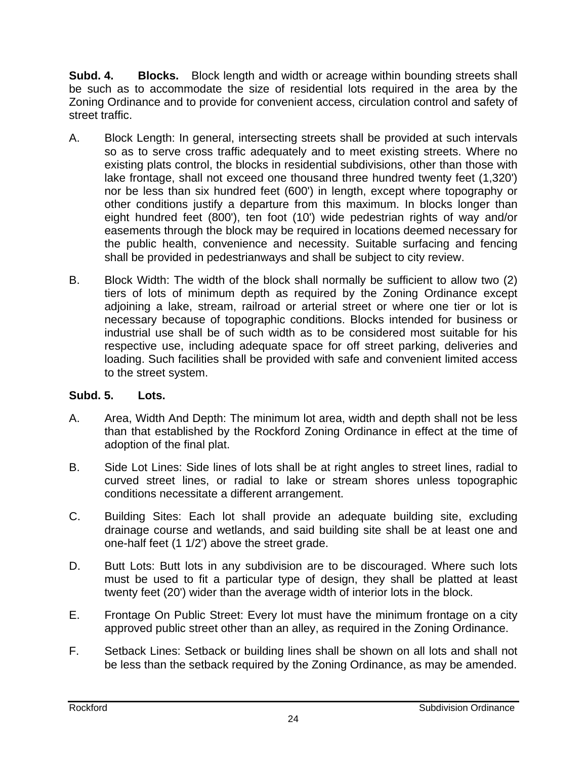**Subd. 4. Blocks.** Block length and width or acreage within bounding streets shall be such as to accommodate the size of residential lots required in the area by the Zoning Ordinance and to provide for convenient access, circulation control and safety of street traffic.

A. Block Length: In general, intersecting streets shall be provided at such intervals so as to serve cross traffic adequately and to meet existing streets. Where no existing plats control, the blocks in residential subdivisions, other than those with lake frontage, shall not exceed one thousand three hundred twenty feet (1,320') nor be less than six hundred feet (600') in length, except where topography or other conditions justify a departure from this maximum. In blocks longer than eight hundred feet (800'), ten foot (10') wide pedestrian rights of way and/or easements through the block may be required in locations deemed necessary for the public health, convenience and necessity. Suitable surfacing and fencing shall be provided in pedestrianways and shall be subject to city review.

B. Block Width: The width of the block shall normally be sufficient to allow two (2) tiers of lots of minimum depth as required by the Zoning Ordinance except adjoining a lake, stream, railroad or arterial street or where one tier or lot is necessary because of topographic conditions. Blocks intended for business or industrial use shall be of such width as to be considered most suitable for his respective use, including adequate space for off street parking, deliveries and loading. Such facilities shall be provided with safe and convenient limited access to the street system.

**Subd. 5. Lots.**

A. Area, Width And Depth: The minimum lot area, width and depth shall not be less than that established by the Rockford Zoning Ordinance in effect at the time of adoption of the final plat.

B. Side Lot Lines: Side lines of lots shall be at right angles to street lines, radial to curved street lines, or radial to lake or stream shores unless topographic conditions necessitate a different arrangement.

C. Building Sites: Each lot shall provide an adequate building site, excluding drainage course and wetlands, and said building site shall be at least one and one-half feet (1 1/2') above the street grade.

D. Butt Lots: Butt lots in any subdivision are to be discouraged. Where such lots must be used to fit a particular type of design, they shall be platted at least twenty feet (20') wider than the average width of interior lots in the block.

E. Frontage On Public Street: Every lot must have the minimum frontage on a city approved public street other than an alley, as required in the Zoning Ordinance.

F. Setback Lines: Setback or building lines shall be shown on all lots and shall not be less than the setback required by the Zoning Ordinance, as may be amended.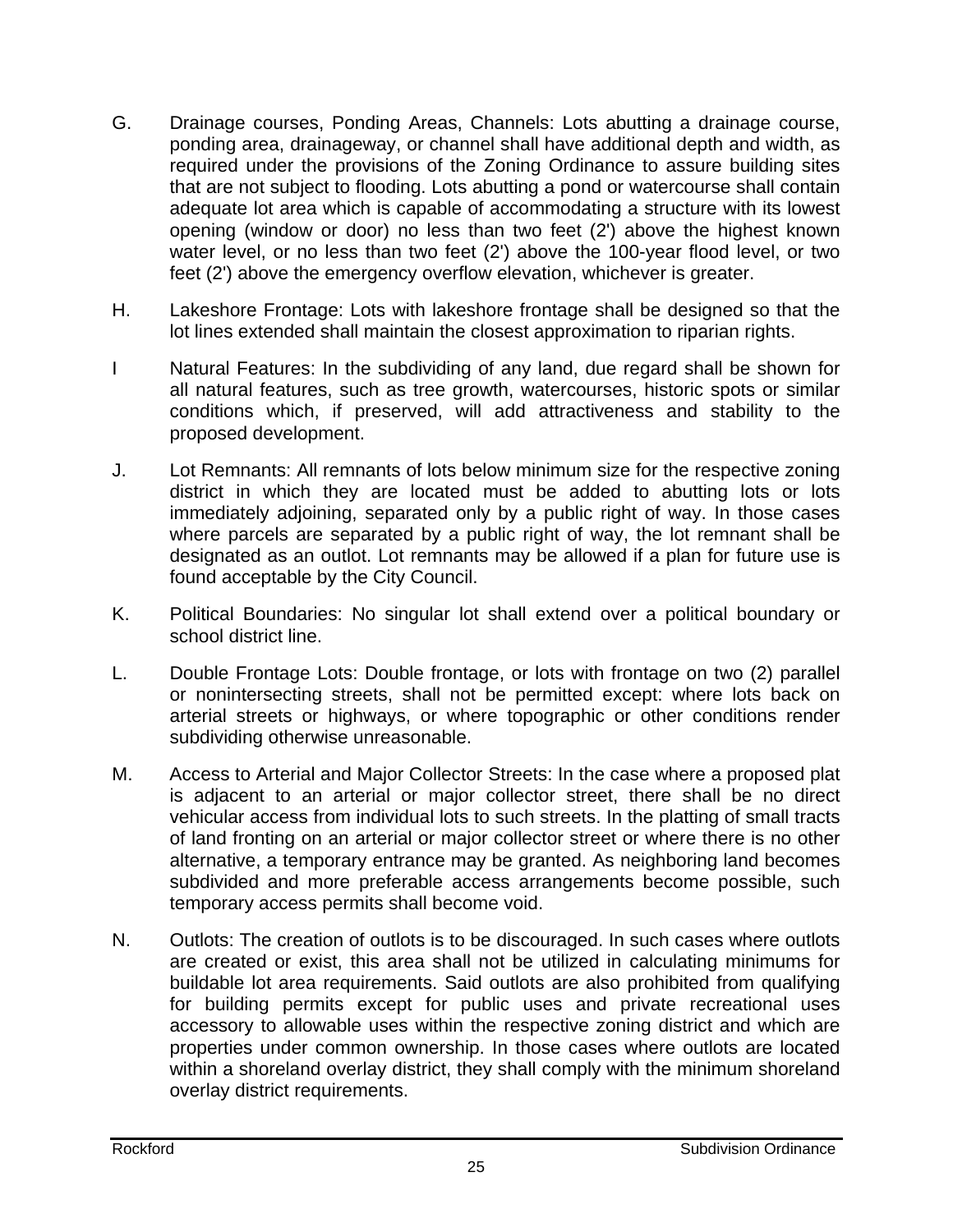G. Drainage courses, Ponding Areas, Channels: Lots abutting a drainage course, ponding area, drainageway, or channel shall have additional depth and width, as required under the provisions of the Zoning Ordinance to assure building sites that are not subject to flooding. Lots abutting a pond or watercourse shall contain adequate lot area which is capable of accommodating a structure with its lowest opening (window or door) no less than two feet (2') above the highest known water level, or no less than two feet (2') above the 100-year flood level, or two feet (2') above the emergency overflow elevation, whichever is greater.

H. Lakeshore Frontage: Lots with lakeshore frontage shall be designed so that the lot lines extended shall maintain the closest approximation to riparian rights.

I Natural Features: In the subdividing of any land, due regard shall be shown for all natural features, such as tree growth, watercourses, historic spots or similar conditions which, if preserved, will add attractiveness and stability to the proposed development.

J. Lot Remnants: All remnants of lots below minimum size for the respective zoning district in which they are located must be added to abutting lots or lots immediately adjoining, separated only by a public right of way. In those cases where parcels are separated by a public right of way, the lot remnant shall be designated as an outlot. Lot remnants may be allowed if a plan for future use is found acceptable by the City Council.

K. Political Boundaries: No singular lot shall extend over a political boundary or school district line.

L. Double Frontage Lots: Double frontage, or lots with frontage on two (2) parallel or nonintersecting streets, shall not be permitted except: where lots back on arterial streets or highways, or where topographic or other conditions render subdividing otherwise unreasonable.

M. Access to Arterial and Major Collector Streets: In the case where a proposed plat is adjacent to an arterial or major collector street, there shall be no direct vehicular access from individual lots to such streets. In the platting of small tracts of land fronting on an arterial or major collector street or where there is no other alternative, a temporary entrance may be granted. As neighboring land becomes subdivided and more preferable access arrangements become possible, such temporary access permits shall become void.

N. Outlots: The creation of outlots is to be discouraged. In such cases where outlots are created or exist, this area shall not be utilized in calculating minimums for buildable lot area requirements. Said outlots are also prohibited from qualifying for building permits except for public uses and private recreational uses accessory to allowable uses within the respective zoning district and which are properties under common ownership. In those cases where outlots are located within a shoreland overlay district, they shall comply with the minimum shoreland overlay district requirements.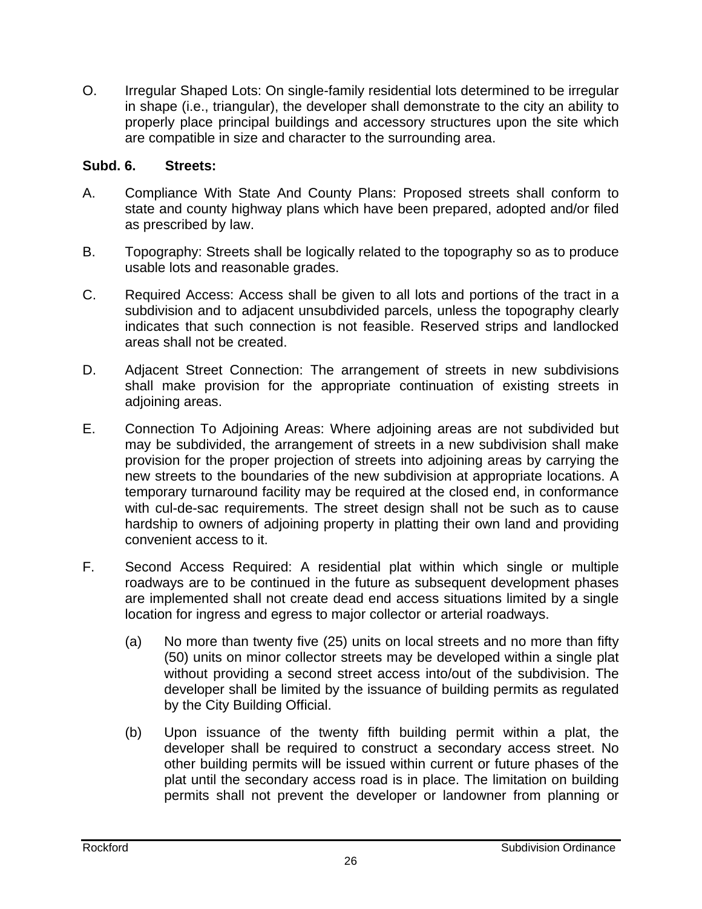O. Irregular Shaped Lots: On single-family residential lots determined to be irregular in shape (i.e., triangular), the developer shall demonstrate to the city an ability to properly place principal buildings and accessory structures upon the site which are compatible in size and character to the surrounding area.

**Subd. 6. Streets:**

A. Compliance With State And County Plans: Proposed streets shall conform to state and county highway plans which have been prepared, adopted and/or filed as prescribed by law.

B. Topography: Streets shall be logically related to the topography so as to produce usable lots and reasonable grades.

C. Required Access: Access shall be given to all lots and portions of the tract in a subdivision and to adjacent unsubdivided parcels, unless the topography clearly indicates that such connection is not feasible. Reserved strips and landlocked areas shall not be created.

D. Adjacent Street Connection: The arrangement of streets in new subdivisions shall make provision for the appropriate continuation of existing streets in adjoining areas.

E. Connection To Adjoining Areas: Where adjoining areas are not subdivided but may be subdivided, the arrangement of streets in a new subdivision shall make provision for the proper projection of streets into adjoining areas by carrying the new streets to the boundaries of the new subdivision at appropriate locations. A temporary turnaround facility may be required at the closed end, in conformance with cul-de-sac requirements. The street design shall not be such as to cause hardship to owners of adjoining property in platting their own land and providing convenient access to it.

F. Second Access Required: A residential plat within which single or multiple roadways are to be continued in the future as subsequent development phases are implemented shall not create dead end access situations limited by a single location for ingress and egress to major collector or arterial roadways.

(a) No more than twenty five (25) units on local streets and no more than fifty (50) units on minor collector streets may be developed within a single plat without providing a second street access into/out of the subdivision. The developer shall be limited by the issuance of building permits as regulated by the City Building Official.

(b) Upon issuance of the twenty fifth building permit within a plat, the developer shall be required to construct a secondary access street. No other building permits will be issued within current or future phases of the plat until the secondary access road is in place. The limitation on building permits shall not prevent the developer or landowner from planning or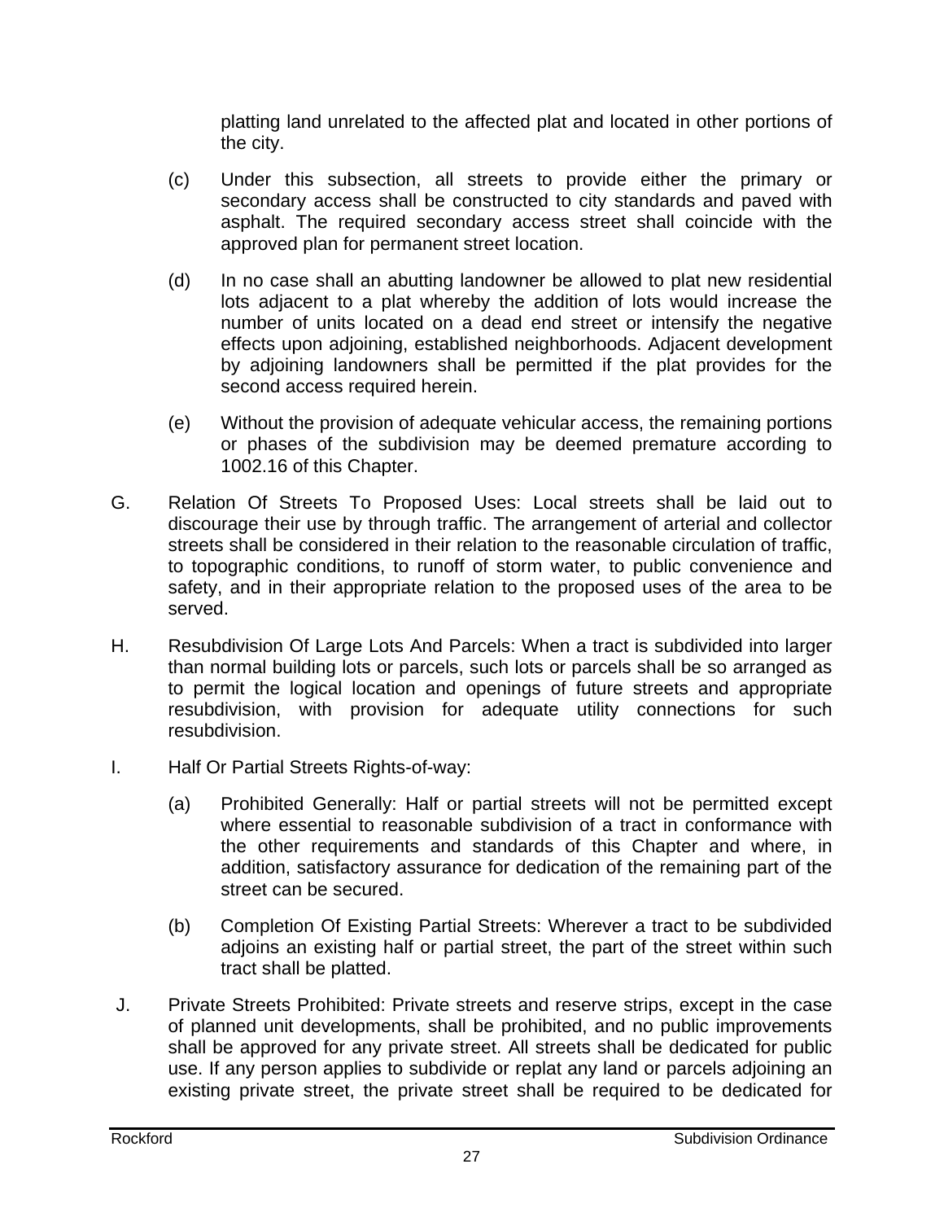platting land unrelated to the affected plat and located in other portions of the city.

(c) Under this subsection, all streets to provide either the primary or secondary access shall be constructed to city standards and paved with asphalt. The required secondary access street shall coincide with the approved plan for permanent street location.

(d) In no case shall an abutting landowner be allowed to plat new residential lots adjacent to a plat whereby the addition of lots would increase the number of units located on a dead end street or intensify the negative effects upon adjoining, established neighborhoods. Adjacent development by adjoining landowners shall be permitted if the plat provides for the second access required herein.

(e) Without the provision of adequate vehicular access, the remaining portions or phases of the subdivision may be deemed premature according to 1002.16 of this Chapter.

G. Relation Of Streets To Proposed Uses: Local streets shall be laid out to discourage their use by through traffic. The arrangement of arterial and collector streets shall be considered in their relation to the reasonable circulation of traffic, to topographic conditions, to runoff of storm water, to public convenience and safety, and in their appropriate relation to the proposed uses of the area to be served.

H. Resubdivision Of Large Lots And Parcels: When a tract is subdivided into larger than normal building lots or parcels, such lots or parcels shall be so arranged as to permit the logical location and openings of future streets and appropriate resubdivision, with provision for adequate utility connections for such resubdivision.

I. Half Or Partial Streets Rights-of-way:

(a) Prohibited Generally: Half or partial streets will not be permitted except where essential to reasonable subdivision of a tract in conformance with the other requirements and standards of this Chapter and where, in addition, satisfactory assurance for dedication of the remaining part of the street can be secured.

(b) Completion Of Existing Partial Streets: Wherever a tract to be subdivided adjoins an existing half or partial street, the part of the street within such tract shall be platted.

J. Private Streets Prohibited: Private streets and reserve strips, except in the case of planned unit developments, shall be prohibited, and no public improvements shall be approved for any private street. All streets shall be dedicated for public use. If any person applies to subdivide or replat any land or parcels adjoining an existing private street, the private street shall be required to be dedicated for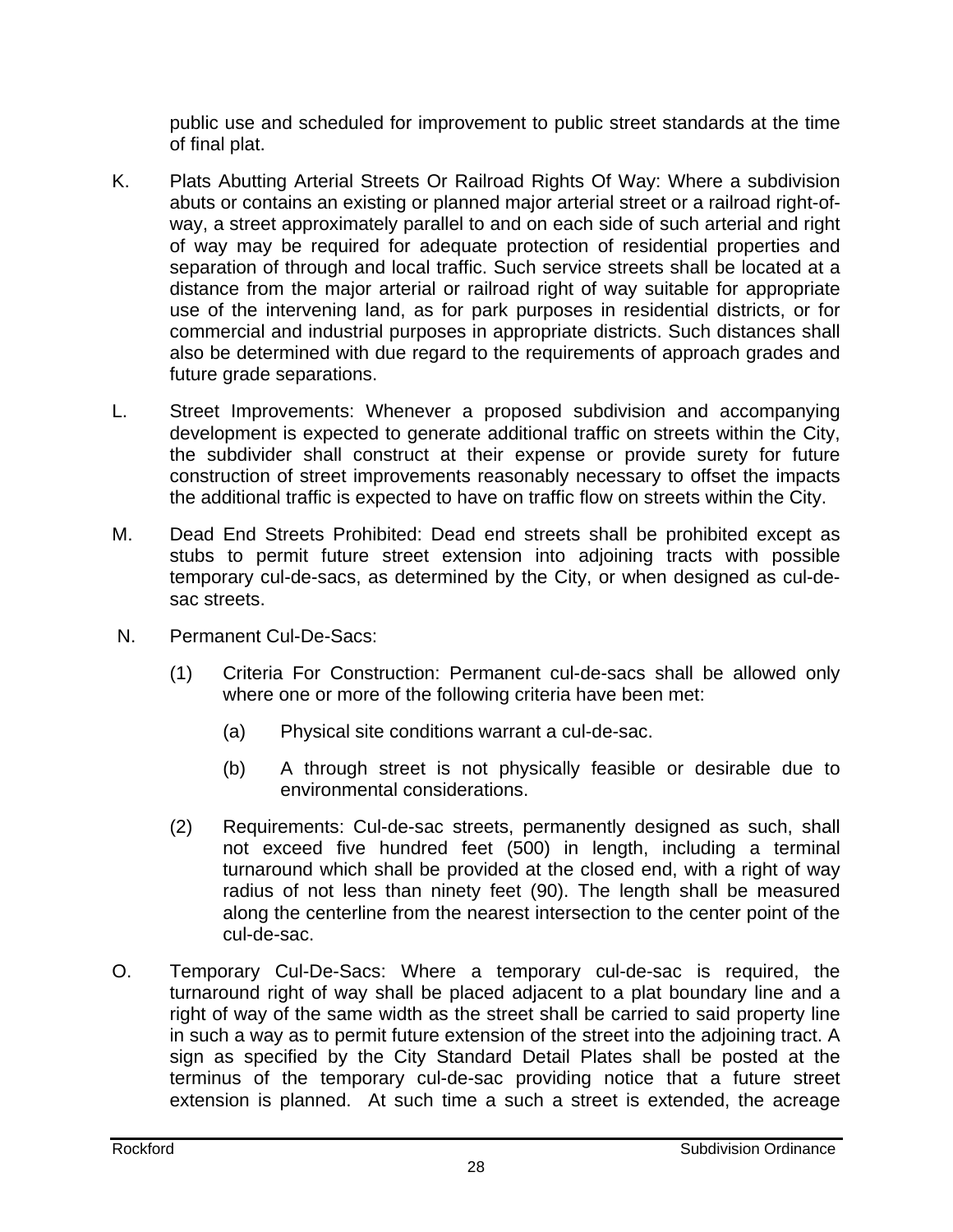public use and scheduled for improvement to public street standards at the time of final plat.

K. Plats Abutting Arterial Streets Or Railroad Rights Of Way: Where a subdivision abuts or contains an existing or planned major arterial street or a railroad right-of-way, a street approximately parallel to and on each side of such arterial and right of way may be required for adequate protection of residential properties and separation of through and local traffic. Such service streets shall be located at a distance from the major arterial or railroad right of way suitable for appropriate use of the intervening land, as for park purposes in residential districts, or for commercial and industrial purposes in appropriate districts. Such distances shall also be determined with due regard to the requirements of approach grades and future grade separations.

L. Street Improvements: Whenever a proposed subdivision and accompanying development is expected to generate additional traffic on streets within the City, the subdivider shall construct at their expense or provide surety for future construction of street improvements reasonably necessary to offset the impacts the additional traffic is expected to have on traffic flow on streets within the City.

M. Dead End Streets Prohibited: Dead end streets shall be prohibited except as stubs to permit future street extension into adjoining tracts with possible temporary cul-de-sacs, as determined by the City, or when designed as cul-de-sac streets.

N. Permanent Cul-De-Sacs:

  (1) Criteria For Construction: Permanent cul-de-sacs shall be allowed only where one or more of the following criteria have been met:

    (a) Physical site conditions warrant a cul-de-sac.

    (b) A through street is not physically feasible or desirable due to environmental considerations.

  (2) Requirements: Cul-de-sac streets, permanently designed as such, shall not exceed five hundred feet (500) in length, including a terminal turnaround which shall be provided at the closed end, with a right of way radius of not less than ninety feet (90). The length shall be measured along the centerline from the nearest intersection to the center point of the cul-de-sac.

O. Temporary Cul-De-Sacs: Where a temporary cul-de-sac is required, the turnaround right of way shall be placed adjacent to a plat boundary line and a right of way of the same width as the street shall be carried to said property line in such a way as to permit future extension of the street into the adjoining tract. A sign as specified by the City Standard Detail Plates shall be posted at the terminus of the temporary cul-de-sac providing notice that a future street extension is planned. At such time a such a street is extended, the acreage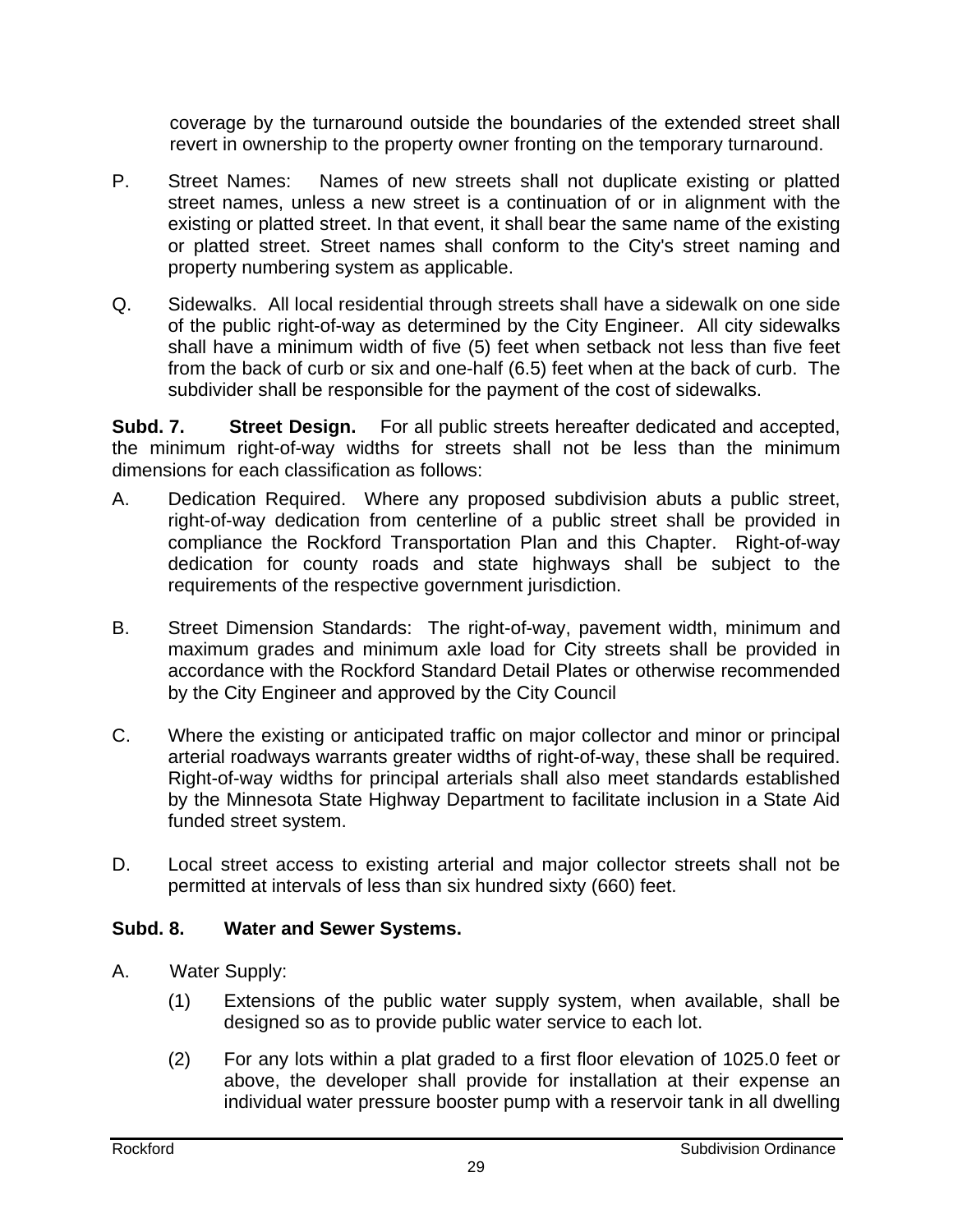coverage by the turnaround outside the boundaries of the extended street shall revert in ownership to the property owner fronting on the temporary turnaround.

P. Street Names: Names of new streets shall not duplicate existing or platted street names, unless a new street is a continuation of or in alignment with the existing or platted street. In that event, it shall bear the same name of the existing or platted street. Street names shall conform to the City's street naming and property numbering system as applicable.

Q. Sidewalks. All local residential through streets shall have a sidewalk on one side of the public right-of-way as determined by the City Engineer. All city sidewalks shall have a minimum width of five (5) feet when setback not less than five feet from the back of curb or six and one-half (6.5) feet when at the back of curb. The subdivider shall be responsible for the payment of the cost of sidewalks.

**Subd. 7. Street Design.** For all public streets hereafter dedicated and accepted, the minimum right-of-way widths for streets shall not be less than the minimum dimensions for each classification as follows:

A. Dedication Required. Where any proposed subdivision abuts a public street, right-of-way dedication from centerline of a public street shall be provided in compliance the Rockford Transportation Plan and this Chapter. Right-of-way dedication for county roads and state highways shall be subject to the requirements of the respective government jurisdiction.

B. Street Dimension Standards: The right-of-way, pavement width, minimum and maximum grades and minimum axle load for City streets shall be provided in accordance with the Rockford Standard Detail Plates or otherwise recommended by the City Engineer and approved by the City Council

C. Where the existing or anticipated traffic on major collector and minor or principal arterial roadways warrants greater widths of right-of-way, these shall be required. Right-of-way widths for principal arterials shall also meet standards established by the Minnesota State Highway Department to facilitate inclusion in a State Aid funded street system.

D. Local street access to existing arterial and major collector streets shall not be permitted at intervals of less than six hundred sixty (660) feet.

**Subd. 8. Water and Sewer Systems.**

A. Water Supply:

(1) Extensions of the public water supply system, when available, shall be designed so as to provide public water service to each lot.

(2) For any lots within a plat graded to a first floor elevation of 1025.0 feet or above, the developer shall provide for installation at their expense an individual water pressure booster pump with a reservoir tank in all dwelling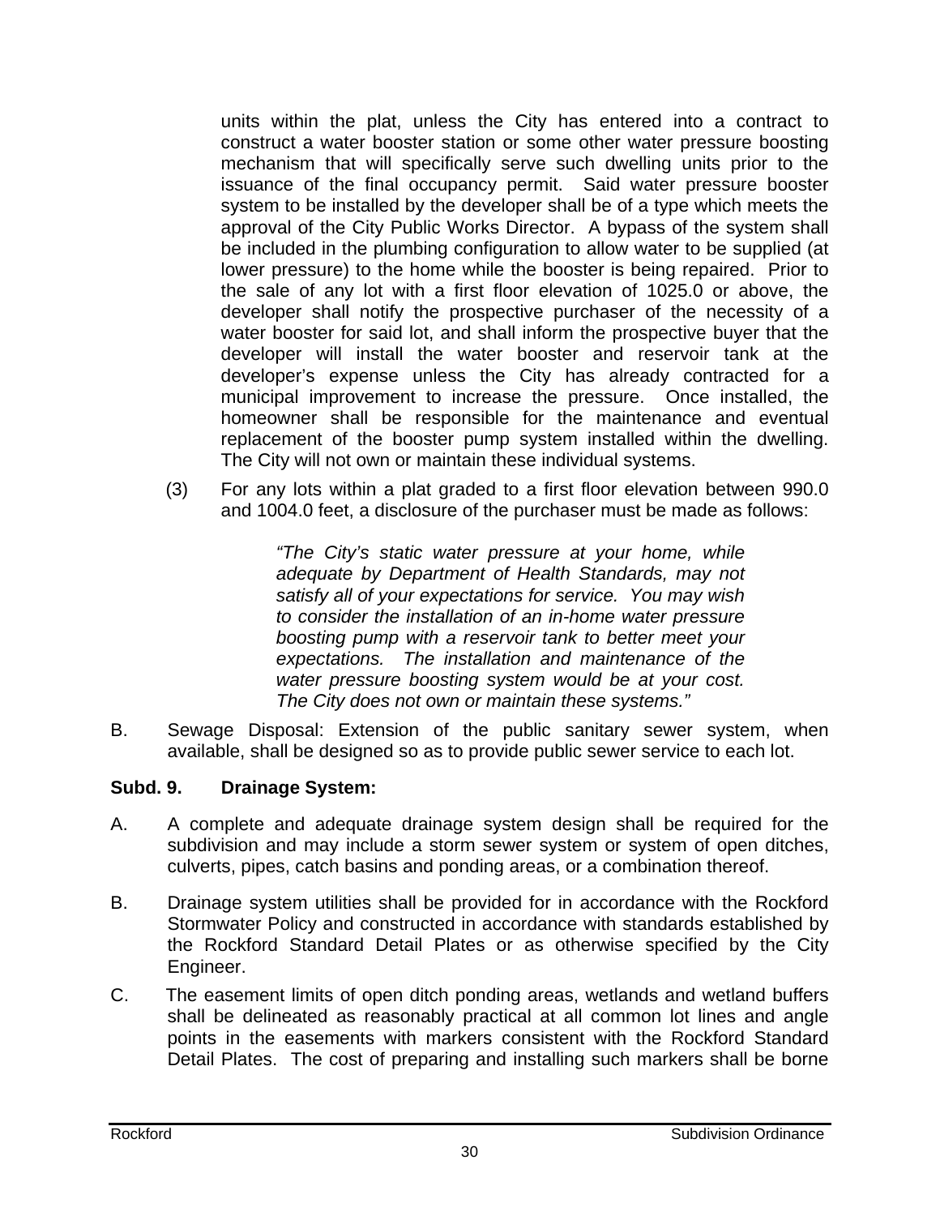units within the plat, unless the City has entered into a contract to construct a water booster station or some other water pressure boosting mechanism that will specifically serve such dwelling units prior to the issuance of the final occupancy permit. Said water pressure booster system to be installed by the developer shall be of a type which meets the approval of the City Public Works Director. A bypass of the system shall be included in the plumbing configuration to allow water to be supplied (at lower pressure) to the home while the booster is being repaired. Prior to the sale of any lot with a first floor elevation of 1025.0 or above, the developer shall notify the prospective purchaser of the necessity of a water booster for said lot, and shall inform the prospective buyer that the developer will install the water booster and reservoir tank at the developer's expense unless the City has already contracted for a municipal improvement to increase the pressure. Once installed, the homeowner shall be responsible for the maintenance and eventual replacement of the booster pump system installed within the dwelling. The City will not own or maintain these individual systems.

(3) For any lots within a plat graded to a first floor elevation between 990.0 and 1004.0 feet, a disclosure of the purchaser must be made as follows:

> *"The City's static water pressure at your home, while adequate by Department of Health Standards, may not satisfy all of your expectations for service. You may wish to consider the installation of an in-home water pressure boosting pump with a reservoir tank to better meet your expectations. The installation and maintenance of the water pressure boosting system would be at your cost. The City does not own or maintain these systems."*

B. Sewage Disposal: Extension of the public sanitary sewer system, when available, shall be designed so as to provide public sewer service to each lot.

**Subd. 9. Drainage System:**

A. A complete and adequate drainage system design shall be required for the subdivision and may include a storm sewer system or system of open ditches, culverts, pipes, catch basins and ponding areas, or a combination thereof.

B. Drainage system utilities shall be provided for in accordance with the Rockford Stormwater Policy and constructed in accordance with standards established by the Rockford Standard Detail Plates or as otherwise specified by the City Engineer.

C. The easement limits of open ditch ponding areas, wetlands and wetland buffers shall be delineated as reasonably practical at all common lot lines and angle points in the easements with markers consistent with the Rockford Standard Detail Plates. The cost of preparing and installing such markers shall be borne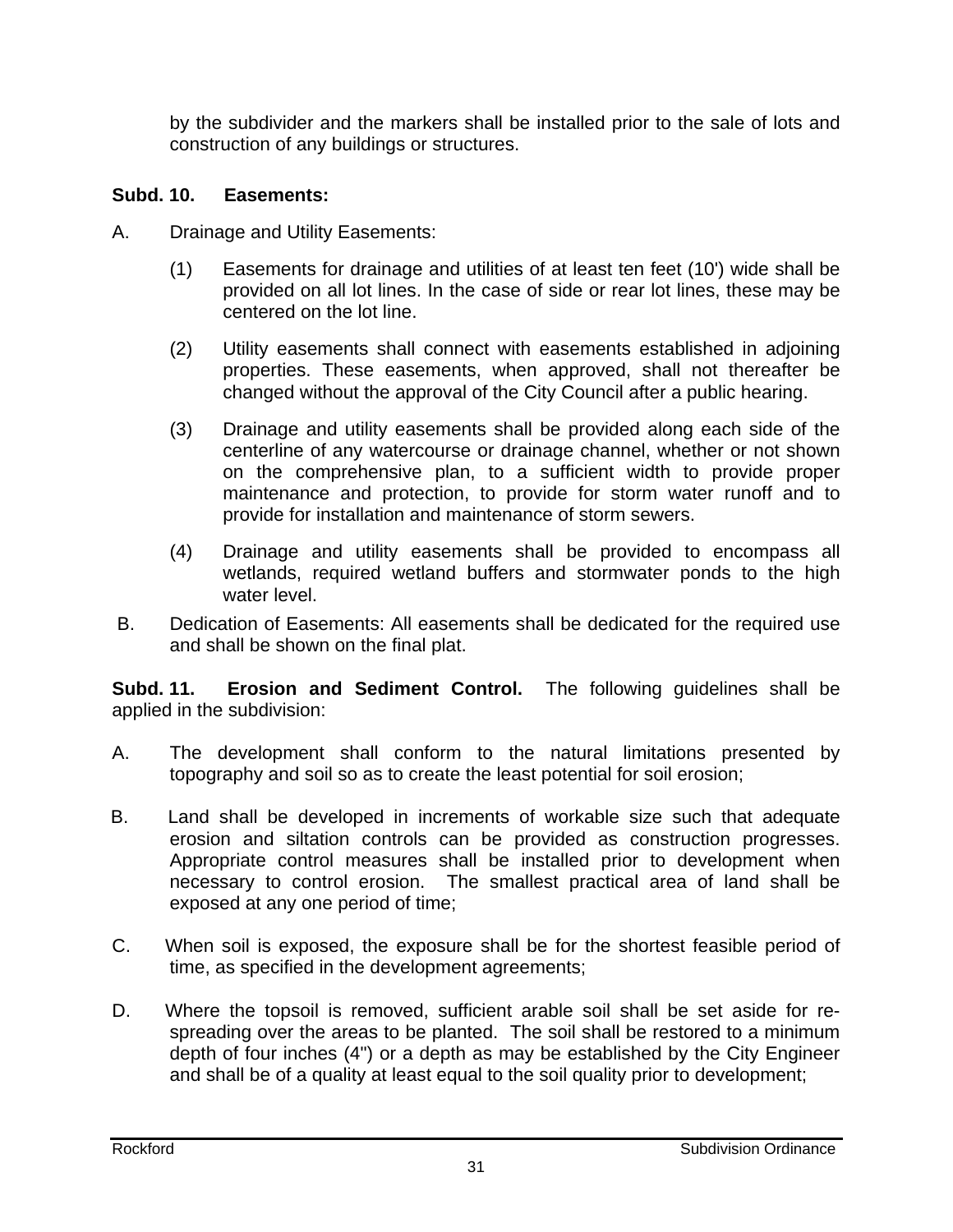by the subdivider and the markers shall be installed prior to the sale of lots and construction of any buildings or structures.

**Subd. 10. Easements:**

A. Drainage and Utility Easements:

(1) Easements for drainage and utilities of at least ten feet (10') wide shall be provided on all lot lines. In the case of side or rear lot lines, these may be centered on the lot line.

(2) Utility easements shall connect with easements established in adjoining properties. These easements, when approved, shall not thereafter be changed without the approval of the City Council after a public hearing.

(3) Drainage and utility easements shall be provided along each side of the centerline of any watercourse or drainage channel, whether or not shown on the comprehensive plan, to a sufficient width to provide proper maintenance and protection, to provide for storm water runoff and to provide for installation and maintenance of storm sewers.

(4) Drainage and utility easements shall be provided to encompass all wetlands, required wetland buffers and stormwater ponds to the high water level.

B. Dedication of Easements: All easements shall be dedicated for the required use and shall be shown on the final plat.

**Subd. 11. Erosion and Sediment Control.** The following guidelines shall be applied in the subdivision:

A. The development shall conform to the natural limitations presented by topography and soil so as to create the least potential for soil erosion;

B. Land shall be developed in increments of workable size such that adequate erosion and siltation controls can be provided as construction progresses. Appropriate control measures shall be installed prior to development when necessary to control erosion. The smallest practical area of land shall be exposed at any one period of time;

C. When soil is exposed, the exposure shall be for the shortest feasible period of time, as specified in the development agreements;

D. Where the topsoil is removed, sufficient arable soil shall be set aside for re-spreading over the areas to be planted. The soil shall be restored to a minimum depth of four inches (4") or a depth as may be established by the City Engineer and shall be of a quality at least equal to the soil quality prior to development;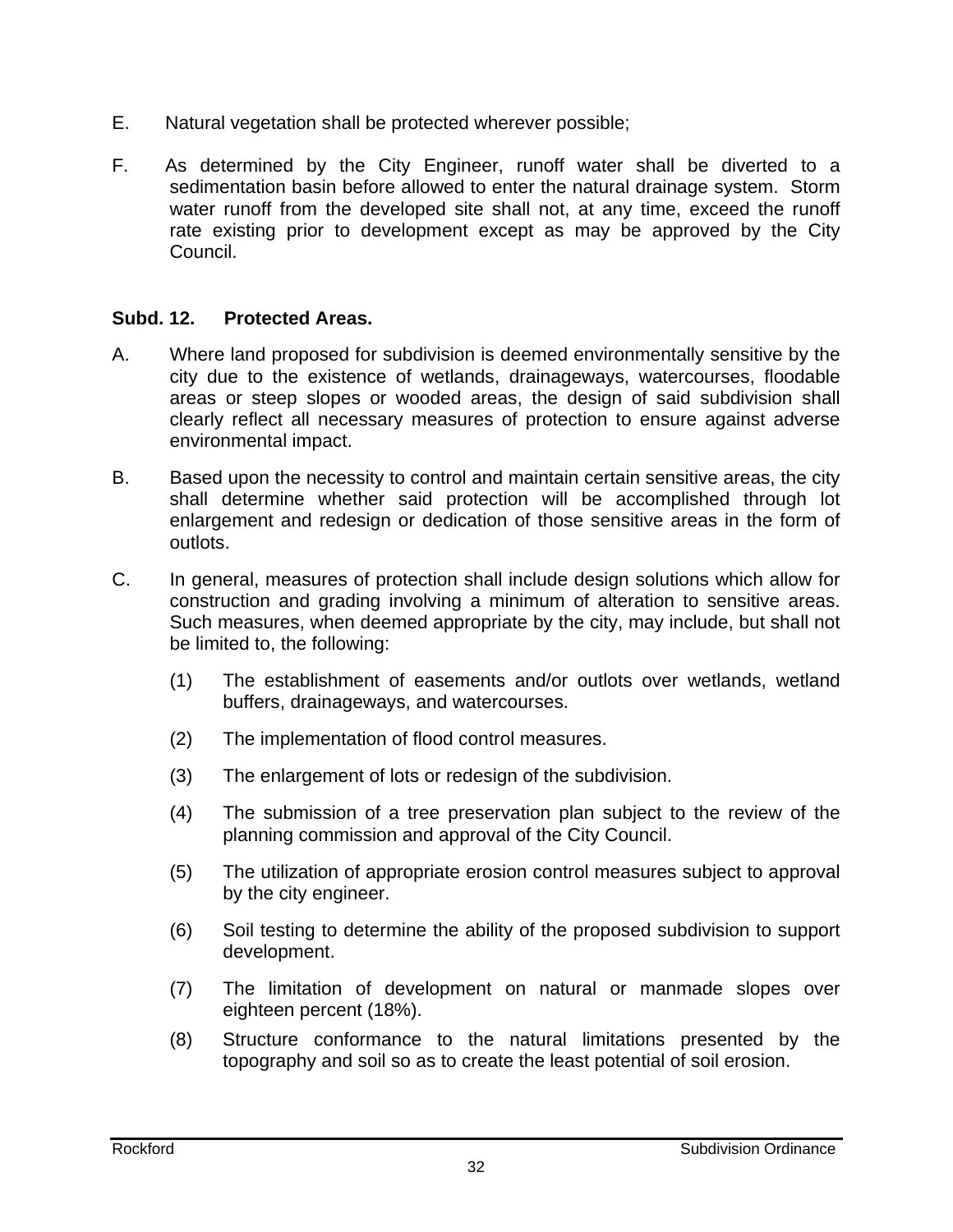E. Natural vegetation shall be protected wherever possible;

F. As determined by the City Engineer, runoff water shall be diverted to a sedimentation basin before allowed to enter the natural drainage system. Storm water runoff from the developed site shall not, at any time, exceed the runoff rate existing prior to development except as may be approved by the City Council.

**Subd. 12. Protected Areas.**

A. Where land proposed for subdivision is deemed environmentally sensitive by the city due to the existence of wetlands, drainageways, watercourses, floodable areas or steep slopes or wooded areas, the design of said subdivision shall clearly reflect all necessary measures of protection to ensure against adverse environmental impact.

B. Based upon the necessity to control and maintain certain sensitive areas, the city shall determine whether said protection will be accomplished through lot enlargement and redesign or dedication of those sensitive areas in the form of outlots.

C. In general, measures of protection shall include design solutions which allow for construction and grading involving a minimum of alteration to sensitive areas. Such measures, when deemed appropriate by the city, may include, but shall not be limited to, the following:

(1) The establishment of easements and/or outlots over wetlands, wetland buffers, drainageways, and watercourses.

(2) The implementation of flood control measures.

(3) The enlargement of lots or redesign of the subdivision.

(4) The submission of a tree preservation plan subject to the review of the planning commission and approval of the City Council.

(5) The utilization of appropriate erosion control measures subject to approval by the city engineer.

(6) Soil testing to determine the ability of the proposed subdivision to support development.

(7) The limitation of development on natural or manmade slopes over eighteen percent (18%).

(8) Structure conformance to the natural limitations presented by the topography and soil so as to create the least potential of soil erosion.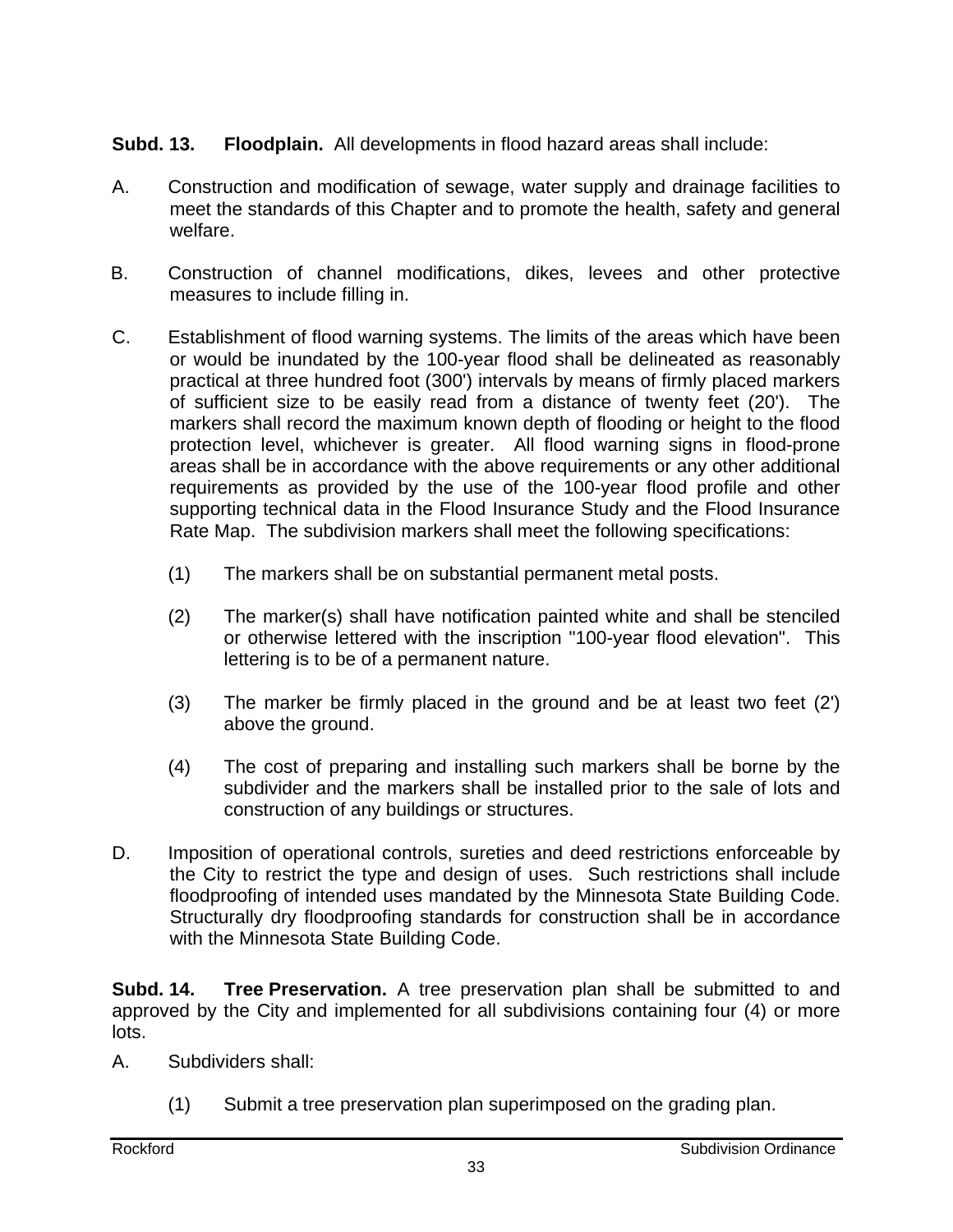**Subd. 13. Floodplain.** All developments in flood hazard areas shall include:

A. Construction and modification of sewage, water supply and drainage facilities to meet the standards of this Chapter and to promote the health, safety and general welfare.

B. Construction of channel modifications, dikes, levees and other protective measures to include filling in.

C. Establishment of flood warning systems. The limits of the areas which have been or would be inundated by the 100-year flood shall be delineated as reasonably practical at three hundred foot (300') intervals by means of firmly placed markers of sufficient size to be easily read from a distance of twenty feet (20'). The markers shall record the maximum known depth of flooding or height to the flood protection level, whichever is greater. All flood warning signs in flood-prone areas shall be in accordance with the above requirements or any other additional requirements as provided by the use of the 100-year flood profile and other supporting technical data in the Flood Insurance Study and the Flood Insurance Rate Map. The subdivision markers shall meet the following specifications:

   (1) The markers shall be on substantial permanent metal posts.

   (2) The marker(s) shall have notification painted white and shall be stenciled or otherwise lettered with the inscription "100-year flood elevation". This lettering is to be of a permanent nature.

   (3) The marker be firmly placed in the ground and be at least two feet (2') above the ground.

   (4) The cost of preparing and installing such markers shall be borne by the subdivider and the markers shall be installed prior to the sale of lots and construction of any buildings or structures.

D. Imposition of operational controls, sureties and deed restrictions enforceable by the City to restrict the type and design of uses. Such restrictions shall include floodproofing of intended uses mandated by the Minnesota State Building Code. Structurally dry floodproofing standards for construction shall be in accordance with the Minnesota State Building Code.

**Subd. 14. Tree Preservation.** A tree preservation plan shall be submitted to and approved by the City and implemented for all subdivisions containing four (4) or more lots.

A. Subdividers shall:

   (1) Submit a tree preservation plan superimposed on the grading plan.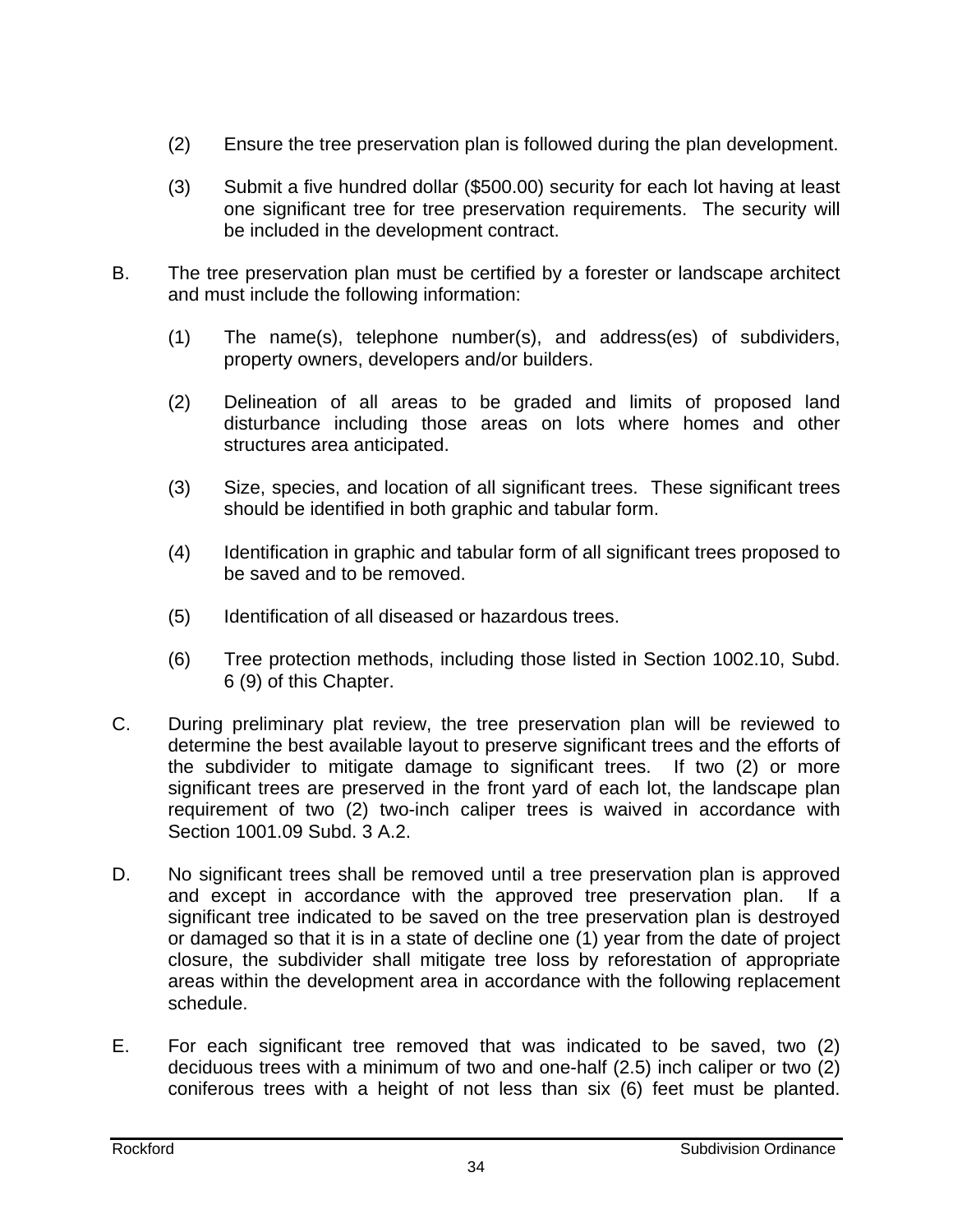(2) Ensure the tree preservation plan is followed during the plan development.

(3) Submit a five hundred dollar ($500.00) security for each lot having at least one significant tree for tree preservation requirements. The security will be included in the development contract.

B. The tree preservation plan must be certified by a forester or landscape architect and must include the following information:

(1) The name(s), telephone number(s), and address(es) of subdividers, property owners, developers and/or builders.

(2) Delineation of all areas to be graded and limits of proposed land disturbance including those areas on lots where homes and other structures area anticipated.

(3) Size, species, and location of all significant trees. These significant trees should be identified in both graphic and tabular form.

(4) Identification in graphic and tabular form of all significant trees proposed to be saved and to be removed.

(5) Identification of all diseased or hazardous trees.

(6) Tree protection methods, including those listed in Section 1002.10, Subd. 6 (9) of this Chapter.

C. During preliminary plat review, the tree preservation plan will be reviewed to determine the best available layout to preserve significant trees and the efforts of the subdivider to mitigate damage to significant trees. If two (2) or more significant trees are preserved in the front yard of each lot, the landscape plan requirement of two (2) two-inch caliper trees is waived in accordance with Section 1001.09 Subd. 3 A.2.

D. No significant trees shall be removed until a tree preservation plan is approved and except in accordance with the approved tree preservation plan. If a significant tree indicated to be saved on the tree preservation plan is destroyed or damaged so that it is in a state of decline one (1) year from the date of project closure, the subdivider shall mitigate tree loss by reforestation of appropriate areas within the development area in accordance with the following replacement schedule.

E. For each significant tree removed that was indicated to be saved, two (2) deciduous trees with a minimum of two and one-half (2.5) inch caliper or two (2) coniferous trees with a height of not less than six (6) feet must be planted.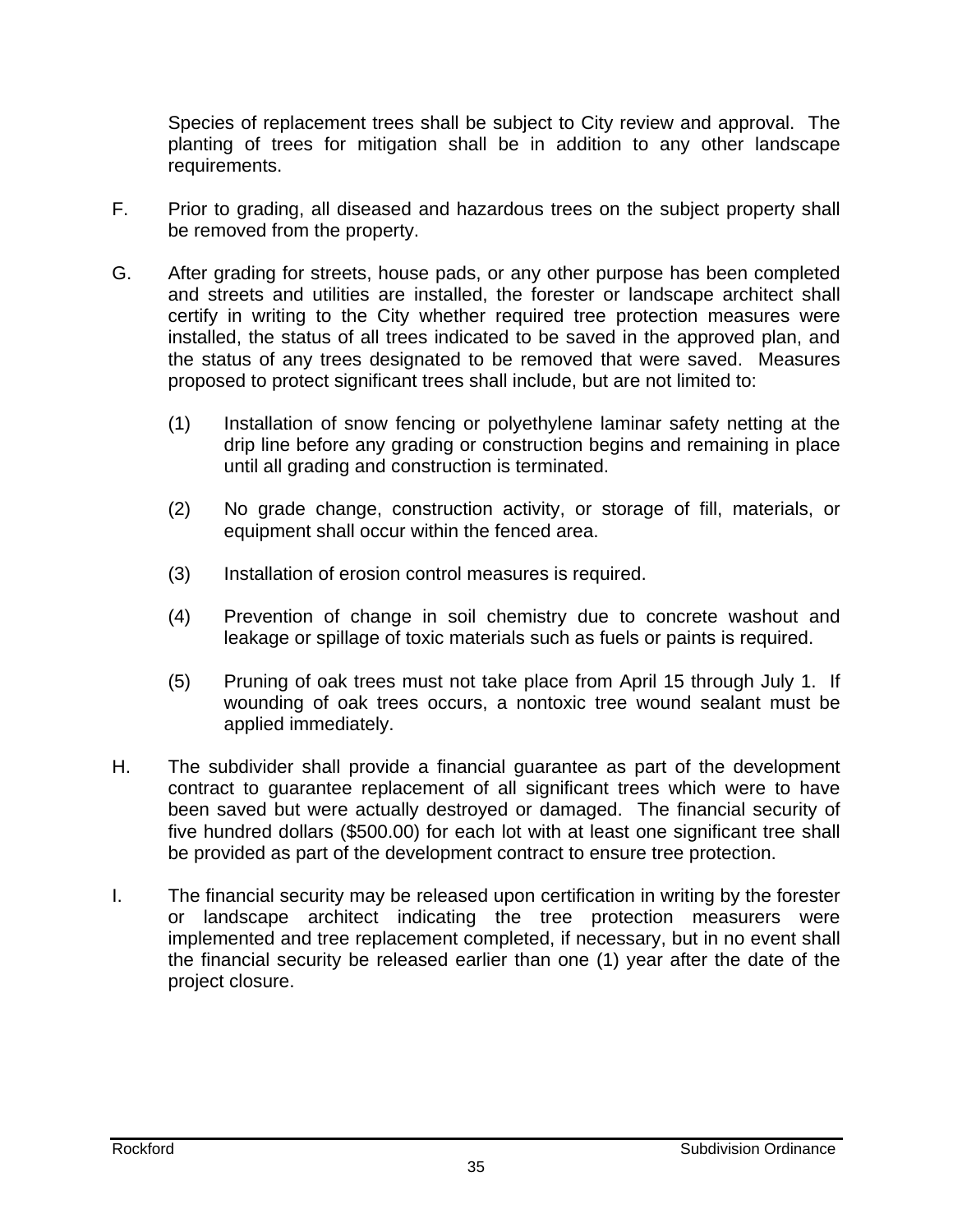Species of replacement trees shall be subject to City review and approval. The planting of trees for mitigation shall be in addition to any other landscape requirements.

F. Prior to grading, all diseased and hazardous trees on the subject property shall be removed from the property.

G. After grading for streets, house pads, or any other purpose has been completed and streets and utilities are installed, the forester or landscape architect shall certify in writing to the City whether required tree protection measures were installed, the status of all trees indicated to be saved in the approved plan, and the status of any trees designated to be removed that were saved. Measures proposed to protect significant trees shall include, but are not limited to:

   (1) Installation of snow fencing or polyethylene laminar safety netting at the drip line before any grading or construction begins and remaining in place until all grading and construction is terminated.

   (2) No grade change, construction activity, or storage of fill, materials, or equipment shall occur within the fenced area.

   (3) Installation of erosion control measures is required.

   (4) Prevention of change in soil chemistry due to concrete washout and leakage or spillage of toxic materials such as fuels or paints is required.

   (5) Pruning of oak trees must not take place from April 15 through July 1. If wounding of oak trees occurs, a nontoxic tree wound sealant must be applied immediately.

H. The subdivider shall provide a financial guarantee as part of the development contract to guarantee replacement of all significant trees which were to have been saved but were actually destroyed or damaged. The financial security of five hundred dollars ($500.00) for each lot with at least one significant tree shall be provided as part of the development contract to ensure tree protection.

I. The financial security may be released upon certification in writing by the forester or landscape architect indicating the tree protection measurers were implemented and tree replacement completed, if necessary, but in no event shall the financial security be released earlier than one (1) year after the date of the project closure.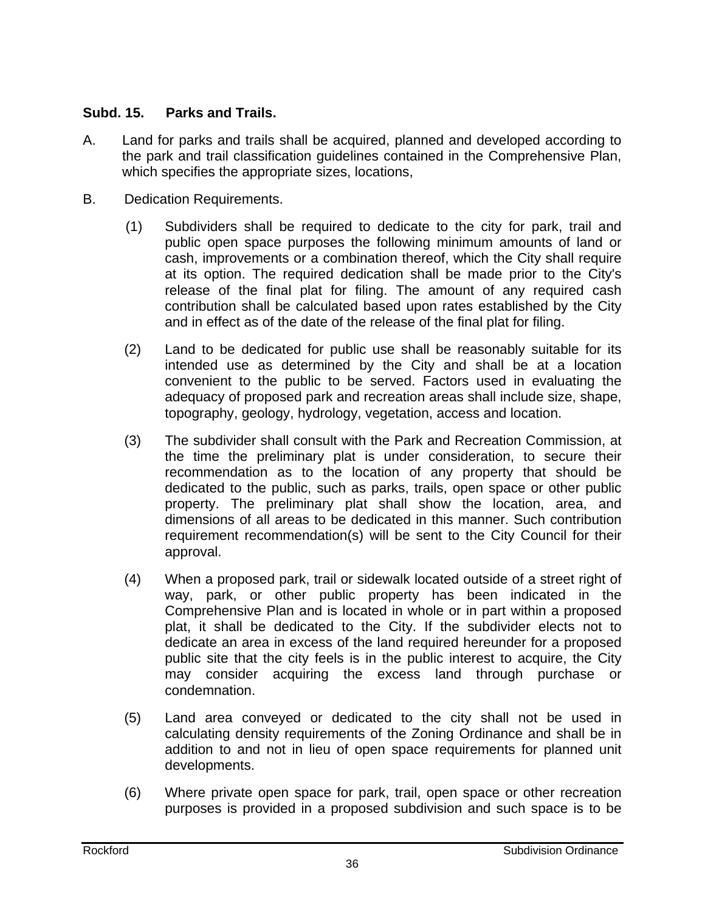**Subd. 15. Parks and Trails.**

A. Land for parks and trails shall be acquired, planned and developed according to the park and trail classification guidelines contained in the Comprehensive Plan, which specifies the appropriate sizes, locations,

B. Dedication Requirements.

(1) Subdividers shall be required to dedicate to the city for park, trail and public open space purposes the following minimum amounts of land or cash, improvements or a combination thereof, which the City shall require at its option. The required dedication shall be made prior to the City's release of the final plat for filing. The amount of any required cash contribution shall be calculated based upon rates established by the City and in effect as of the date of the release of the final plat for filing.

(2) Land to be dedicated for public use shall be reasonably suitable for its intended use as determined by the City and shall be at a location convenient to the public to be served. Factors used in evaluating the adequacy of proposed park and recreation areas shall include size, shape, topography, geology, hydrology, vegetation, access and location.

(3) The subdivider shall consult with the Park and Recreation Commission, at the time the preliminary plat is under consideration, to secure their recommendation as to the location of any property that should be dedicated to the public, such as parks, trails, open space or other public property. The preliminary plat shall show the location, area, and dimensions of all areas to be dedicated in this manner. Such contribution requirement recommendation(s) will be sent to the City Council for their approval.

(4) When a proposed park, trail or sidewalk located outside of a street right of way, park, or other public property has been indicated in the Comprehensive Plan and is located in whole or in part within a proposed plat, it shall be dedicated to the City. If the subdivider elects not to dedicate an area in excess of the land required hereunder for a proposed public site that the city feels is in the public interest to acquire, the City may consider acquiring the excess land through purchase or condemnation.

(5) Land area conveyed or dedicated to the city shall not be used in calculating density requirements of the Zoning Ordinance and shall be in addition to and not in lieu of open space requirements for planned unit developments.

(6) Where private open space for park, trail, open space or other recreation purposes is provided in a proposed subdivision and such space is to be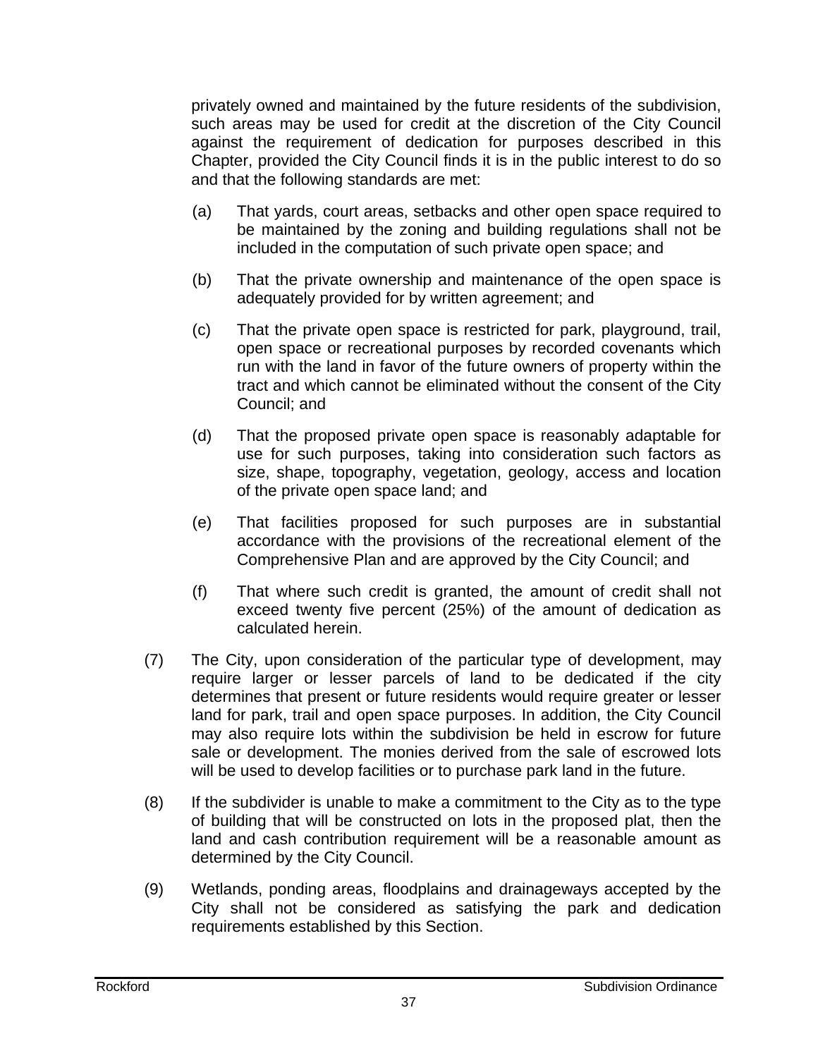privately owned and maintained by the future residents of the subdivision, such areas may be used for credit at the discretion of the City Council against the requirement of dedication for purposes described in this Chapter, provided the City Council finds it is in the public interest to do so and that the following standards are met:

(a) That yards, court areas, setbacks and other open space required to be maintained by the zoning and building regulations shall not be included in the computation of such private open space; and

(b) That the private ownership and maintenance of the open space is adequately provided for by written agreement; and

(c) That the private open space is restricted for park, playground, trail, open space or recreational purposes by recorded covenants which run with the land in favor of the future owners of property within the tract and which cannot be eliminated without the consent of the City Council; and

(d) That the proposed private open space is reasonably adaptable for use for such purposes, taking into consideration such factors as size, shape, topography, vegetation, geology, access and location of the private open space land; and

(e) That facilities proposed for such purposes are in substantial accordance with the provisions of the recreational element of the Comprehensive Plan and are approved by the City Council; and

(f) That where such credit is granted, the amount of credit shall not exceed twenty five percent (25%) of the amount of dedication as calculated herein.

(7) The City, upon consideration of the particular type of development, may require larger or lesser parcels of land to be dedicated if the city determines that present or future residents would require greater or lesser land for park, trail and open space purposes. In addition, the City Council may also require lots within the subdivision be held in escrow for future sale or development. The monies derived from the sale of escrowed lots will be used to develop facilities or to purchase park land in the future.

(8) If the subdivider is unable to make a commitment to the City as to the type of building that will be constructed on lots in the proposed plat, then the land and cash contribution requirement will be a reasonable amount as determined by the City Council.

(9) Wetlands, ponding areas, floodplains and drainageways accepted by the City shall not be considered as satisfying the park and dedication requirements established by this Section.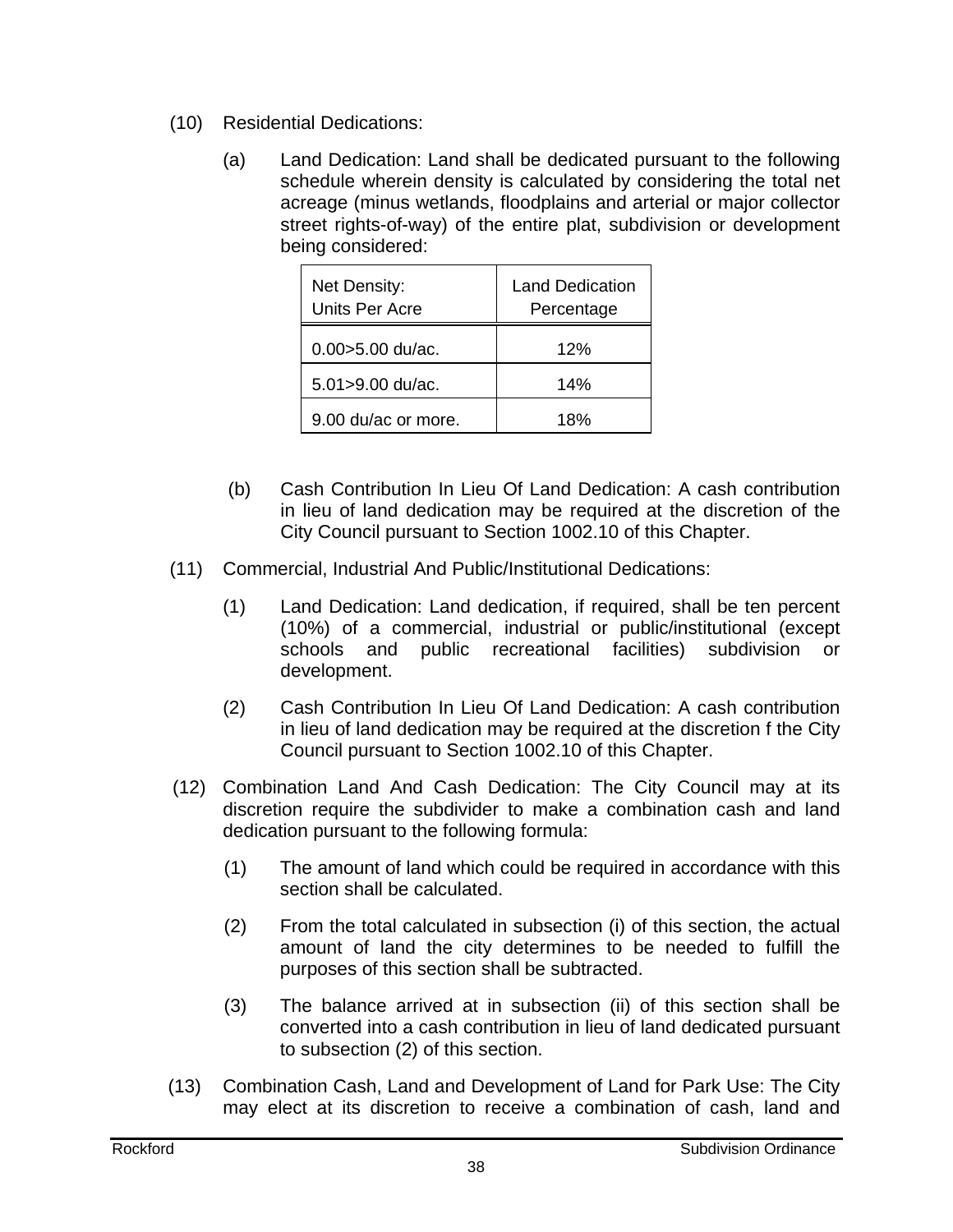(10) Residential Dedications:

(a) Land Dedication: Land shall be dedicated pursuant to the following schedule wherein density is calculated by considering the total net acreage (minus wetlands, floodplains and arterial or major collector street rights-of-way) of the entire plat, subdivision or development being considered:

| Net Density: Units Per Acre | Land Dedication Percentage |
|---|---|
| 0.00>5.00 du/ac. | 12% |
| 5.01>9.00 du/ac. | 14% |
| 9.00 du/ac or more. | 18% |

(b) Cash Contribution In Lieu Of Land Dedication: A cash contribution in lieu of land dedication may be required at the discretion of the City Council pursuant to Section 1002.10 of this Chapter.

(11) Commercial, Industrial And Public/Institutional Dedications:

(1) Land Dedication: Land dedication, if required, shall be ten percent (10%) of a commercial, industrial or public/institutional (except schools and public recreational facilities) subdivision or development.

(2) Cash Contribution In Lieu Of Land Dedication: A cash contribution in lieu of land dedication may be required at the discretion f the City Council pursuant to Section 1002.10 of this Chapter.

(12) Combination Land And Cash Dedication: The City Council may at its discretion require the subdivider to make a combination cash and land dedication pursuant to the following formula:

(1) The amount of land which could be required in accordance with this section shall be calculated.

(2) From the total calculated in subsection (i) of this section, the actual amount of land the city determines to be needed to fulfill the purposes of this section shall be subtracted.

(3) The balance arrived at in subsection (ii) of this section shall be converted into a cash contribution in lieu of land dedicated pursuant to subsection (2) of this section.

(13) Combination Cash, Land and Development of Land for Park Use: The City may elect at its discretion to receive a combination of cash, land and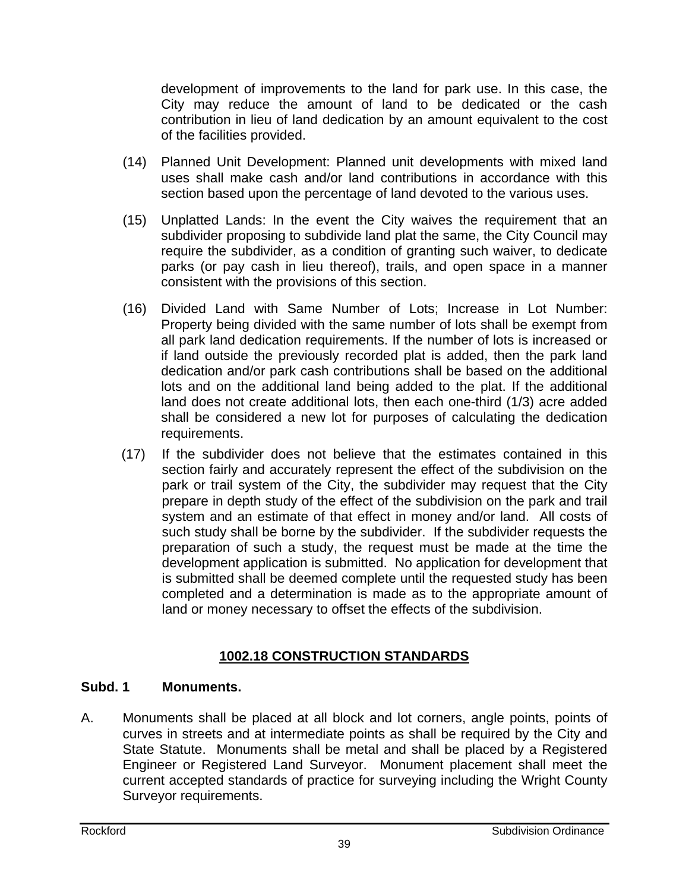development of improvements to the land for park use. In this case, the City may reduce the amount of land to be dedicated or the cash contribution in lieu of land dedication by an amount equivalent to the cost of the facilities provided.

(14) Planned Unit Development: Planned unit developments with mixed land uses shall make cash and/or land contributions in accordance with this section based upon the percentage of land devoted to the various uses.

(15) Unplatted Lands: In the event the City waives the requirement that an subdivider proposing to subdivide land plat the same, the City Council may require the subdivider, as a condition of granting such waiver, to dedicate parks (or pay cash in lieu thereof), trails, and open space in a manner consistent with the provisions of this section.

(16) Divided Land with Same Number of Lots; Increase in Lot Number: Property being divided with the same number of lots shall be exempt from all park land dedication requirements. If the number of lots is increased or if land outside the previously recorded plat is added, then the park land dedication and/or park cash contributions shall be based on the additional lots and on the additional land being added to the plat. If the additional land does not create additional lots, then each one-third (1/3) acre added shall be considered a new lot for purposes of calculating the dedication requirements.

(17) If the subdivider does not believe that the estimates contained in this section fairly and accurately represent the effect of the subdivision on the park or trail system of the City, the subdivider may request that the City prepare in depth study of the effect of the subdivision on the park and trail system and an estimate of that effect in money and/or land. All costs of such study shall be borne by the subdivider. If the subdivider requests the preparation of such a study, the request must be made at the time the development application is submitted. No application for development that is submitted shall be deemed complete until the requested study has been completed and a determination is made as to the appropriate amount of land or money necessary to offset the effects of the subdivision.

## 1002.18 CONSTRUCTION STANDARDS

### Subd. 1 Monuments.

A. Monuments shall be placed at all block and lot corners, angle points, points of curves in streets and at intermediate points as shall be required by the City and State Statute. Monuments shall be metal and shall be placed by a Registered Engineer or Registered Land Surveyor. Monument placement shall meet the current accepted standards of practice for surveying including the Wright County Surveyor requirements.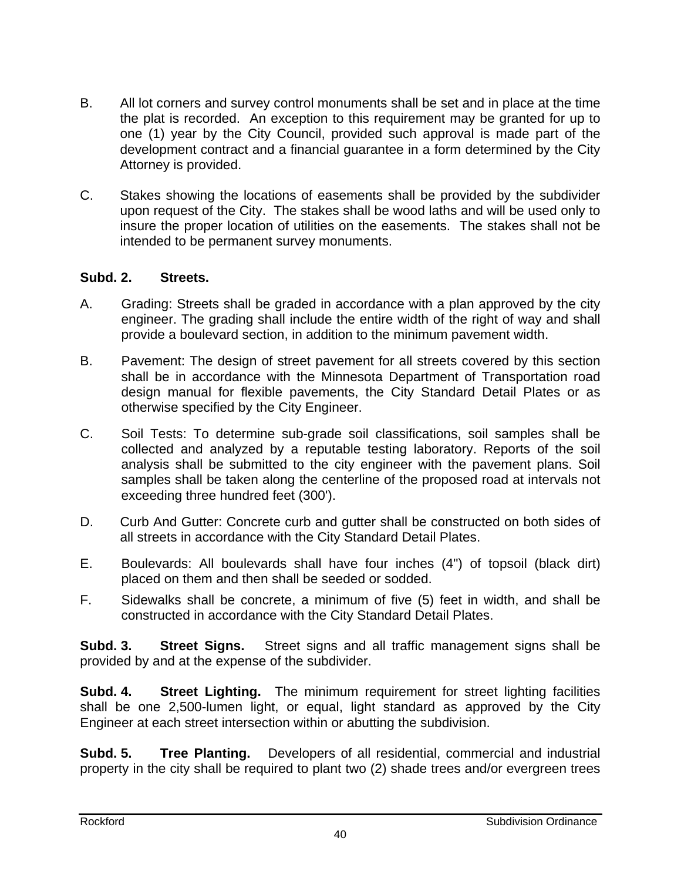B. All lot corners and survey control monuments shall be set and in place at the time the plat is recorded. An exception to this requirement may be granted for up to one (1) year by the City Council, provided such approval is made part of the development contract and a financial guarantee in a form determined by the City Attorney is provided.

C. Stakes showing the locations of easements shall be provided by the subdivider upon request of the City. The stakes shall be wood laths and will be used only to insure the proper location of utilities on the easements. The stakes shall not be intended to be permanent survey monuments.

**Subd. 2. Streets.**

A. Grading: Streets shall be graded in accordance with a plan approved by the city engineer. The grading shall include the entire width of the right of way and shall provide a boulevard section, in addition to the minimum pavement width.

B. Pavement: The design of street pavement for all streets covered by this section shall be in accordance with the Minnesota Department of Transportation road design manual for flexible pavements, the City Standard Detail Plates or as otherwise specified by the City Engineer.

C. Soil Tests: To determine sub-grade soil classifications, soil samples shall be collected and analyzed by a reputable testing laboratory. Reports of the soil analysis shall be submitted to the city engineer with the pavement plans. Soil samples shall be taken along the centerline of the proposed road at intervals not exceeding three hundred feet (300').

D. Curb And Gutter: Concrete curb and gutter shall be constructed on both sides of all streets in accordance with the City Standard Detail Plates.

E. Boulevards: All boulevards shall have four inches (4") of topsoil (black dirt) placed on them and then shall be seeded or sodded.

F. Sidewalks shall be concrete, a minimum of five (5) feet in width, and shall be constructed in accordance with the City Standard Detail Plates.

**Subd. 3. Street Signs.** Street signs and all traffic management signs shall be provided by and at the expense of the subdivider.

**Subd. 4. Street Lighting.** The minimum requirement for street lighting facilities shall be one 2,500-lumen light, or equal, light standard as approved by the City Engineer at each street intersection within or abutting the subdivision.

**Subd. 5. Tree Planting.** Developers of all residential, commercial and industrial property in the city shall be required to plant two (2) shade trees and/or evergreen trees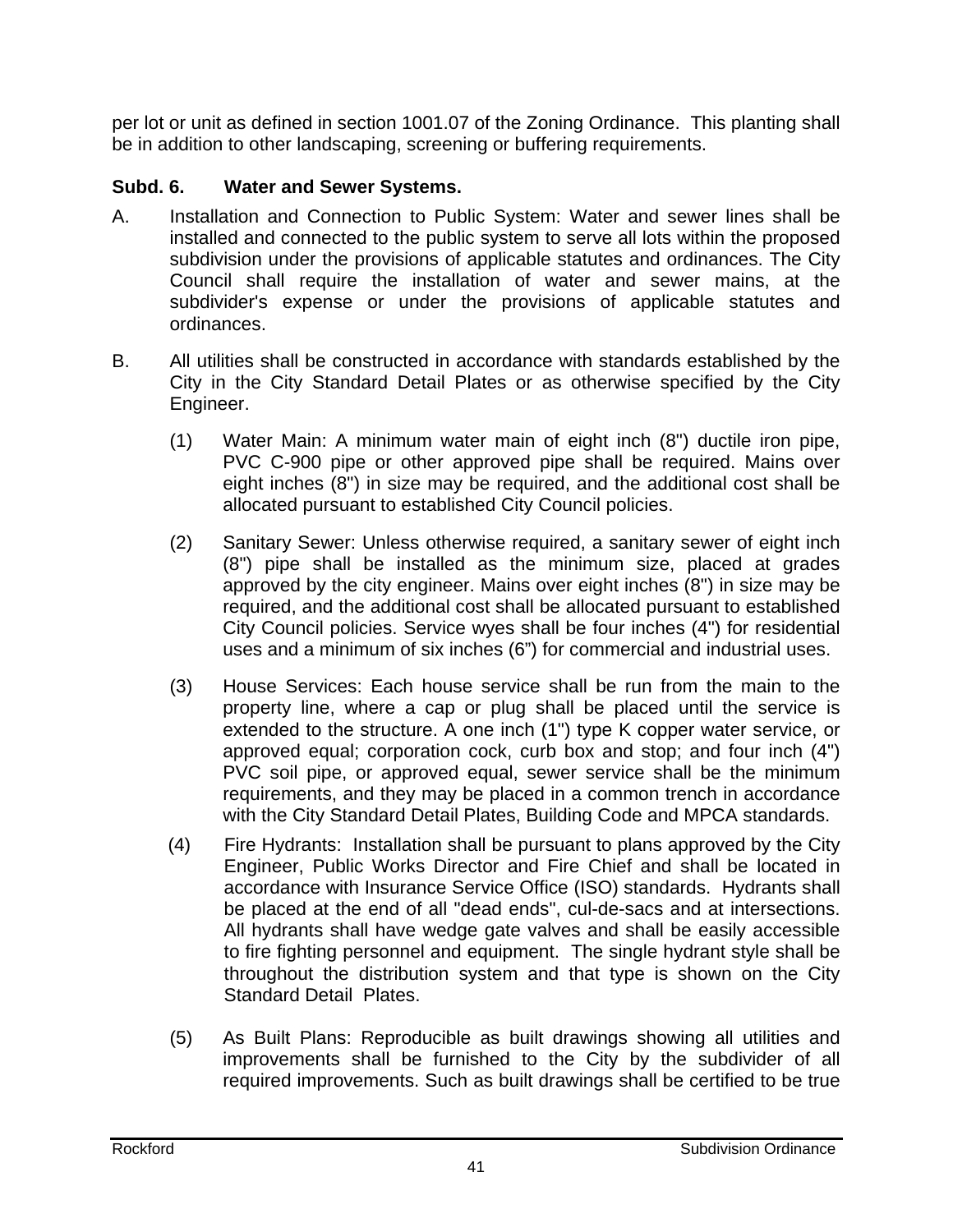per lot or unit as defined in section 1001.07 of the Zoning Ordinance. This planting shall be in addition to other landscaping, screening or buffering requirements.

**Subd. 6. Water and Sewer Systems.**

A. Installation and Connection to Public System: Water and sewer lines shall be installed and connected to the public system to serve all lots within the proposed subdivision under the provisions of applicable statutes and ordinances. The City Council shall require the installation of water and sewer mains, at the subdivider's expense or under the provisions of applicable statutes and ordinances.

B. All utilities shall be constructed in accordance with standards established by the City in the City Standard Detail Plates or as otherwise specified by the City Engineer.

   (1) Water Main: A minimum water main of eight inch (8") ductile iron pipe, PVC C-900 pipe or other approved pipe shall be required. Mains over eight inches (8") in size may be required, and the additional cost shall be allocated pursuant to established City Council policies.

   (2) Sanitary Sewer: Unless otherwise required, a sanitary sewer of eight inch (8") pipe shall be installed as the minimum size, placed at grades approved by the city engineer. Mains over eight inches (8") in size may be required, and the additional cost shall be allocated pursuant to established City Council policies. Service wyes shall be four inches (4") for residential uses and a minimum of six inches (6") for commercial and industrial uses.

   (3) House Services: Each house service shall be run from the main to the property line, where a cap or plug shall be placed until the service is extended to the structure. A one inch (1") type K copper water service, or approved equal; corporation cock, curb box and stop; and four inch (4") PVC soil pipe, or approved equal, sewer service shall be the minimum requirements, and they may be placed in a common trench in accordance with the City Standard Detail Plates, Building Code and MPCA standards.

   (4) Fire Hydrants: Installation shall be pursuant to plans approved by the City Engineer, Public Works Director and Fire Chief and shall be located in accordance with Insurance Service Office (ISO) standards. Hydrants shall be placed at the end of all "dead ends", cul-de-sacs and at intersections. All hydrants shall have wedge gate valves and shall be easily accessible to fire fighting personnel and equipment. The single hydrant style shall be throughout the distribution system and that type is shown on the City Standard Detail Plates.

   (5) As Built Plans: Reproducible as built drawings showing all utilities and improvements shall be furnished to the City by the subdivider of all required improvements. Such as built drawings shall be certified to be true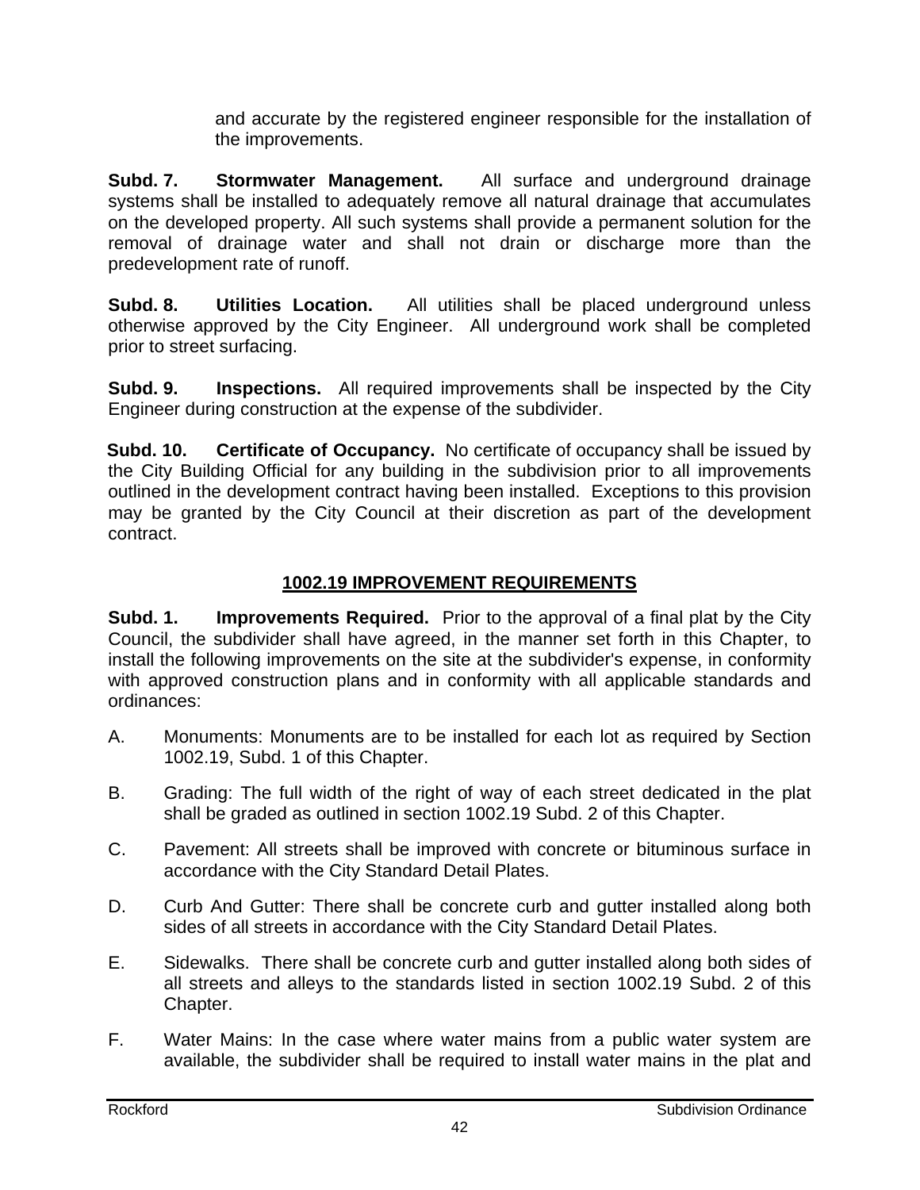and accurate by the registered engineer responsible for the installation of the improvements.

**Subd. 7. Stormwater Management.** All surface and underground drainage systems shall be installed to adequately remove all natural drainage that accumulates on the developed property. All such systems shall provide a permanent solution for the removal of drainage water and shall not drain or discharge more than the predevelopment rate of runoff.

**Subd. 8. Utilities Location.** All utilities shall be placed underground unless otherwise approved by the City Engineer. All underground work shall be completed prior to street surfacing.

**Subd. 9. Inspections.** All required improvements shall be inspected by the City Engineer during construction at the expense of the subdivider.

**Subd. 10. Certificate of Occupancy.** No certificate of occupancy shall be issued by the City Building Official for any building in the subdivision prior to all improvements outlined in the development contract having been installed. Exceptions to this provision may be granted by the City Council at their discretion as part of the development contract.

## 1002.19 IMPROVEMENT REQUIREMENTS

**Subd. 1. Improvements Required.** Prior to the approval of a final plat by the City Council, the subdivider shall have agreed, in the manner set forth in this Chapter, to install the following improvements on the site at the subdivider's expense, in conformity with approved construction plans and in conformity with all applicable standards and ordinances:

A. Monuments: Monuments are to be installed for each lot as required by Section 1002.19, Subd. 1 of this Chapter.

B. Grading: The full width of the right of way of each street dedicated in the plat shall be graded as outlined in section 1002.19 Subd. 2 of this Chapter.

C. Pavement: All streets shall be improved with concrete or bituminous surface in accordance with the City Standard Detail Plates.

D. Curb And Gutter: There shall be concrete curb and gutter installed along both sides of all streets in accordance with the City Standard Detail Plates.

E. Sidewalks. There shall be concrete curb and gutter installed along both sides of all streets and alleys to the standards listed in section 1002.19 Subd. 2 of this Chapter.

F. Water Mains: In the case where water mains from a public water system are available, the subdivider shall be required to install water mains in the plat and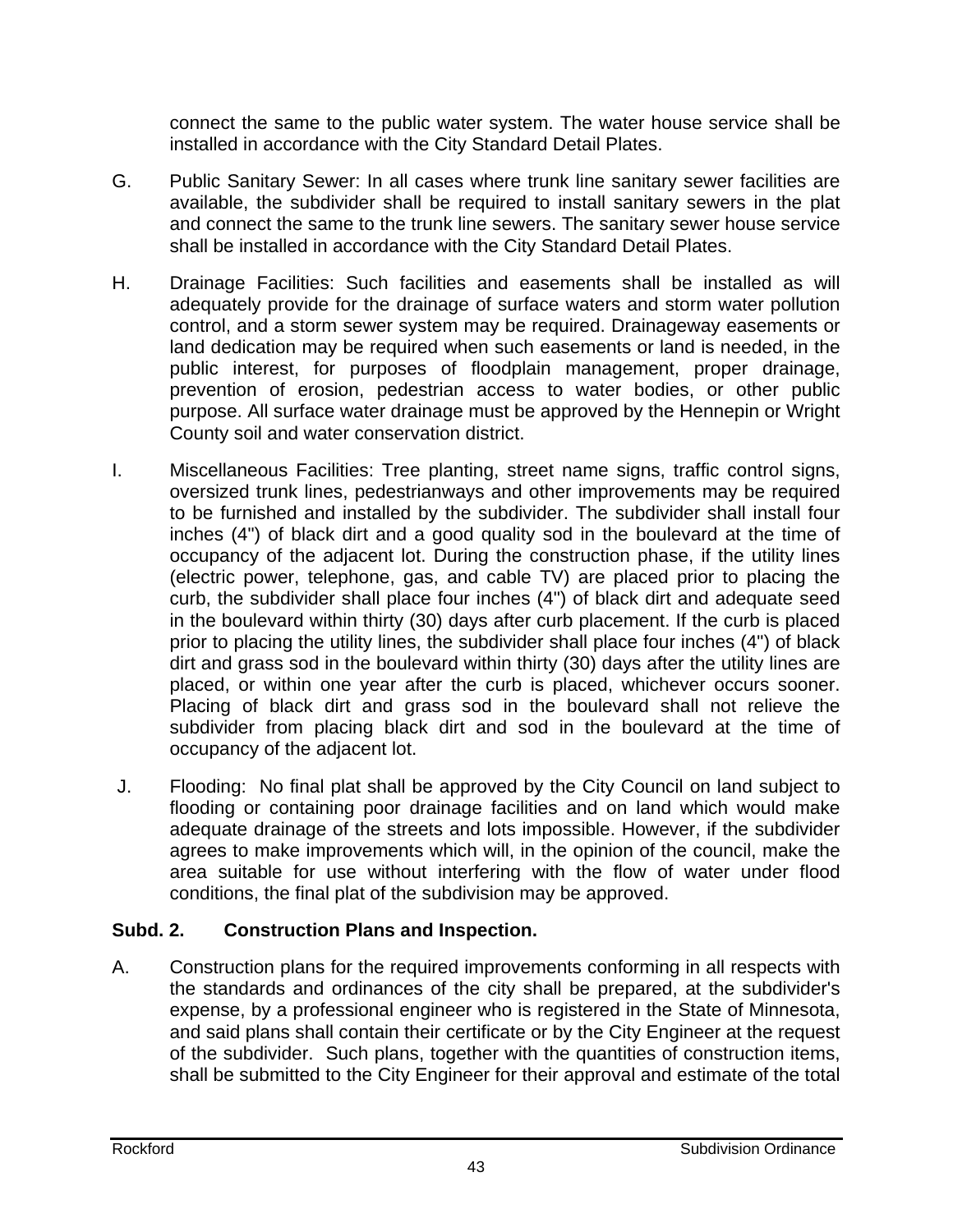connect the same to the public water system. The water house service shall be installed in accordance with the City Standard Detail Plates.

G. Public Sanitary Sewer: In all cases where trunk line sanitary sewer facilities are available, the subdivider shall be required to install sanitary sewers in the plat and connect the same to the trunk line sewers. The sanitary sewer house service shall be installed in accordance with the City Standard Detail Plates.

H. Drainage Facilities: Such facilities and easements shall be installed as will adequately provide for the drainage of surface waters and storm water pollution control, and a storm sewer system may be required. Drainageway easements or land dedication may be required when such easements or land is needed, in the public interest, for purposes of floodplain management, proper drainage, prevention of erosion, pedestrian access to water bodies, or other public purpose. All surface water drainage must be approved by the Hennepin or Wright County soil and water conservation district.

I. Miscellaneous Facilities: Tree planting, street name signs, traffic control signs, oversized trunk lines, pedestrianways and other improvements may be required to be furnished and installed by the subdivider. The subdivider shall install four inches (4") of black dirt and a good quality sod in the boulevard at the time of occupancy of the adjacent lot. During the construction phase, if the utility lines (electric power, telephone, gas, and cable TV) are placed prior to placing the curb, the subdivider shall place four inches (4") of black dirt and adequate seed in the boulevard within thirty (30) days after curb placement. If the curb is placed prior to placing the utility lines, the subdivider shall place four inches (4") of black dirt and grass sod in the boulevard within thirty (30) days after the utility lines are placed, or within one year after the curb is placed, whichever occurs sooner. Placing of black dirt and grass sod in the boulevard shall not relieve the subdivider from placing black dirt and sod in the boulevard at the time of occupancy of the adjacent lot.

J. Flooding: No final plat shall be approved by the City Council on land subject to flooding or containing poor drainage facilities and on land which would make adequate drainage of the streets and lots impossible. However, if the subdivider agrees to make improvements which will, in the opinion of the council, make the area suitable for use without interfering with the flow of water under flood conditions, the final plat of the subdivision may be approved.

**Subd. 2. Construction Plans and Inspection.**

A. Construction plans for the required improvements conforming in all respects with the standards and ordinances of the city shall be prepared, at the subdivider's expense, by a professional engineer who is registered in the State of Minnesota, and said plans shall contain their certificate or by the City Engineer at the request of the subdivider. Such plans, together with the quantities of construction items, shall be submitted to the City Engineer for their approval and estimate of the total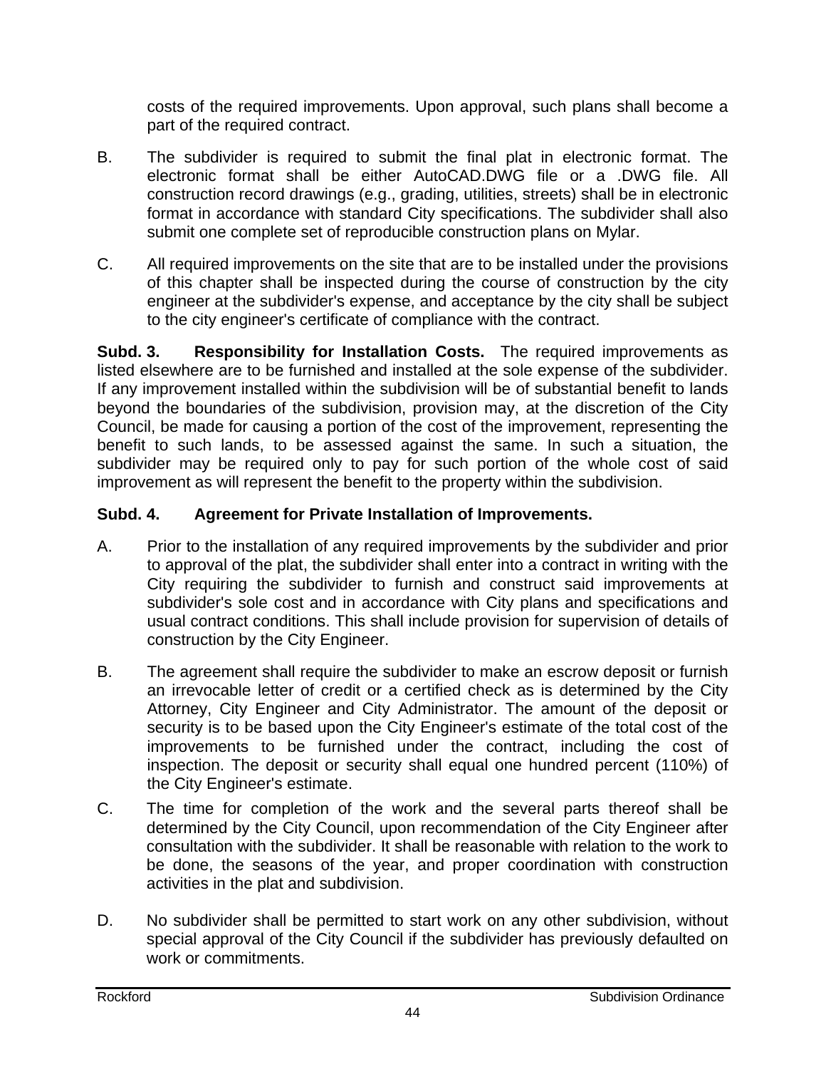costs of the required improvements. Upon approval, such plans shall become a part of the required contract.

B. The subdivider is required to submit the final plat in electronic format. The electronic format shall be either AutoCAD.DWG file or a .DWG file. All construction record drawings (e.g., grading, utilities, streets) shall be in electronic format in accordance with standard City specifications. The subdivider shall also submit one complete set of reproducible construction plans on Mylar.

C. All required improvements on the site that are to be installed under the provisions of this chapter shall be inspected during the course of construction by the city engineer at the subdivider's expense, and acceptance by the city shall be subject to the city engineer's certificate of compliance with the contract.

**Subd. 3. Responsibility for Installation Costs.** The required improvements as listed elsewhere are to be furnished and installed at the sole expense of the subdivider. If any improvement installed within the subdivision will be of substantial benefit to lands beyond the boundaries of the subdivision, provision may, at the discretion of the City Council, be made for causing a portion of the cost of the improvement, representing the benefit to such lands, to be assessed against the same. In such a situation, the subdivider may be required only to pay for such portion of the whole cost of said improvement as will represent the benefit to the property within the subdivision.

**Subd. 4. Agreement for Private Installation of Improvements.**

A. Prior to the installation of any required improvements by the subdivider and prior to approval of the plat, the subdivider shall enter into a contract in writing with the City requiring the subdivider to furnish and construct said improvements at subdivider's sole cost and in accordance with City plans and specifications and usual contract conditions. This shall include provision for supervision of details of construction by the City Engineer.

B. The agreement shall require the subdivider to make an escrow deposit or furnish an irrevocable letter of credit or a certified check as is determined by the City Attorney, City Engineer and City Administrator. The amount of the deposit or security is to be based upon the City Engineer's estimate of the total cost of the improvements to be furnished under the contract, including the cost of inspection. The deposit or security shall equal one hundred percent (110%) of the City Engineer's estimate.

C. The time for completion of the work and the several parts thereof shall be determined by the City Council, upon recommendation of the City Engineer after consultation with the subdivider. It shall be reasonable with relation to the work to be done, the seasons of the year, and proper coordination with construction activities in the plat and subdivision.

D. No subdivider shall be permitted to start work on any other subdivision, without special approval of the City Council if the subdivider has previously defaulted on work or commitments.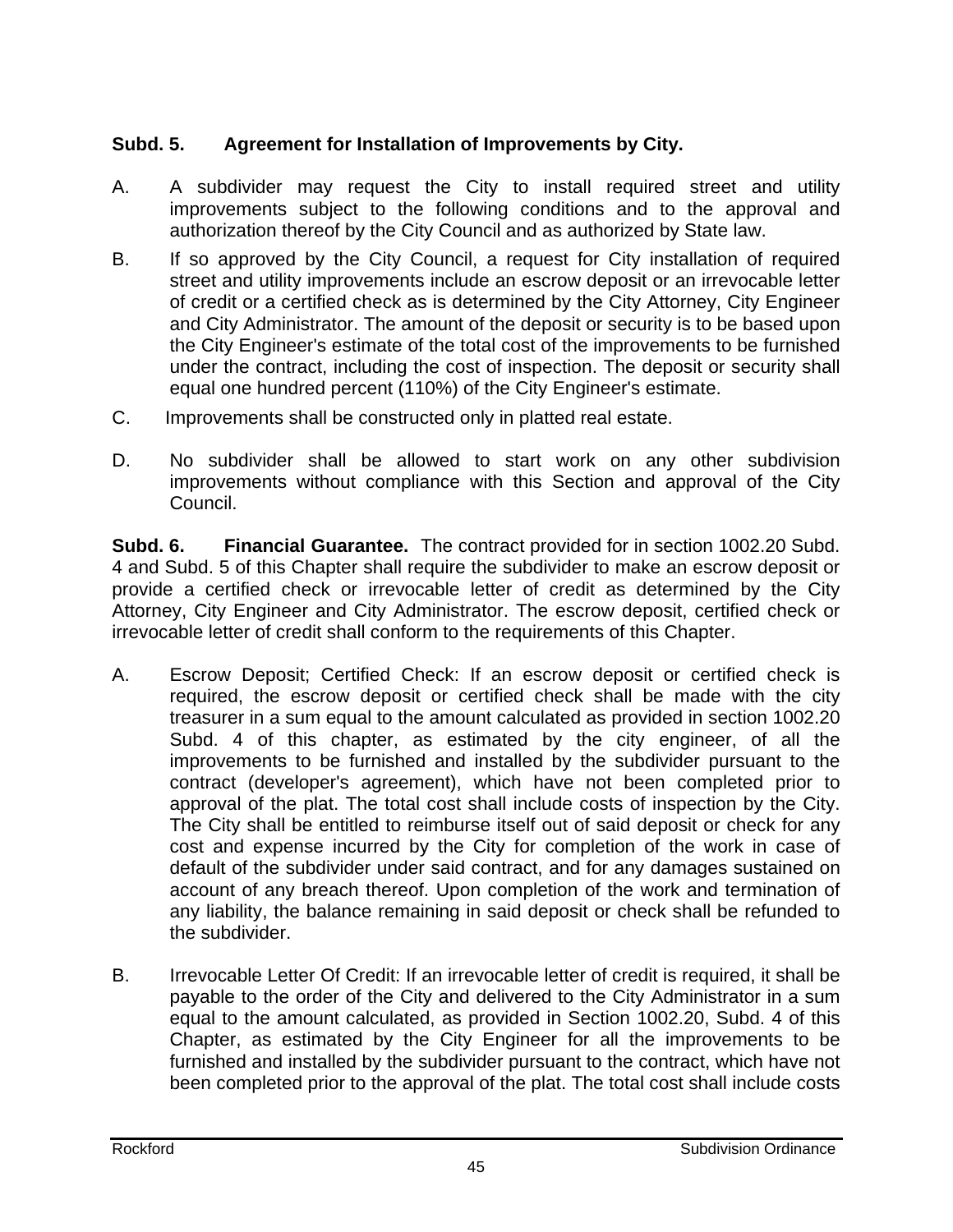**Subd. 5. Agreement for Installation of Improvements by City.**

A. A subdivider may request the City to install required street and utility improvements subject to the following conditions and to the approval and authorization thereof by the City Council and as authorized by State law.

B. If so approved by the City Council, a request for City installation of required street and utility improvements include an escrow deposit or an irrevocable letter of credit or a certified check as is determined by the City Attorney, City Engineer and City Administrator. The amount of the deposit or security is to be based upon the City Engineer's estimate of the total cost of the improvements to be furnished under the contract, including the cost of inspection. The deposit or security shall equal one hundred percent (110%) of the City Engineer's estimate.

C. Improvements shall be constructed only in platted real estate.

D. No subdivider shall be allowed to start work on any other subdivision improvements without compliance with this Section and approval of the City Council.

**Subd. 6. Financial Guarantee.** The contract provided for in section 1002.20 Subd. 4 and Subd. 5 of this Chapter shall require the subdivider to make an escrow deposit or provide a certified check or irrevocable letter of credit as determined by the City Attorney, City Engineer and City Administrator. The escrow deposit, certified check or irrevocable letter of credit shall conform to the requirements of this Chapter.

A. Escrow Deposit; Certified Check: If an escrow deposit or certified check is required, the escrow deposit or certified check shall be made with the city treasurer in a sum equal to the amount calculated as provided in section 1002.20 Subd. 4 of this chapter, as estimated by the city engineer, of all the improvements to be furnished and installed by the subdivider pursuant to the contract (developer's agreement), which have not been completed prior to approval of the plat. The total cost shall include costs of inspection by the City. The City shall be entitled to reimburse itself out of said deposit or check for any cost and expense incurred by the City for completion of the work in case of default of the subdivider under said contract, and for any damages sustained on account of any breach thereof. Upon completion of the work and termination of any liability, the balance remaining in said deposit or check shall be refunded to the subdivider.

B. Irrevocable Letter Of Credit: If an irrevocable letter of credit is required, it shall be payable to the order of the City and delivered to the City Administrator in a sum equal to the amount calculated, as provided in Section 1002.20, Subd. 4 of this Chapter, as estimated by the City Engineer for all the improvements to be furnished and installed by the subdivider pursuant to the contract, which have not been completed prior to the approval of the plat. The total cost shall include costs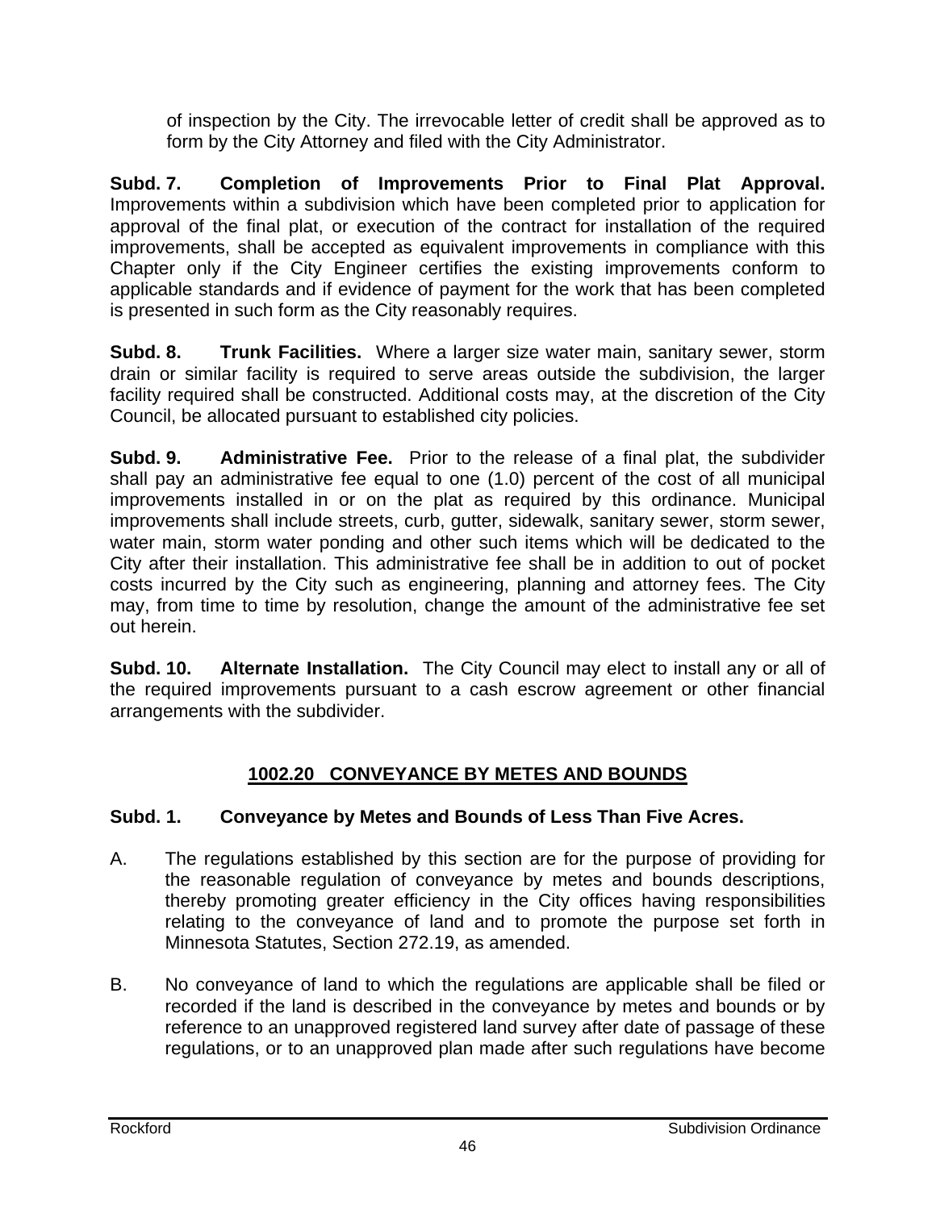of inspection by the City. The irrevocable letter of credit shall be approved as to form by the City Attorney and filed with the City Administrator.

**Subd. 7. Completion of Improvements Prior to Final Plat Approval.** Improvements within a subdivision which have been completed prior to application for approval of the final plat, or execution of the contract for installation of the required improvements, shall be accepted as equivalent improvements in compliance with this Chapter only if the City Engineer certifies the existing improvements conform to applicable standards and if evidence of payment for the work that has been completed is presented in such form as the City reasonably requires.

**Subd. 8. Trunk Facilities.** Where a larger size water main, sanitary sewer, storm drain or similar facility is required to serve areas outside the subdivision, the larger facility required shall be constructed. Additional costs may, at the discretion of the City Council, be allocated pursuant to established city policies.

**Subd. 9. Administrative Fee.** Prior to the release of a final plat, the subdivider shall pay an administrative fee equal to one (1.0) percent of the cost of all municipal improvements installed in or on the plat as required by this ordinance. Municipal improvements shall include streets, curb, gutter, sidewalk, sanitary sewer, storm sewer, water main, storm water ponding and other such items which will be dedicated to the City after their installation. This administrative fee shall be in addition to out of pocket costs incurred by the City such as engineering, planning and attorney fees. The City may, from time to time by resolution, change the amount of the administrative fee set out herein.

**Subd. 10. Alternate Installation.** The City Council may elect to install any or all of the required improvements pursuant to a cash escrow agreement or other financial arrangements with the subdivider.

## 1002.20 CONVEYANCE BY METES AND BOUNDS

**Subd. 1. Conveyance by Metes and Bounds of Less Than Five Acres.**

A. The regulations established by this section are for the purpose of providing for the reasonable regulation of conveyance by metes and bounds descriptions, thereby promoting greater efficiency in the City offices having responsibilities relating to the conveyance of land and to promote the purpose set forth in Minnesota Statutes, Section 272.19, as amended.

B. No conveyance of land to which the regulations are applicable shall be filed or recorded if the land is described in the conveyance by metes and bounds or by reference to an unapproved registered land survey after date of passage of these regulations, or to an unapproved plan made after such regulations have become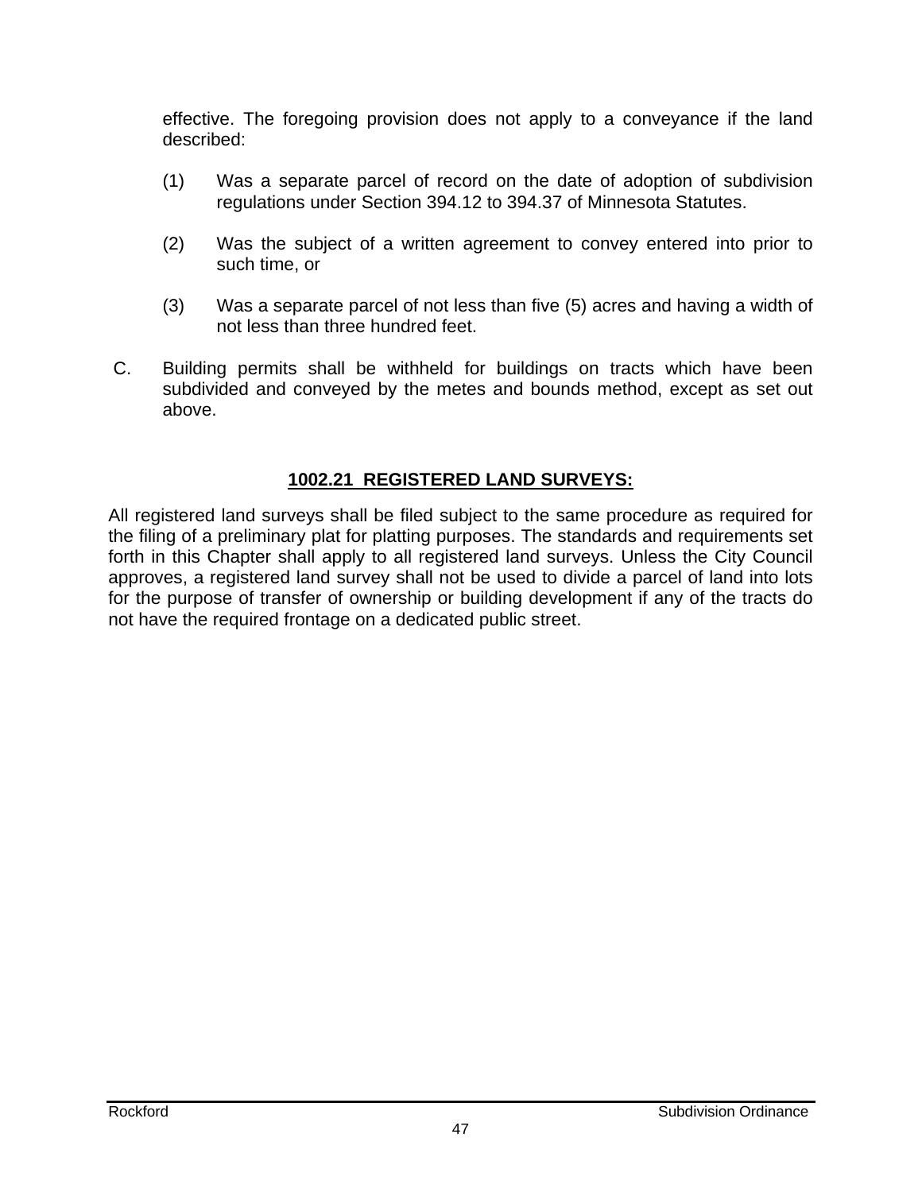effective. The foregoing provision does not apply to a conveyance if the land described:

(1) Was a separate parcel of record on the date of adoption of subdivision regulations under Section 394.12 to 394.37 of Minnesota Statutes.

(2) Was the subject of a written agreement to convey entered into prior to such time, or

(3) Was a separate parcel of not less than five (5) acres and having a width of not less than three hundred feet.

C. Building permits shall be withheld for buildings on tracts which have been subdivided and conveyed by the metes and bounds method, except as set out above.

## 1002.21 REGISTERED LAND SURVEYS:

All registered land surveys shall be filed subject to the same procedure as required for the filing of a preliminary plat for platting purposes. The standards and requirements set forth in this Chapter shall apply to all registered land surveys. Unless the City Council approves, a registered land survey shall not be used to divide a parcel of land into lots for the purpose of transfer of ownership or building development if any of the tracts do not have the required frontage on a dedicated public street.